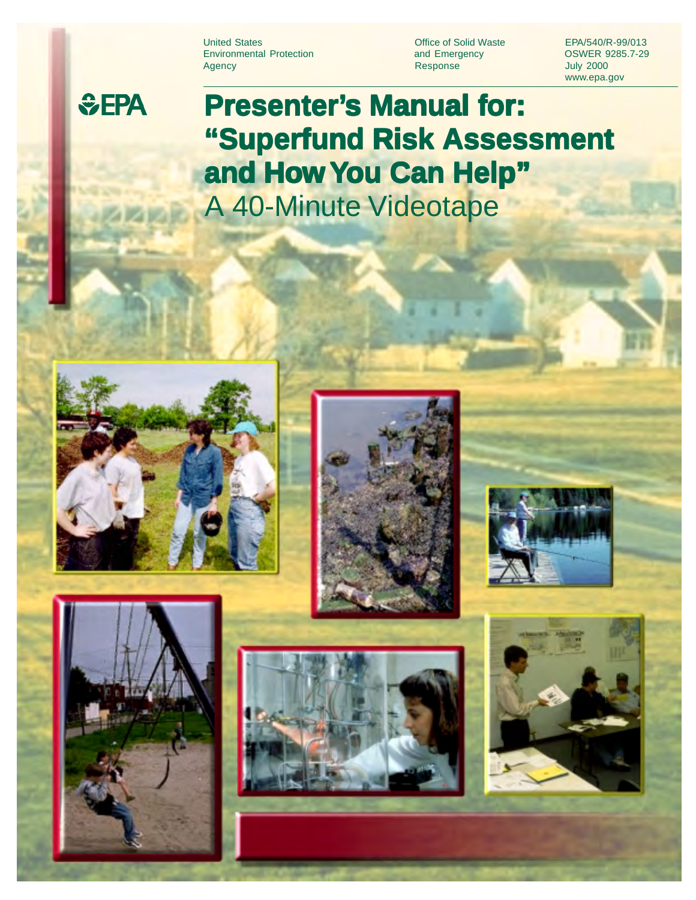United States Environmental Protection Agency

Office of Solid Waste and Emergency Response

EPA/540/R-99/013
OSWER 9285.7-29
July 2000
www.epa.gov

EPA

# Presenter's Manual for: "Superfund Risk Assessment and How You Can Help"

## A 40-Minute Videotape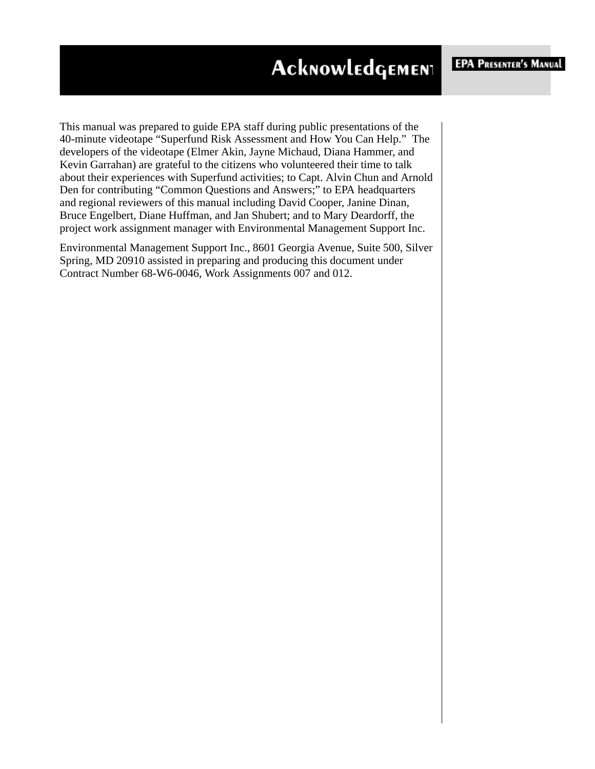# Acknowledgement

This manual was prepared to guide EPA staff during public presentations of the 40-minute videotape “Superfund Risk Assessment and How You Can Help.” The developers of the videotape (Elmer Akin, Jayne Michaud, Diana Hammer, and Kevin Garrahan) are grateful to the citizens who volunteered their time to talk about their experiences with Superfund activities; to Capt. Alvin Chun and Arnold Den for contributing “Common Questions and Answers;” to EPA headquarters and regional reviewers of this manual including David Cooper, Janine Dinan, Bruce Engelbert, Diane Huffman, and Jan Shubert; and to Mary Deardorff, the project work assignment manager with Environmental Management Support Inc.

Environmental Management Support Inc., 8601 Georgia Avenue, Suite 500, Silver Spring, MD 20910 assisted in preparing and producing this document under Contract Number 68-W6-0046, Work Assignments 007 and 012.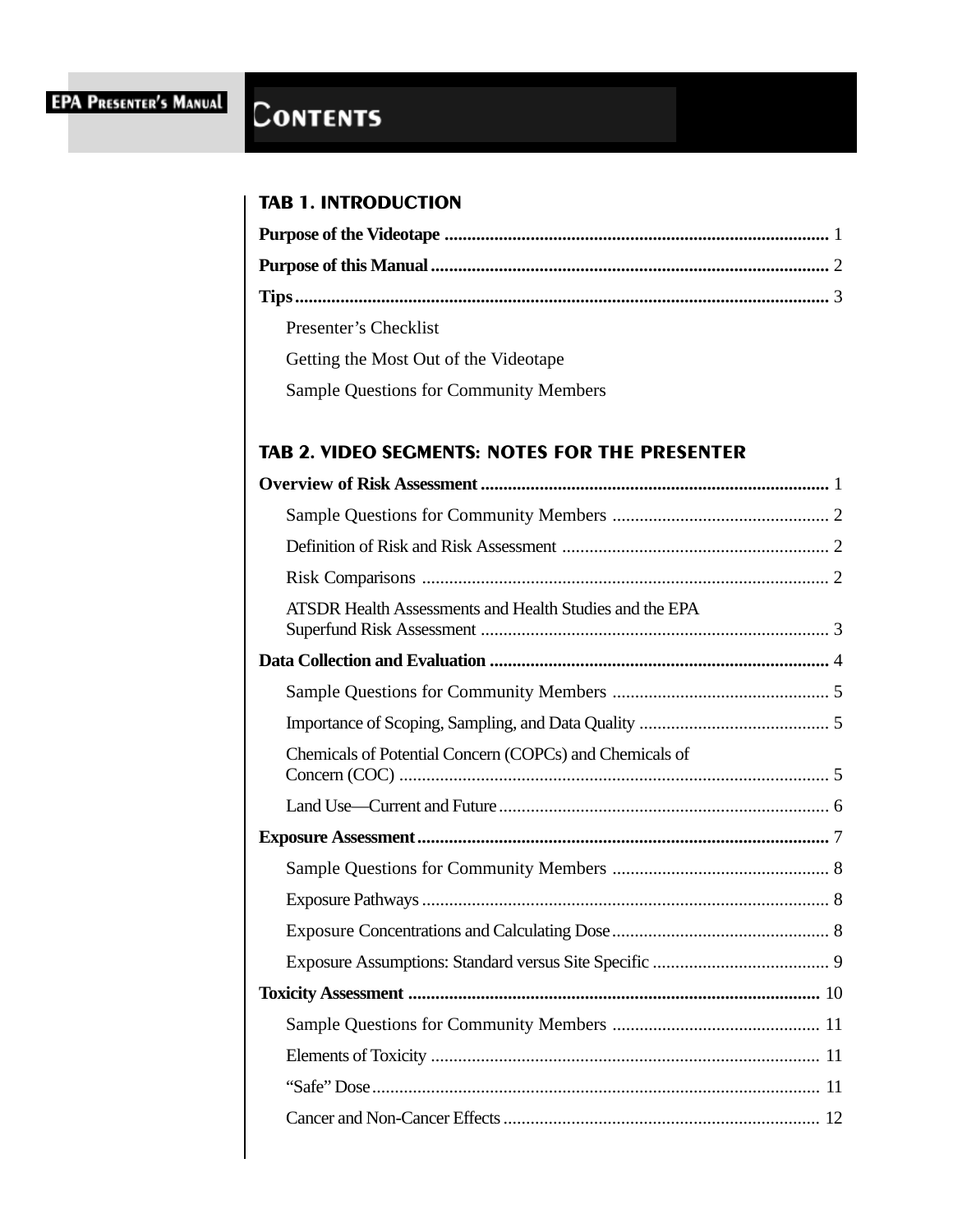# CONTENTS

## TAB 1. INTRODUCTION

**Purpose of the Videotape** .................................................................................... 1

**Purpose of this Manual** ....................................................................................... 2

**Tips** ..................................................................................................................... 3

- Presenter's Checklist
- Getting the Most Out of the Videotape
- Sample Questions for Community Members

## TAB 2. VIDEO SEGMENTS: NOTES FOR THE PRESENTER

**Overview of Risk Assessment** ............................................................................ 1

- Sample Questions for Community Members ................................................ 2
- Definition of Risk and Risk Assessment ........................................................... 2
- Risk Comparisons .......................................................................................... 2
- ATSDR Health Assessments and Health Studies and the EPA Superfund Risk Assessment ............................................................................. 3

**Data Collection and Evaluation** ........................................................................... 4

- Sample Questions for Community Members ................................................ 5
- Importance of Scoping, Sampling, and Data Quality .......................................... 5
- Chemicals of Potential Concern (COPCs) and Chemicals of Concern (COC) ............................................................................................ 5
- Land Use—Current and Future ......................................................................... 6

**Exposure Assessment** .......................................................................................... 7

- Sample Questions for Community Members ................................................ 8
- Exposure Pathways .......................................................................................... 8
- Exposure Concentrations and Calculating Dose ................................................ 8
- Exposure Assumptions: Standard versus Site Specific ....................................... 9

**Toxicity Assessment** ........................................................................................... 10

- Sample Questions for Community Members ............................................. 11
- Elements of Toxicity ...................................................................................... 11
- "Safe" Dose .................................................................................................... 11
- Cancer and Non-Cancer Effects ...................................................................... 12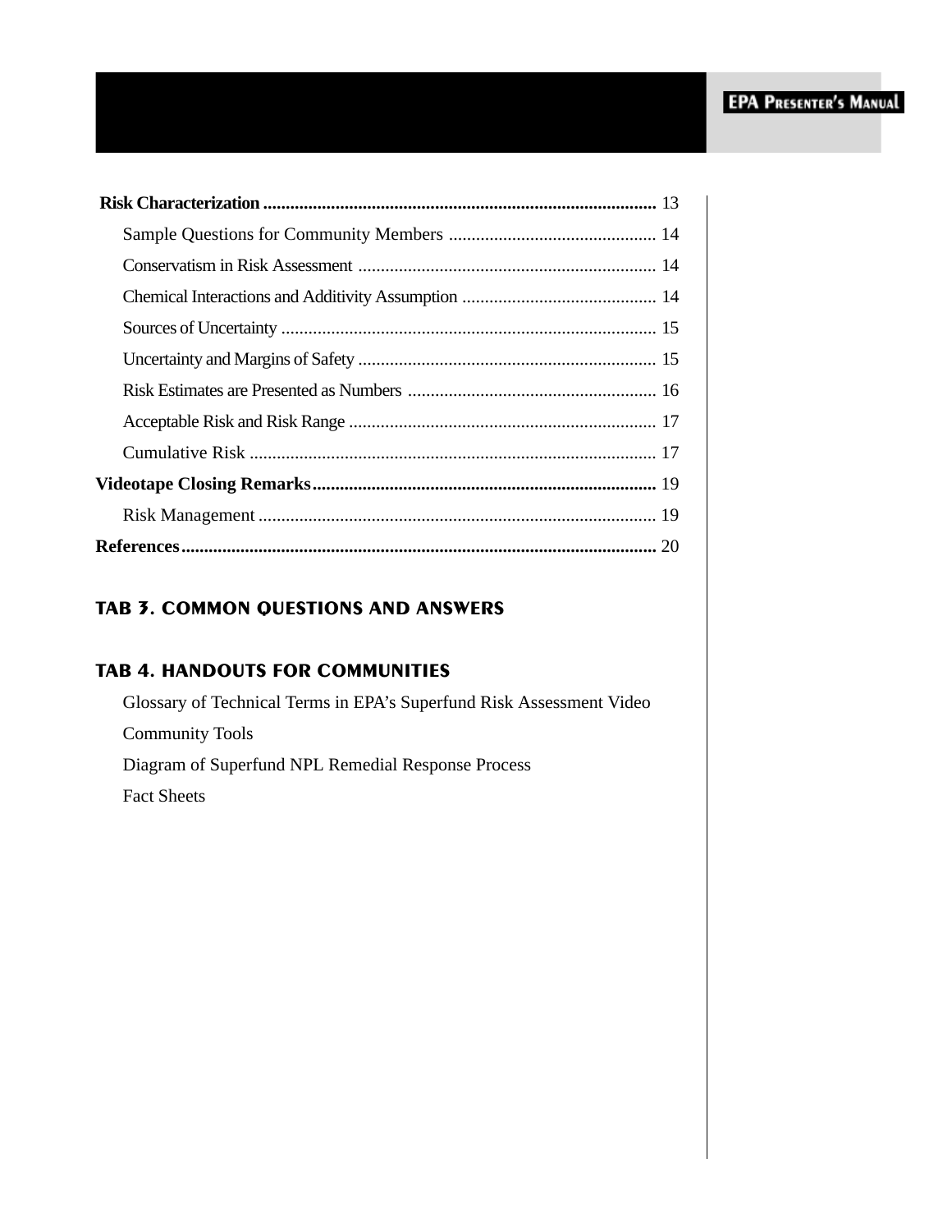**Risk Characterization** .......................................................................................... 13

- Sample Questions for Community Members .............................................. 14
- Conservatism in Risk Assessment .................................................................. 14
- Chemical Interactions and Additivity Assumption ........................................... 14
- Sources of Uncertainty ................................................................................... 15
- Uncertainty and Margins of Safety .................................................................. 15
- Risk Estimates are Presented as Numbers ....................................................... 16
- Acceptable Risk and Risk Range .................................................................... 17
- Cumulative Risk ............................................................................................. 17

**Videotape Closing Remarks** ............................................................................ 19

- Risk Management ........................................................................................... 19

**References** ......................................................................................................... 20

## TAB 3. COMMON QUESTIONS AND ANSWERS

## TAB 4. HANDOUTS FOR COMMUNITIES

- Glossary of Technical Terms in EPA's Superfund Risk Assessment Video
- Community Tools
- Diagram of Superfund NPL Remedial Response Process
- Fact Sheets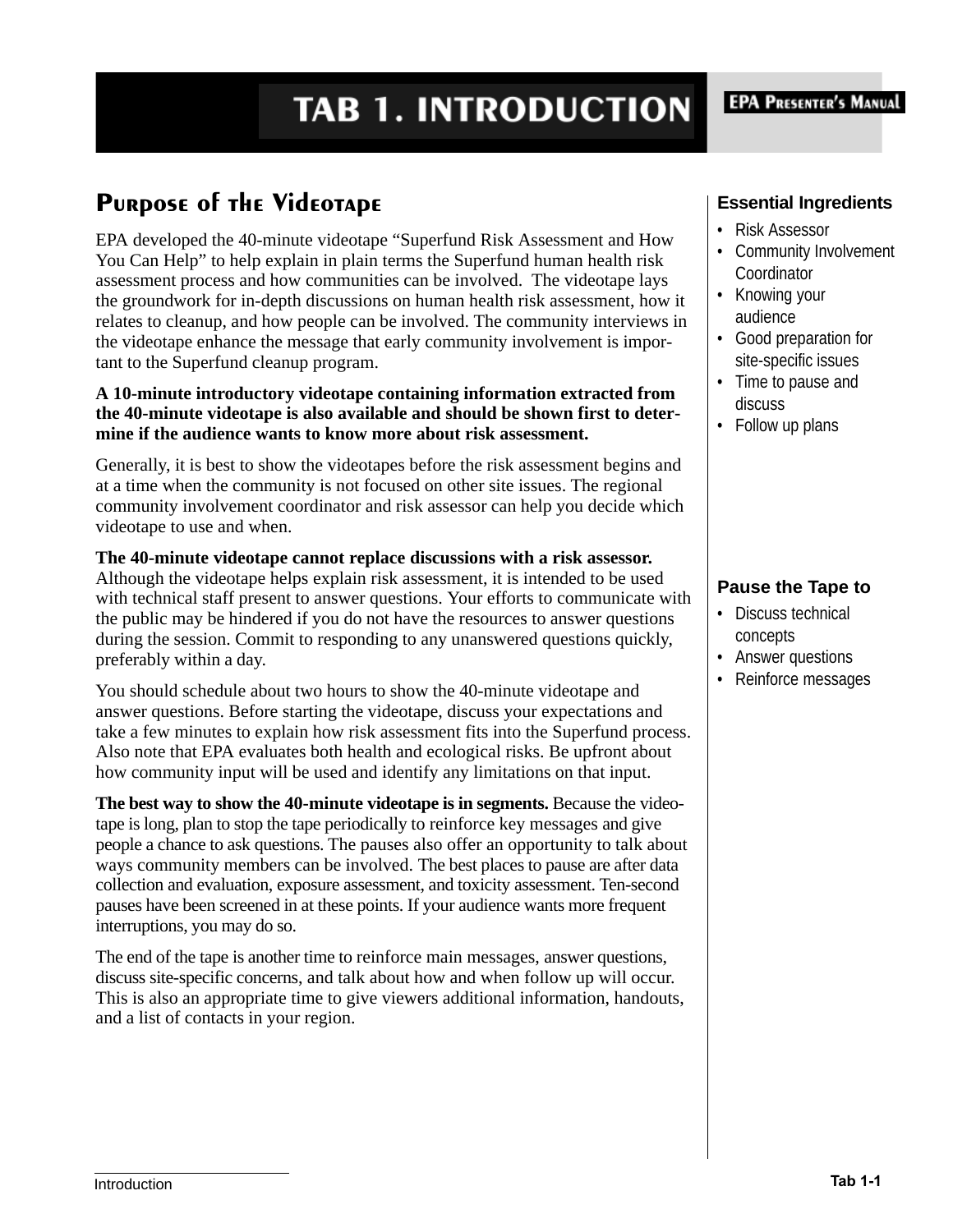# TAB 1. INTRODUCTION

## Purpose of the Videotape

EPA developed the 40-minute videotape “Superfund Risk Assessment and How You Can Help” to help explain in plain terms the Superfund human health risk assessment process and how communities can be involved. The videotape lays the groundwork for in-depth discussions on human health risk assessment, how it relates to cleanup, and how people can be involved. The community interviews in the videotape enhance the message that early community involvement is important to the Superfund cleanup program.

**A 10-minute introductory videotape containing information extracted from the 40-minute videotape is also available and should be shown first to determine if the audience wants to know more about risk assessment.**

Generally, it is best to show the videotapes before the risk assessment begins and at a time when the community is not focused on other site issues. The regional community involvement coordinator and risk assessor can help you decide which videotape to use and when.

**The 40-minute videotape cannot replace discussions with a risk assessor.** Although the videotape helps explain risk assessment, it is intended to be used with technical staff present to answer questions. Your efforts to communicate with the public may be hindered if you do not have the resources to answer questions during the session. Commit to responding to any unanswered questions quickly, preferably within a day.

You should schedule about two hours to show the 40-minute videotape and answer questions. Before starting the videotape, discuss your expectations and take a few minutes to explain how risk assessment fits into the Superfund process. Also note that EPA evaluates both health and ecological risks. Be upfront about how community input will be used and identify any limitations on that input.

**The best way to show the 40-minute videotape is in segments.** Because the videotape is long, plan to stop the tape periodically to reinforce key messages and give people a chance to ask questions. The pauses also offer an opportunity to talk about ways community members can be involved. The best places to pause are after data collection and evaluation, exposure assessment, and toxicity assessment. Ten-second pauses have been screened in at these points. If your audience wants more frequent interruptions, you may do so.

The end of the tape is another time to reinforce main messages, answer questions, discuss site-specific concerns, and talk about how and when follow up will occur. This is also an appropriate time to give viewers additional information, handouts, and a list of contacts in your region.

### Essential Ingredients

- Risk Assessor
- Community Involvement Coordinator
- Knowing your audience
- Good preparation for site-specific issues
- Time to pause and discuss
- Follow up plans

### Pause the Tape to

- Discuss technical concepts
- Answer questions
- Reinforce messages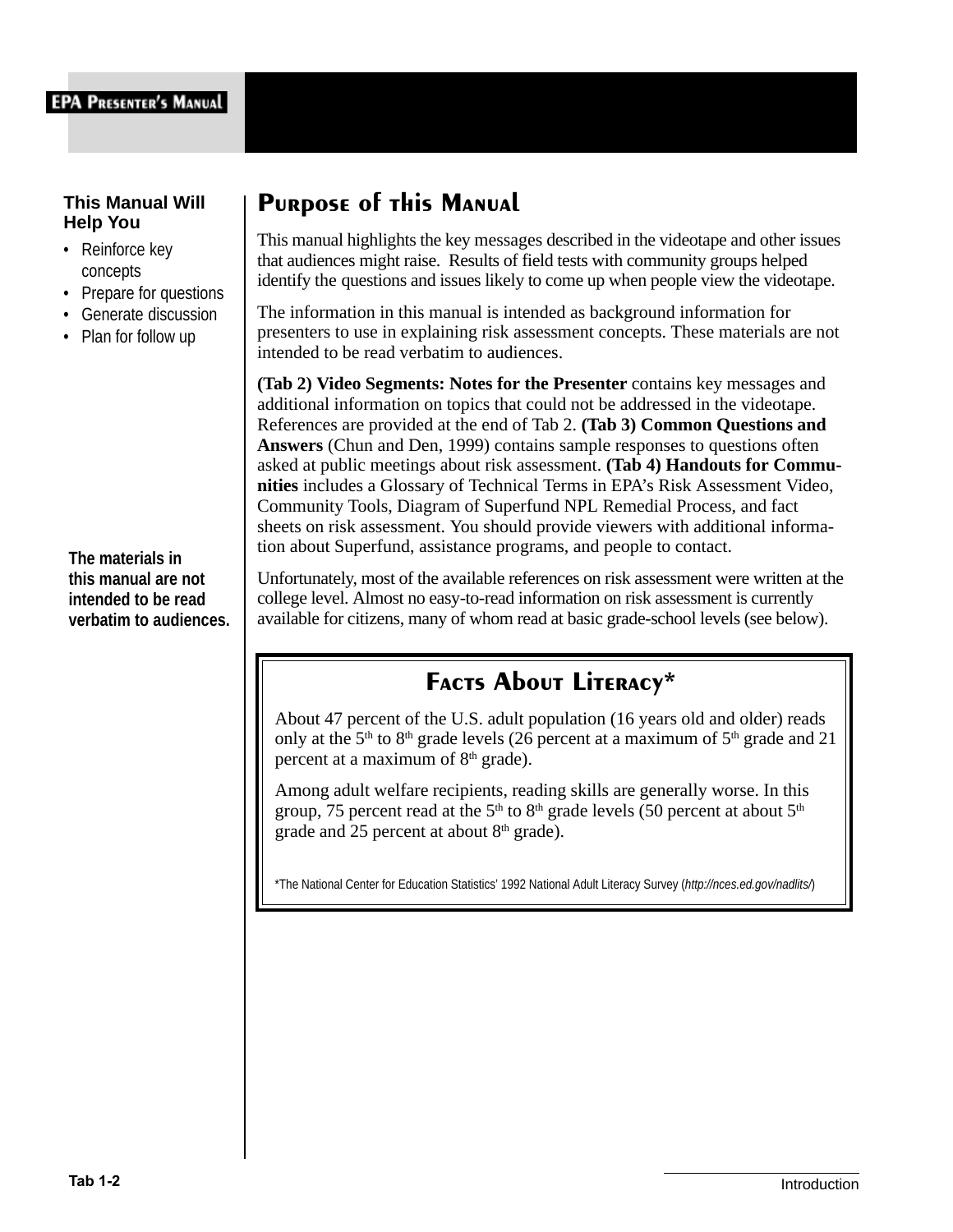**This Manual Will Help You**

- Reinforce key concepts
- Prepare for questions
- Generate discussion
- Plan for follow up

## Purpose of this Manual

This manual highlights the key messages described in the videotape and other issues that audiences might raise. Results of field tests with community groups helped identify the questions and issues likely to come up when people view the videotape.

The information in this manual is intended as background information for presenters to use in explaining risk assessment concepts. These materials are not intended to be read verbatim to audiences.

**(Tab 2) Video Segments: Notes for the Presenter** contains key messages and additional information on topics that could not be addressed in the videotape. References are provided at the end of Tab 2. **(Tab 3) Common Questions and Answers** (Chun and Den, 1999) contains sample responses to questions often asked at public meetings about risk assessment. **(Tab 4) Handouts for Communities** includes a Glossary of Technical Terms in EPA's Risk Assessment Video, Community Tools, Diagram of Superfund NPL Remedial Process, and fact sheets on risk assessment. You should provide viewers with additional information about Superfund, assistance programs, and people to contact.

**The materials in this manual are not intended to be read verbatim to audiences.**

Unfortunately, most of the available references on risk assessment were written at the college level. Almost no easy-to-read information on risk assessment is currently available for citizens, many of whom read at basic grade-school levels (see below).

### Facts About Literacy*

About 47 percent of the U.S. adult population (16 years old and older) reads only at the 5th to 8th grade levels (26 percent at a maximum of 5th grade and 21 percent at a maximum of 8th grade).

Among adult welfare recipients, reading skills are generally worse. In this group, 75 percent read at the 5th to 8th grade levels (50 percent at about 5th grade and 25 percent at about 8th grade).

*The National Center for Education Statistics' 1992 National Adult Literacy Survey (*http://nces.ed.gov/nadlits/*)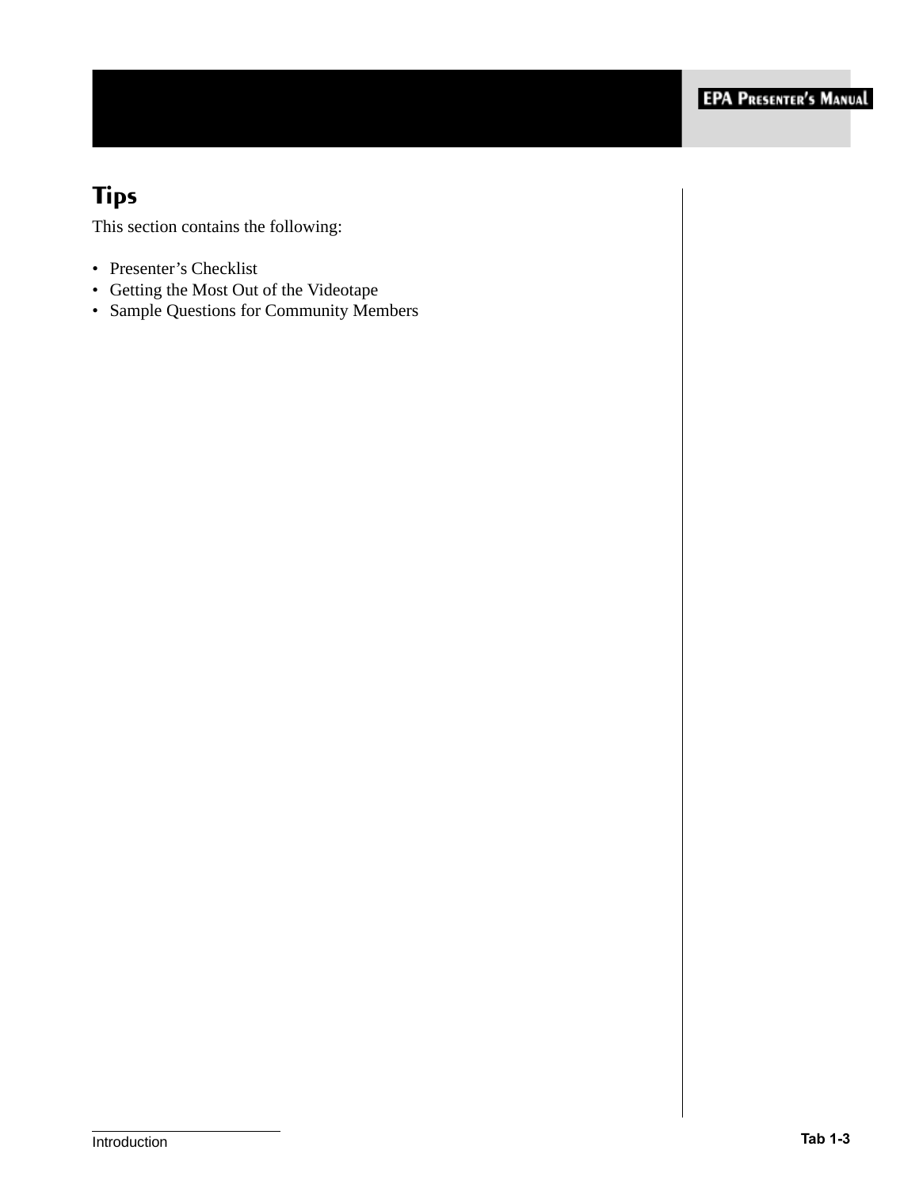# Tips

This section contains the following:

- Presenter’s Checklist
- Getting the Most Out of the Videotape
- Sample Questions for Community Members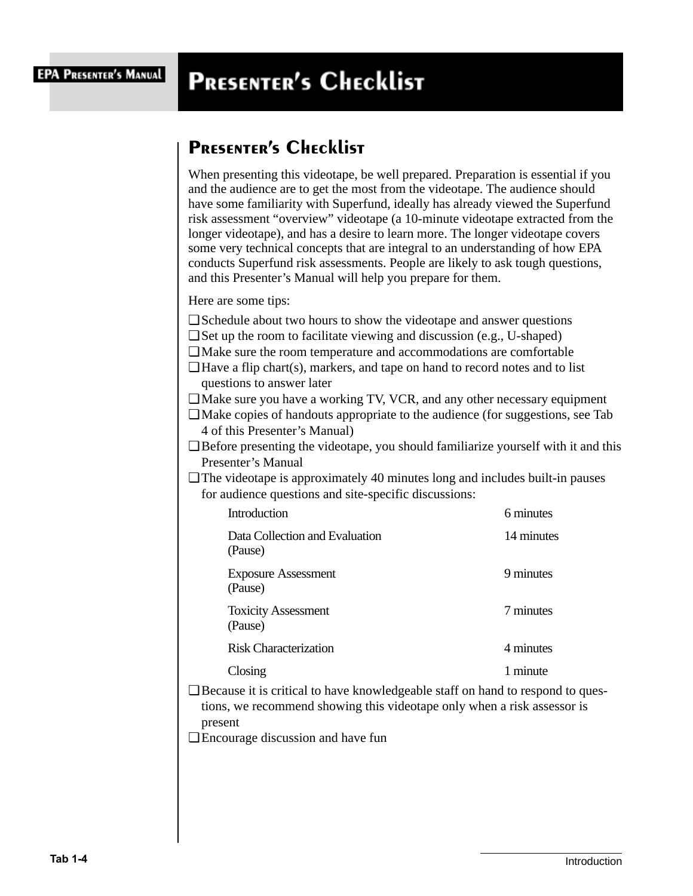# Presenter's Checklist

## Presenter's Checklist

When presenting this videotape, be well prepared. Preparation is essential if you and the audience are to get the most from the videotape. The audience should have some familiarity with Superfund, ideally has already viewed the Superfund risk assessment "overview" videotape (a 10-minute videotape extracted from the longer videotape), and has a desire to learn more. The longer videotape covers some very technical concepts that are integral to an understanding of how EPA conducts Superfund risk assessments. People are likely to ask tough questions, and this Presenter's Manual will help you prepare for them.

Here are some tips:

- ❑ Schedule about two hours to show the videotape and answer questions
- ❑ Set up the room to facilitate viewing and discussion (e.g., U-shaped)
- ❑ Make sure the room temperature and accommodations are comfortable
- ❑ Have a flip chart(s), markers, and tape on hand to record notes and to list questions to answer later
- ❑ Make sure you have a working TV, VCR, and any other necessary equipment
- ❑ Make copies of handouts appropriate to the audience (for suggestions, see Tab 4 of this Presenter's Manual)
- ❑ Before presenting the videotape, you should familiarize yourself with it and this Presenter's Manual
- ❑ The videotape is approximately 40 minutes long and includes built-in pauses for audience questions and site-specific discussions:

| | |
|---|---|
| Introduction | 6 minutes |
| Data Collection and Evaluation (Pause) | 14 minutes |
| Exposure Assessment (Pause) | 9 minutes |
| Toxicity Assessment (Pause) | 7 minutes |
| Risk Characterization | 4 minutes |
| Closing | 1 minute |

- ❑ Because it is critical to have knowledgeable staff on hand to respond to questions, we recommend showing this videotape only when a risk assessor is present
- ❑ Encourage discussion and have fun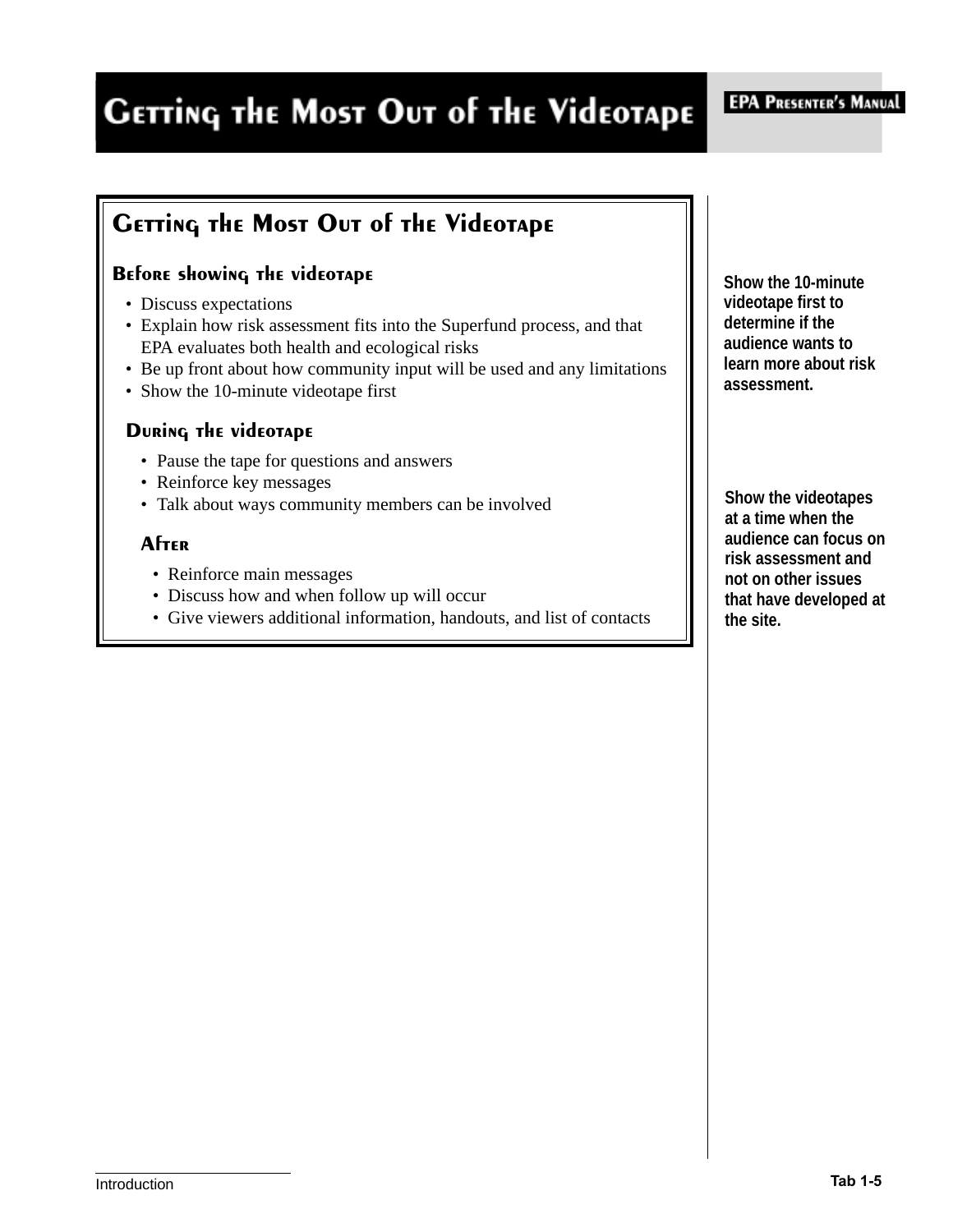# Getting the Most Out of the Videotape

## Getting the Most Out of the Videotape

### Before showing the videotape

- Discuss expectations
- Explain how risk assessment fits into the Superfund process, and that EPA evaluates both health and ecological risks
- Be up front about how community input will be used and any limitations
- Show the 10-minute videotape first

### During the videotape

- Pause the tape for questions and answers
- Reinforce key messages
- Talk about ways community members can be involved

### After

- Reinforce main messages
- Discuss how and when follow up will occur
- Give viewers additional information, handouts, and list of contacts

**Show the 10-minute videotape first to determine if the audience wants to learn more about risk assessment.**

**Show the videotapes at a time when the audience can focus on risk assessment and not on other issues that have developed at the site.**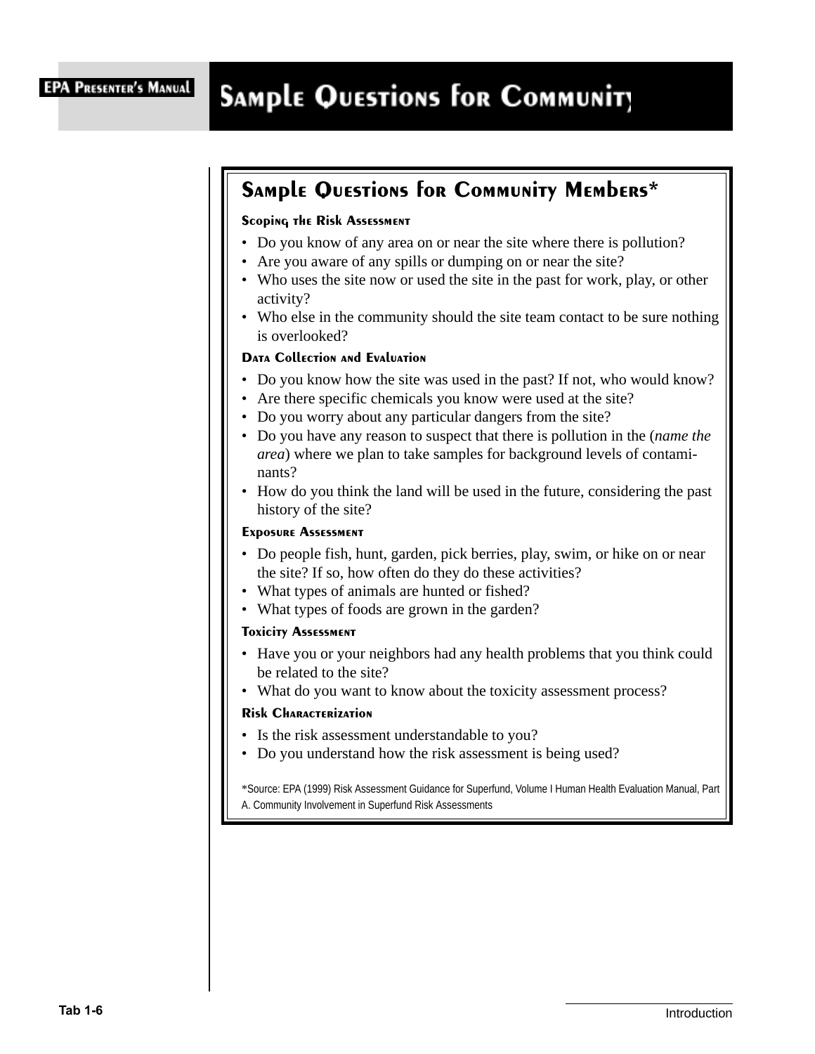## Sample Questions for Community Members*

### Scoping the Risk Assessment

- Do you know of any area on or near the site where there is pollution?
- Are you aware of any spills or dumping on or near the site?
- Who uses the site now or used the site in the past for work, play, or other activity?
- Who else in the community should the site team contact to be sure nothing is overlooked?

### Data Collection and Evaluation

- Do you know how the site was used in the past? If not, who would know?
- Are there specific chemicals you know were used at the site?
- Do you worry about any particular dangers from the site?
- Do you have any reason to suspect that there is pollution in the (*name the area*) where we plan to take samples for background levels of contaminants?
- How do you think the land will be used in the future, considering the past history of the site?

### Exposure Assessment

- Do people fish, hunt, garden, pick berries, play, swim, or hike on or near the site? If so, how often do they do these activities?
- What types of animals are hunted or fished?
- What types of foods are grown in the garden?

### Toxicity Assessment

- Have you or your neighbors had any health problems that you think could be related to the site?
- What do you want to know about the toxicity assessment process?

### Risk Characterization

- Is the risk assessment understandable to you?
- Do you understand how the risk assessment is being used?

*Source: EPA (1999) Risk Assessment Guidance for Superfund, Volume I Human Health Evaluation Manual, Part A. Community Involvement in Superfund Risk Assessments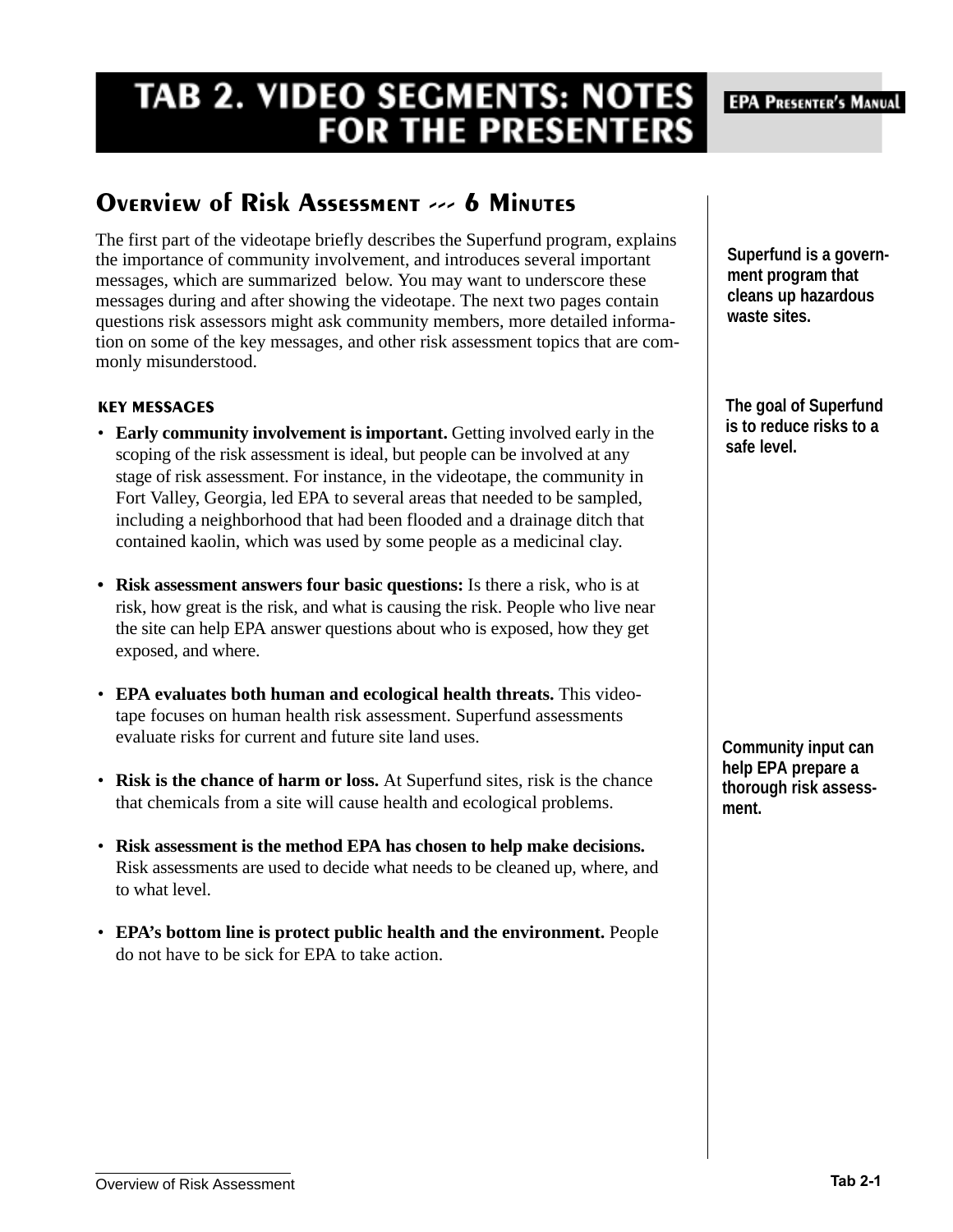# TAB 2. VIDEO SEGMENTS: NOTES FOR THE PRESENTERS

## Overview of Risk Assessment --- 6 Minutes

The first part of the videotape briefly describes the Superfund program, explains the importance of community involvement, and introduces several important messages, which are summarized below. You may want to underscore these messages during and after showing the videotape. The next two pages contain questions risk assessors might ask community members, more detailed information on some of the key messages, and other risk assessment topics that are commonly misunderstood.

**Superfund is a government program that cleans up hazardous waste sites.**

**The goal of Superfund is to reduce risks to a safe level.**

### KEY MESSAGES

- **Early community involvement is important.** Getting involved early in the scoping of the risk assessment is ideal, but people can be involved at any stage of risk assessment. For instance, in the videotape, the community in Fort Valley, Georgia, led EPA to several areas that needed to be sampled, including a neighborhood that had been flooded and a drainage ditch that contained kaolin, which was used by some people as a medicinal clay.

- **Risk assessment answers four basic questions:** Is there a risk, who is at risk, how great is the risk, and what is causing the risk. People who live near the site can help EPA answer questions about who is exposed, how they get exposed, and where.

- **EPA evaluates both human and ecological health threats.** This videotape focuses on human health risk assessment. Superfund assessments evaluate risks for current and future site land uses.

**Community input can help EPA prepare a thorough risk assessment.**

- **Risk is the chance of harm or loss.** At Superfund sites, risk is the chance that chemicals from a site will cause health and ecological problems.

- **Risk assessment is the method EPA has chosen to help make decisions.** Risk assessments are used to decide what needs to be cleaned up, where, and to what level.

- **EPA's bottom line is protect public health and the environment.** People do not have to be sick for EPA to take action.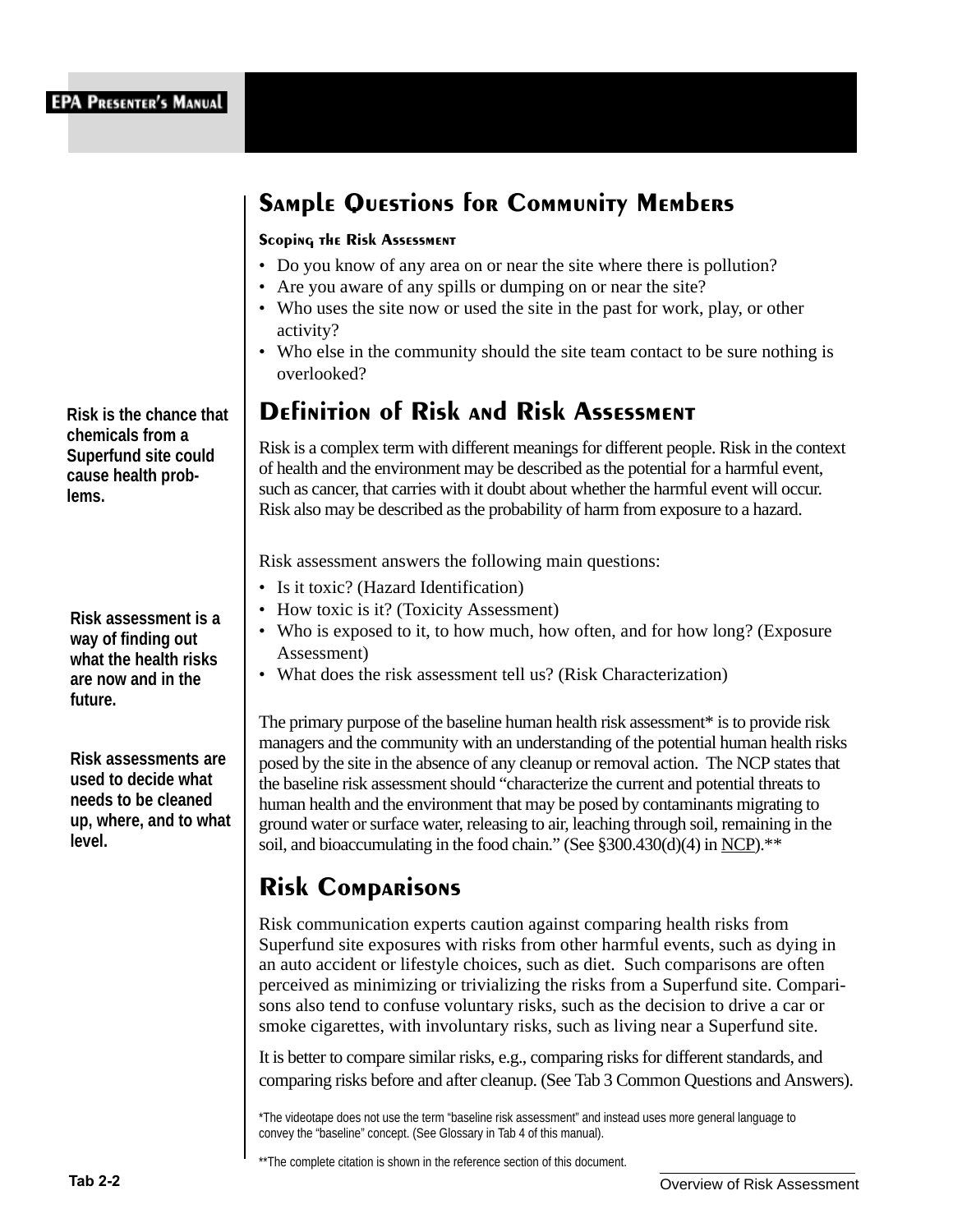## Sample Questions for Community Members

### Scoping the Risk Assessment

- Do you know of any area on or near the site where there is pollution?
- Are you aware of any spills or dumping on or near the site?
- Who uses the site now or used the site in the past for work, play, or other activity?
- Who else in the community should the site team contact to be sure nothing is overlooked?

## Definition of Risk and Risk Assessment

**Risk is the chance that chemicals from a Superfund site could cause health problems.**

Risk is a complex term with different meanings for different people. Risk in the context of health and the environment may be described as the potential for a harmful event, such as cancer, that carries with it doubt about whether the harmful event will occur. Risk also may be described as the probability of harm from exposure to a hazard.

**Risk assessment is a way of finding out what the health risks are now and in the future.**

Risk assessment answers the following main questions:

- Is it toxic? (Hazard Identification)
- How toxic is it? (Toxicity Assessment)
- Who is exposed to it, to how much, how often, and for how long? (Exposure Assessment)
- What does the risk assessment tell us? (Risk Characterization)

**Risk assessments are used to decide what needs to be cleaned up, where, and to what level.**

The primary purpose of the baseline human health risk assessment* is to provide risk managers and the community with an understanding of the potential human health risks posed by the site in the absence of any cleanup or removal action. The NCP states that the baseline risk assessment should "characterize the current and potential threats to human health and the environment that may be posed by contaminants migrating to ground water or surface water, releasing to air, leaching through soil, remaining in the soil, and bioaccumulating in the food chain." (See §300.430(d)(4) in NCP).**

## Risk Comparisons

Risk communication experts caution against comparing health risks from Superfund site exposures with risks from other harmful events, such as dying in an auto accident or lifestyle choices, such as diet. Such comparisons are often perceived as minimizing or trivializing the risks from a Superfund site. Comparisons also tend to confuse voluntary risks, such as the decision to drive a car or smoke cigarettes, with involuntary risks, such as living near a Superfund site.

It is better to compare similar risks, e.g., comparing risks for different standards, and comparing risks before and after cleanup. (See Tab 3 Common Questions and Answers).

*The videotape does not use the term "baseline risk assessment" and instead uses more general language to convey the "baseline" concept. (See Glossary in Tab 4 of this manual).

**The complete citation is shown in the reference section of this document.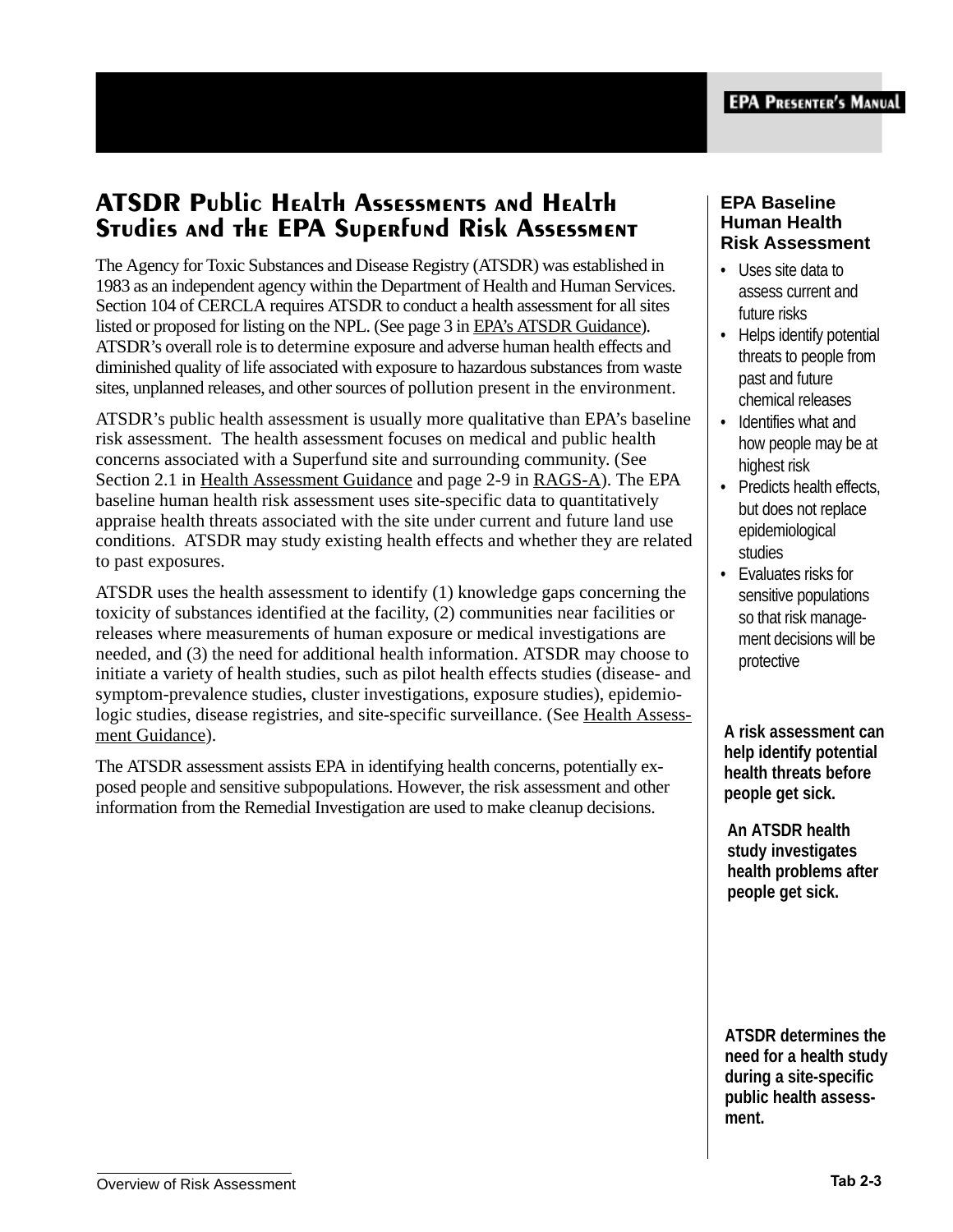# ATSDR Public Health Assessments and Health Studies and the EPA Superfund Risk Assessment

The Agency for Toxic Substances and Disease Registry (ATSDR) was established in 1983 as an independent agency within the Department of Health and Human Services. Section 104 of CERCLA requires ATSDR to conduct a health assessment for all sites listed or proposed for listing on the NPL. (See page 3 in EPA's ATSDR Guidance). ATSDR's overall role is to determine exposure and adverse human health effects and diminished quality of life associated with exposure to hazardous substances from waste sites, unplanned releases, and other sources of pollution present in the environment.

ATSDR's public health assessment is usually more qualitative than EPA's baseline risk assessment. The health assessment focuses on medical and public health concerns associated with a Superfund site and surrounding community. (See Section 2.1 in Health Assessment Guidance and page 2-9 in RAGS-A). The EPA baseline human health risk assessment uses site-specific data to quantitatively appraise health threats associated with the site under current and future land use conditions. ATSDR may study existing health effects and whether they are related to past exposures.

ATSDR uses the health assessment to identify (1) knowledge gaps concerning the toxicity of substances identified at the facility, (2) communities near facilities or releases where measurements of human exposure or medical investigations are needed, and (3) the need for additional health information. ATSDR may choose to initiate a variety of health studies, such as pilot health effects studies (disease- and symptom-prevalence studies, cluster investigations, exposure studies), epidemiologic studies, disease registries, and site-specific surveillance. (See Health Assessment Guidance).

The ATSDR assessment assists EPA in identifying health concerns, potentially exposed people and sensitive subpopulations. However, the risk assessment and other information from the Remedial Investigation are used to make cleanup decisions.

### EPA Baseline Human Health Risk Assessment

- Uses site data to assess current and future risks
- Helps identify potential threats to people from past and future chemical releases
- Identifies what and how people may be at highest risk
- Predicts health effects, but does not replace epidemiological studies
- Evaluates risks for sensitive populations so that risk management decisions will be protective

**A risk assessment can help identify potential health threats before people get sick.**

**An ATSDR health study investigates health problems after people get sick.**

**ATSDR determines the need for a health study during a site-specific public health assessment.**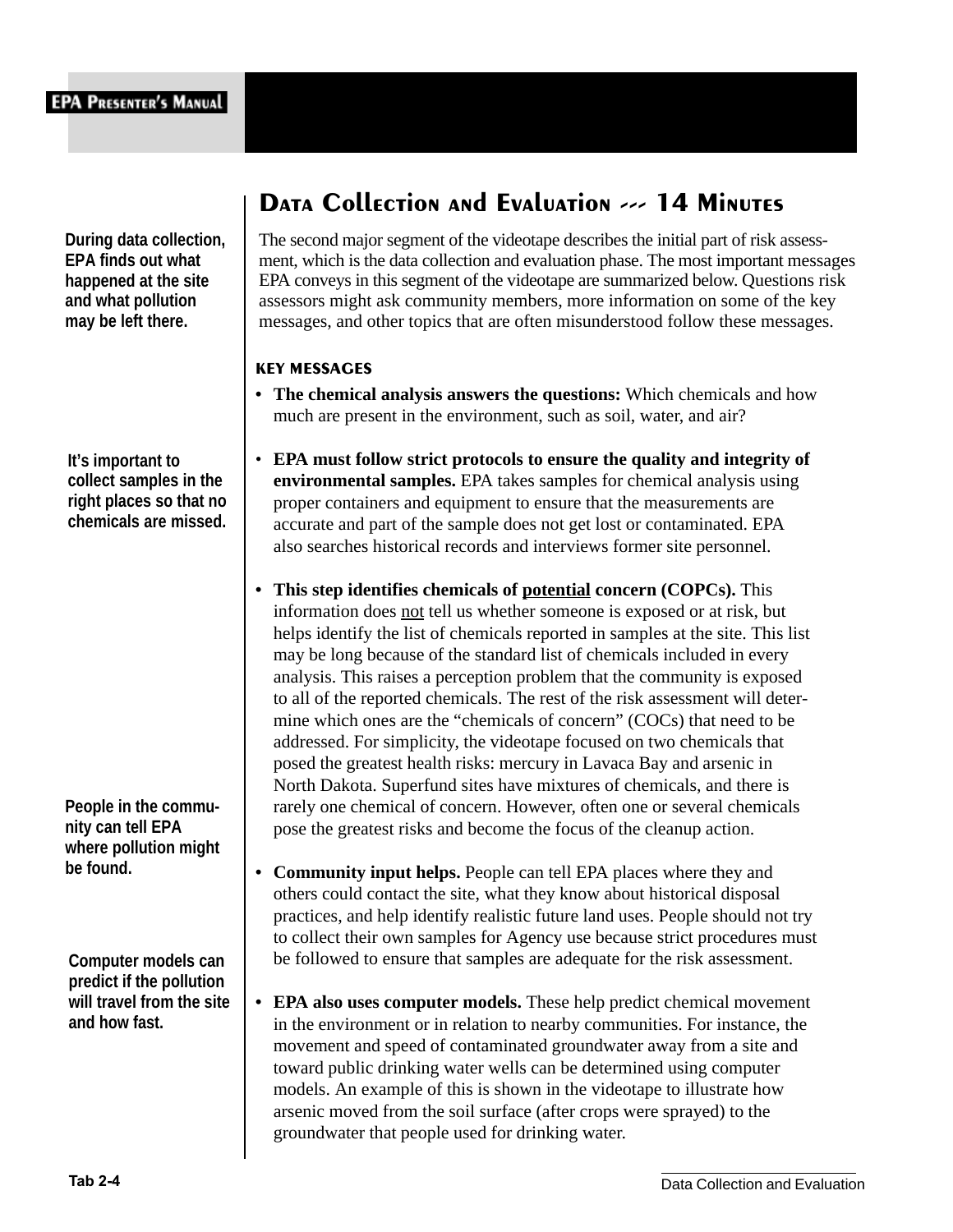## Data Collection and Evaluation --- 14 Minutes

**During data collection, EPA finds out what happened at the site and what pollution may be left there.**

The second major segment of the videotape describes the initial part of risk assessment, which is the data collection and evaluation phase. The most important messages EPA conveys in this segment of the videotape are summarized below. Questions risk assessors might ask community members, more information on some of the key messages, and other topics that are often misunderstood follow these messages.

### KEY MESSAGES

- **The chemical analysis answers the questions:** Which chemicals and how much are present in the environment, such as soil, water, and air?

**It's important to collect samples in the right places so that no chemicals are missed.**

- **EPA must follow strict protocols to ensure the quality and integrity of environmental samples.** EPA takes samples for chemical analysis using proper containers and equipment to ensure that the measurements are accurate and part of the sample does not get lost or contaminated. EPA also searches historical records and interviews former site personnel.

- **This step identifies chemicals of potential concern (COPCs).** This information does not tell us whether someone is exposed or at risk, but helps identify the list of chemicals reported in samples at the site. This list may be long because of the standard list of chemicals included in every analysis. This raises a perception problem that the community is exposed to all of the reported chemicals. The rest of the risk assessment will determine which ones are the "chemicals of concern" (COCs) that need to be addressed. For simplicity, the videotape focused on two chemicals that posed the greatest health risks: mercury in Lavaca Bay and arsenic in North Dakota. Superfund sites have mixtures of chemicals, and there is rarely one chemical of concern. However, often one or several chemicals pose the greatest risks and become the focus of the cleanup action.

**People in the community can tell EPA where pollution might be found.**

- **Community input helps.** People can tell EPA places where they and others could contact the site, what they know about historical disposal practices, and help identify realistic future land uses. People should not try to collect their own samples for Agency use because strict procedures must be followed to ensure that samples are adequate for the risk assessment.

**Computer models can predict if the pollution will travel from the site and how fast.**

- **EPA also uses computer models.** These help predict chemical movement in the environment or in relation to nearby communities. For instance, the movement and speed of contaminated groundwater away from a site and toward public drinking water wells can be determined using computer models. An example of this is shown in the videotape to illustrate how arsenic moved from the soil surface (after crops were sprayed) to the groundwater that people used for drinking water.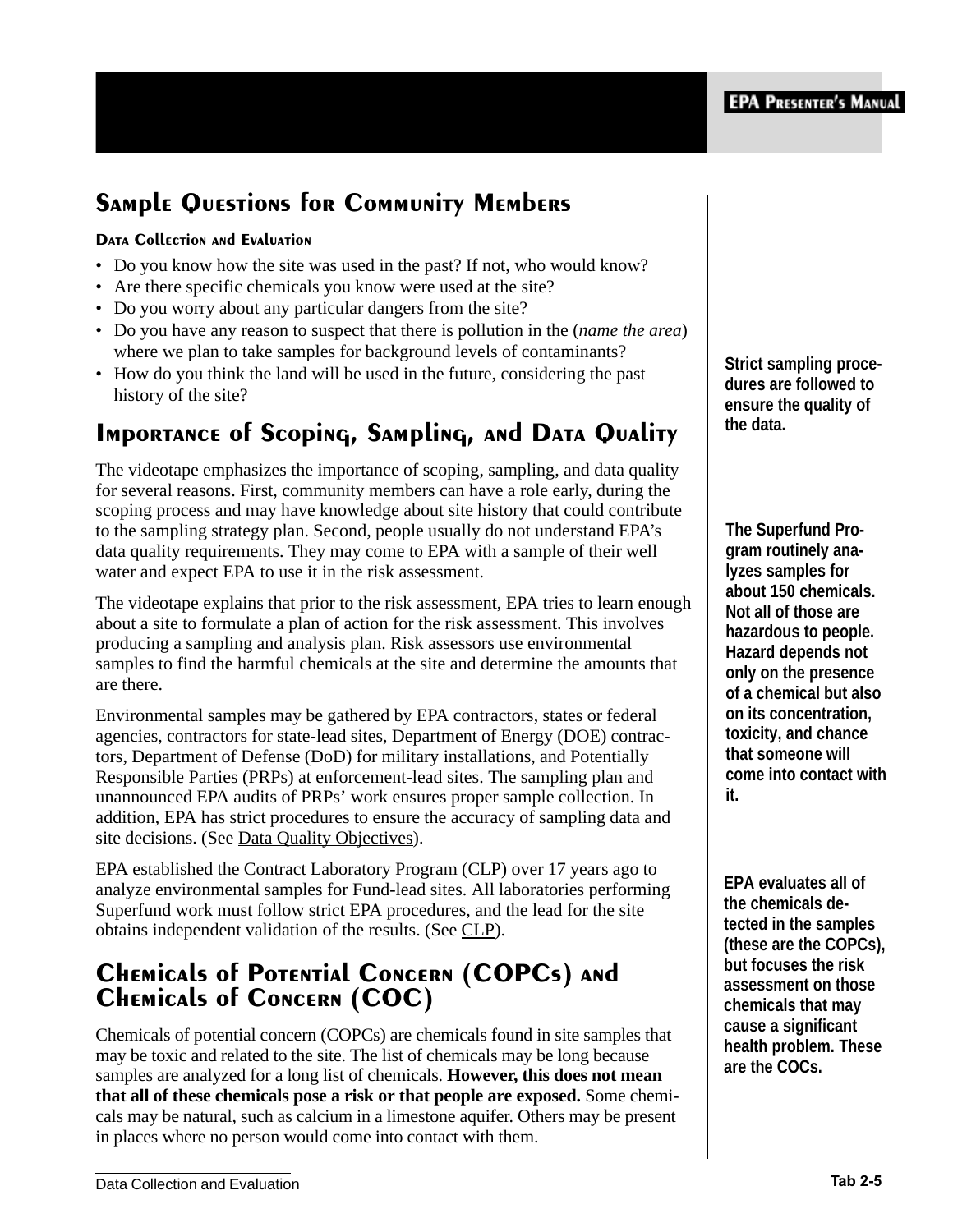## Sample Questions for Community Members

### Data Collection and Evaluation

- Do you know how the site was used in the past? If not, who would know?
- Are there specific chemicals you know were used at the site?
- Do you worry about any particular dangers from the site?
- Do you have any reason to suspect that there is pollution in the (*name the area*) where we plan to take samples for background levels of contaminants?
- How do you think the land will be used in the future, considering the past history of the site?

## Importance of Scoping, Sampling, and Data Quality

**Strict sampling procedures are followed to ensure the quality of the data.**

The videotape emphasizes the importance of scoping, sampling, and data quality for several reasons. First, community members can have a role early, during the scoping process and may have knowledge about site history that could contribute to the sampling strategy plan. Second, people usually do not understand EPA's data quality requirements. They may come to EPA with a sample of their well water and expect EPA to use it in the risk assessment.

**The Superfund Program routinely analyzes samples for about 150 chemicals. Not all of those are hazardous to people. Hazard depends not only on the presence of a chemical but also on its concentration, toxicity, and chance that someone will come into contact with it.**

The videotape explains that prior to the risk assessment, EPA tries to learn enough about a site to formulate a plan of action for the risk assessment. This involves producing a sampling and analysis plan. Risk assessors use environmental samples to find the harmful chemicals at the site and determine the amounts that are there.

Environmental samples may be gathered by EPA contractors, states or federal agencies, contractors for state-lead sites, Department of Energy (DOE) contractors, Department of Defense (DoD) for military installations, and Potentially Responsible Parties (PRPs) at enforcement-lead sites. The sampling plan and unannounced EPA audits of PRPs' work ensures proper sample collection. In addition, EPA has strict procedures to ensure the accuracy of sampling data and site decisions. (See Data Quality Objectives).

EPA established the Contract Laboratory Program (CLP) over 17 years ago to analyze environmental samples for Fund-lead sites. All laboratories performing Superfund work must follow strict EPA procedures, and the lead for the site obtains independent validation of the results. (See CLP).

**EPA evaluates all of the chemicals detected in the samples (these are the COPCs), but focuses the risk assessment on those chemicals that may cause a significant health problem. These are the COCs.**

## Chemicals of Potential Concern (COPCs) and Chemicals of Concern (COC)

Chemicals of potential concern (COPCs) are chemicals found in site samples that may be toxic and related to the site. The list of chemicals may be long because samples are analyzed for a long list of chemicals. **However, this does not mean that all of these chemicals pose a risk or that people are exposed.** Some chemicals may be natural, such as calcium in a limestone aquifer. Others may be present in places where no person would come into contact with them.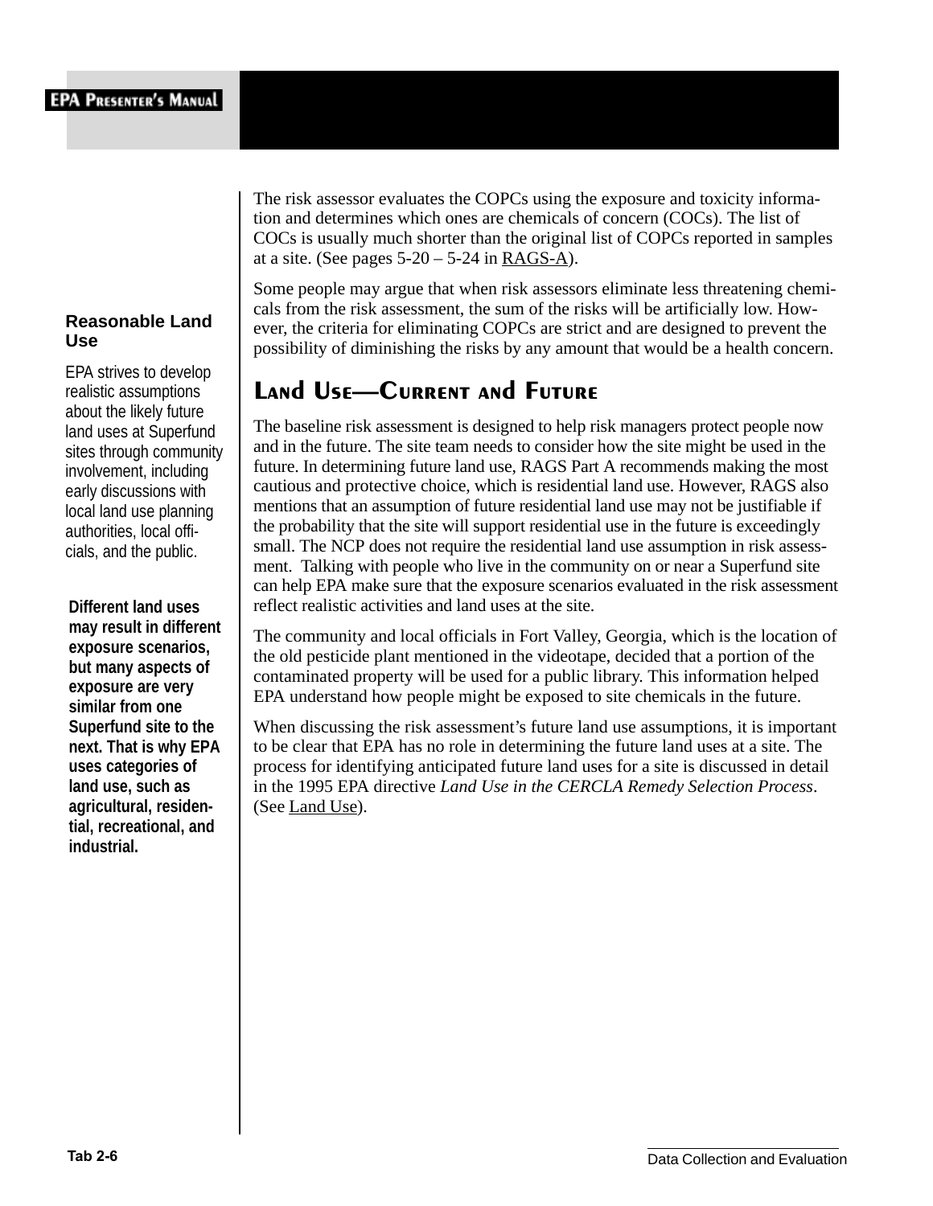The risk assessor evaluates the COPCs using the exposure and toxicity information and determines which ones are chemicals of concern (COCs). The list of COCs is usually much shorter than the original list of COPCs reported in samples at a site. (See pages 5-20 – 5-24 in RAGS-A).

Some people may argue that when risk assessors eliminate less threatening chemicals from the risk assessment, the sum of the risks will be artificially low. However, the criteria for eliminating COPCs are strict and are designed to prevent the possibility of diminishing the risks by any amount that would be a health concern.

**Reasonable Land Use**

EPA strives to develop realistic assumptions about the likely future land uses at Superfund sites through community involvement, including early discussions with local land use planning authorities, local officials, and the public.

## Land Use—Current and Future

The baseline risk assessment is designed to help risk managers protect people now and in the future. The site team needs to consider how the site might be used in the future. In determining future land use, RAGS Part A recommends making the most cautious and protective choice, which is residential land use. However, RAGS also mentions that an assumption of future residential land use may not be justifiable if the probability that the site will support residential use in the future is exceedingly small. The NCP does not require the residential land use assumption in risk assessment. Talking with people who live in the community on or near a Superfund site can help EPA make sure that the exposure scenarios evaluated in the risk assessment reflect realistic activities and land uses at the site.

**Different land uses may result in different exposure scenarios, but many aspects of exposure are very similar from one Superfund site to the next. That is why EPA uses categories of land use, such as agricultural, residential, recreational, and industrial.**

The community and local officials in Fort Valley, Georgia, which is the location of the old pesticide plant mentioned in the videotape, decided that a portion of the contaminated property will be used for a public library. This information helped EPA understand how people might be exposed to site chemicals in the future.

When discussing the risk assessment's future land use assumptions, it is important to be clear that EPA has no role in determining the future land uses at a site. The process for identifying anticipated future land uses for a site is discussed in detail in the 1995 EPA directive *Land Use in the CERCLA Remedy Selection Process*. (See Land Use).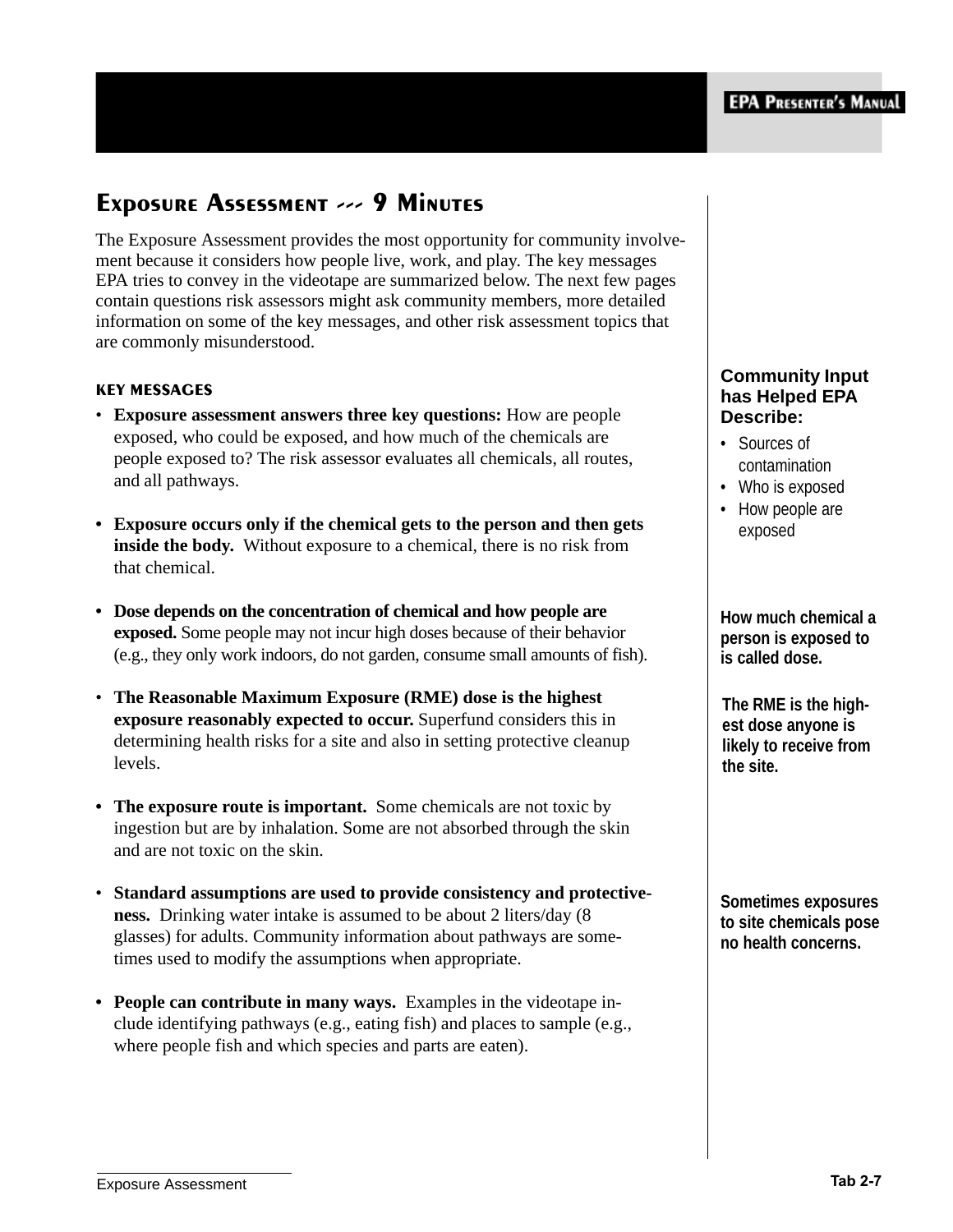## Exposure Assessment --- 9 Minutes

The Exposure Assessment provides the most opportunity for community involvement because it considers how people live, work, and play. The key messages EPA tries to convey in the videotape are summarized below. The next few pages contain questions risk assessors might ask community members, more detailed information on some of the key messages, and other risk assessment topics that are commonly misunderstood.

### KEY MESSAGES

- **Exposure assessment answers three key questions:** How are people exposed, who could be exposed, and how much of the chemicals are people exposed to? The risk assessor evaluates all chemicals, all routes, and all pathways.

- **Exposure occurs only if the chemical gets to the person and then gets inside the body.** Without exposure to a chemical, there is no risk from that chemical.

- **Dose depends on the concentration of chemical and how people are exposed.** Some people may not incur high doses because of their behavior (e.g., they only work indoors, do not garden, consume small amounts of fish).

- **The Reasonable Maximum Exposure (RME) dose is the highest exposure reasonably expected to occur.** Superfund considers this in determining health risks for a site and also in setting protective cleanup levels.

- **The exposure route is important.** Some chemicals are not toxic by ingestion but are by inhalation. Some are not absorbed through the skin and are not toxic on the skin.

- **Standard assumptions are used to provide consistency and protectiveness.** Drinking water intake is assumed to be about 2 liters/day (8 glasses) for adults. Community information about pathways are sometimes used to modify the assumptions when appropriate.

- **People can contribute in many ways.** Examples in the videotape include identifying pathways (e.g., eating fish) and places to sample (e.g., where people fish and which species and parts are eaten).

**Community Input has Helped EPA Describe:**

- Sources of contamination
- Who is exposed
- How people are exposed

**How much chemical a person is exposed to is called dose.**

**The RME is the highest dose anyone is likely to receive from the site.**

**Sometimes exposures to site chemicals pose no health concerns.**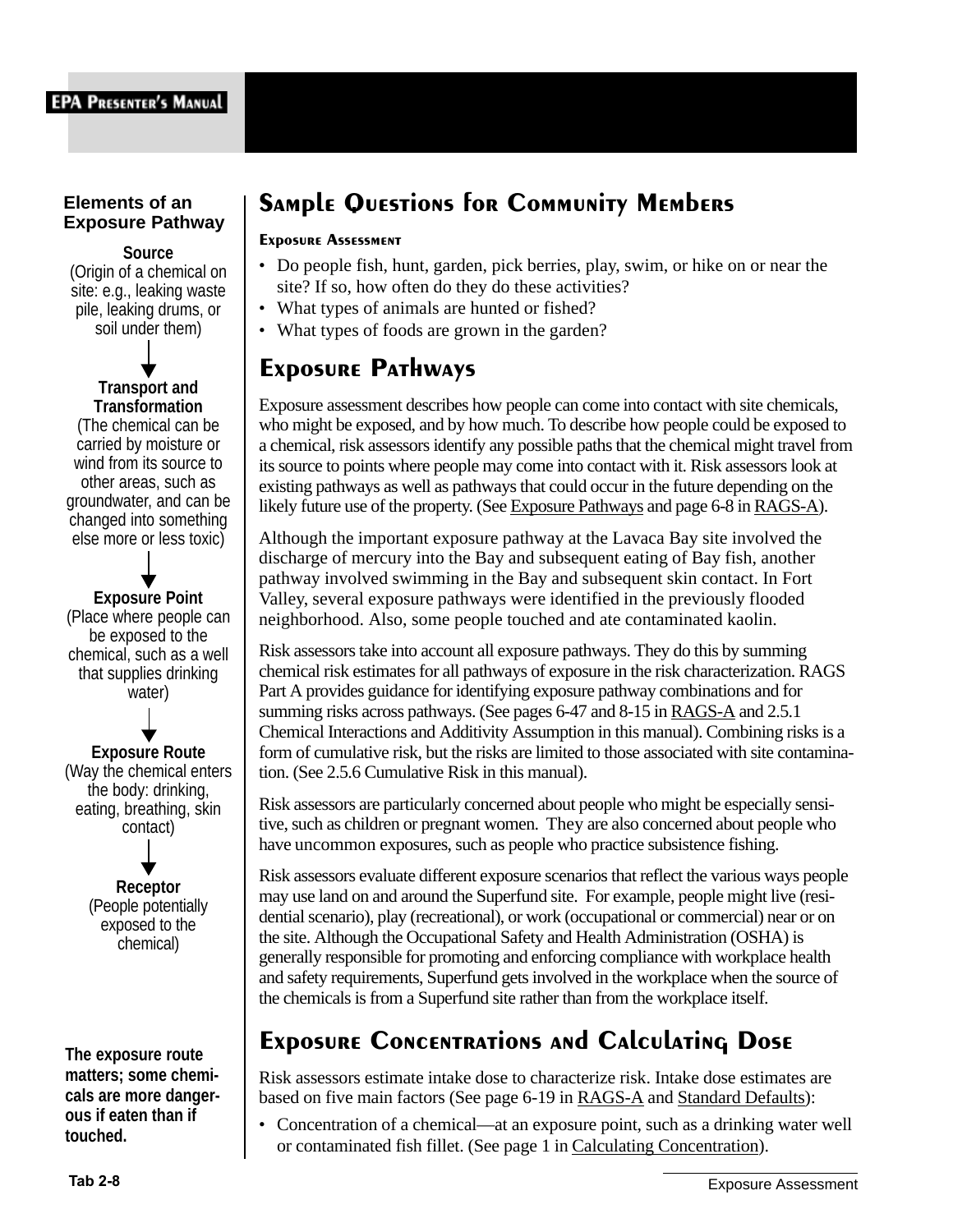**Elements of an Exposure Pathway**

**Source**
(Origin of a chemical on site: e.g., leaking waste pile, leaking drums, or soil under them)

↓

**Transport and Transformation**
(The chemical can be carried by moisture or wind from its source to other areas, such as groundwater, and can be changed into something else more or less toxic)

↓

**Exposure Point**
(Place where people can be exposed to the chemical, such as a well that supplies drinking water)

↓

**Exposure Route**
(Way the chemical enters the body: drinking, eating, breathing, skin contact)

↓

**Receptor**
(People potentially exposed to the chemical)

**The exposure route matters; some chemicals are more dangerous if eaten than if touched.**

## Sample Questions for Community Members

**Exposure Assessment**

- Do people fish, hunt, garden, pick berries, play, swim, or hike on or near the site? If so, how often do they do these activities?
- What types of animals are hunted or fished?
- What types of foods are grown in the garden?

## Exposure Pathways

Exposure assessment describes how people can come into contact with site chemicals, who might be exposed, and by how much. To describe how people could be exposed to a chemical, risk assessors identify any possible paths that the chemical might travel from its source to points where people may come into contact with it. Risk assessors look at existing pathways as well as pathways that could occur in the future depending on the likely future use of the property. (See Exposure Pathways and page 6-8 in RAGS-A).

Although the important exposure pathway at the Lavaca Bay site involved the discharge of mercury into the Bay and subsequent eating of Bay fish, another pathway involved swimming in the Bay and subsequent skin contact. In Fort Valley, several exposure pathways were identified in the previously flooded neighborhood. Also, some people touched and ate contaminated kaolin.

Risk assessors take into account all exposure pathways. They do this by summing chemical risk estimates for all pathways of exposure in the risk characterization. RAGS Part A provides guidance for identifying exposure pathway combinations and for summing risks across pathways. (See pages 6-47 and 8-15 in RAGS-A and 2.5.1 Chemical Interactions and Additivity Assumption in this manual). Combining risks is a form of cumulative risk, but the risks are limited to those associated with site contamination. (See 2.5.6 Cumulative Risk in this manual).

Risk assessors are particularly concerned about people who might be especially sensitive, such as children or pregnant women. They are also concerned about people who have uncommon exposures, such as people who practice subsistence fishing.

Risk assessors evaluate different exposure scenarios that reflect the various ways people may use land on and around the Superfund site. For example, people might live (residential scenario), play (recreational), or work (occupational or commercial) near or on the site. Although the Occupational Safety and Health Administration (OSHA) is generally responsible for promoting and enforcing compliance with workplace health and safety requirements, Superfund gets involved in the workplace when the source of the chemicals is from a Superfund site rather than from the workplace itself.

## Exposure Concentrations and Calculating Dose

Risk assessors estimate intake dose to characterize risk. Intake dose estimates are based on five main factors (See page 6-19 in RAGS-A and Standard Defaults):

- Concentration of a chemical—at an exposure point, such as a drinking water well or contaminated fish fillet. (See page 1 in Calculating Concentration).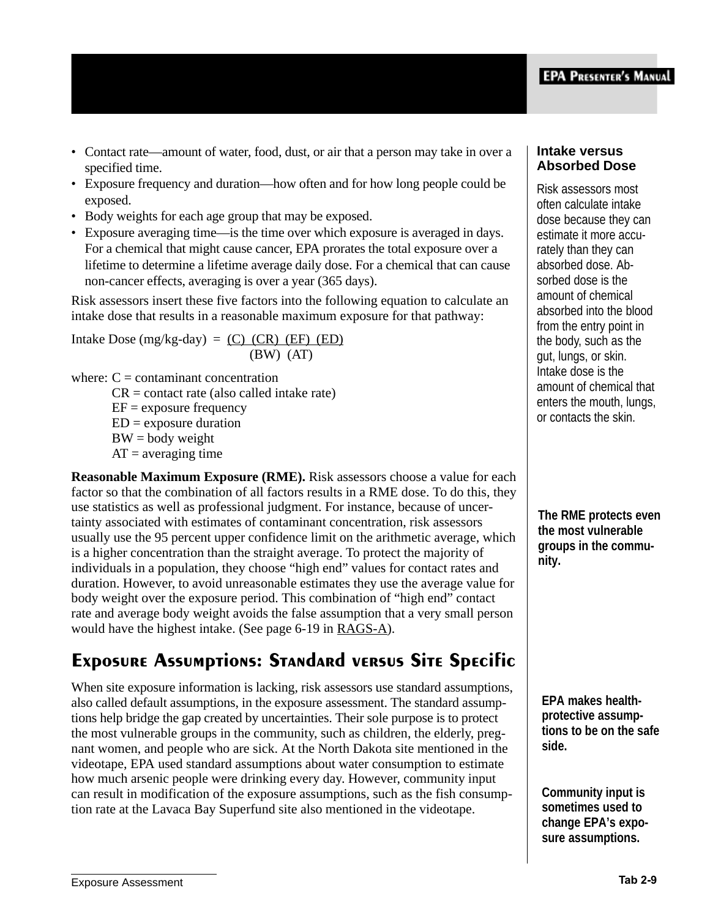- Contact rate—amount of water, food, dust, or air that a person may take in over a specified time.
- Exposure frequency and duration—how often and for how long people could be exposed.
- Body weights for each age group that may be exposed.
- Exposure averaging time—is the time over which exposure is averaged in days. For a chemical that might cause cancer, EPA prorates the total exposure over a lifetime to determine a lifetime average daily dose. For a chemical that can cause non-cancer effects, averaging is over a year (365 days).

Risk assessors insert these five factors into the following equation to calculate an intake dose that results in a reasonable maximum exposure for that pathway:

$$\text{Intake Dose (mg/kg-day)} = \frac{(C)\ (CR)\ (EF)\ (ED)}{(BW)\ (AT)}$$

where: C = contaminant concentration
CR = contact rate (also called intake rate)
EF = exposure frequency
ED = exposure duration
BW = body weight
AT = averaging time

### Intake versus Absorbed Dose

Risk assessors most often calculate intake dose because they can estimate it more accurately than they can absorbed dose. Absorbed dose is the amount of chemical absorbed into the blood from the entry point in the body, such as the gut, lungs, or skin. Intake dose is the amount of chemical that enters the mouth, lungs, or contacts the skin.

**Reasonable Maximum Exposure (RME).** Risk assessors choose a value for each factor so that the combination of all factors results in a RME dose. To do this, they use statistics as well as professional judgment. For instance, because of uncertainty associated with estimates of contaminant concentration, risk assessors usually use the 95 percent upper confidence limit on the arithmetic average, which is a higher concentration than the straight average. To protect the majority of individuals in a population, they choose "high end" values for contact rates and duration. However, to avoid unreasonable estimates they use the average value for body weight over the exposure period. This combination of "high end" contact rate and average body weight avoids the false assumption that a very small person would have the highest intake. (See page 6-19 in RAGS-A).

**The RME protects even the most vulnerable groups in the community.**

## Exposure Assumptions: Standard versus Site Specific

When site exposure information is lacking, risk assessors use standard assumptions, also called default assumptions, in the exposure assessment. The standard assumptions help bridge the gap created by uncertainties. Their sole purpose is to protect the most vulnerable groups in the community, such as children, the elderly, pregnant women, and people who are sick. At the North Dakota site mentioned in the videotape, EPA used standard assumptions about water consumption to estimate how much arsenic people were drinking every day. However, community input can result in modification of the exposure assumptions, such as the fish consumption rate at the Lavaca Bay Superfund site also mentioned in the videotape.

**EPA makes health-protective assumptions to be on the safe side.**

**Community input is sometimes used to change EPA's exposure assumptions.**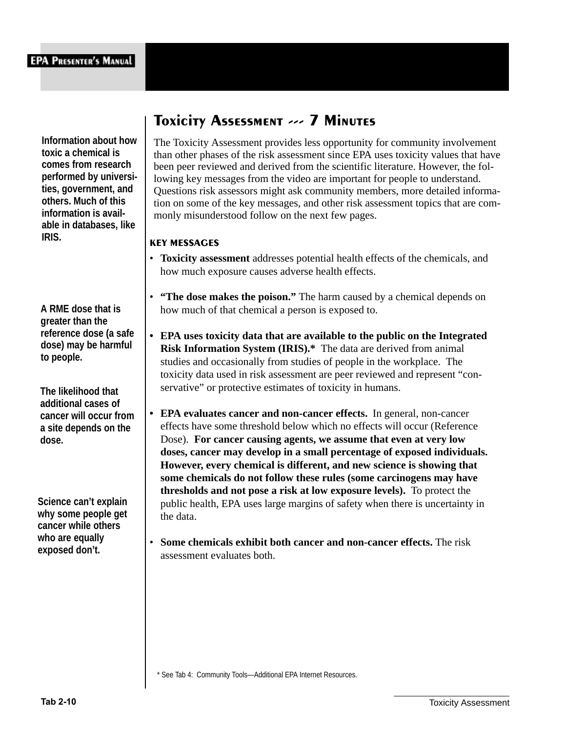## Toxicity Assessment --- 7 Minutes

**Information about how toxic a chemical is comes from research performed by universities, government, and others. Much of this information is available in databases, like IRIS.**

The Toxicity Assessment provides less opportunity for community involvement than other phases of the risk assessment since EPA uses toxicity values that have been peer reviewed and derived from the scientific literature. However, the following key messages from the video are important for people to understand. Questions risk assessors might ask community members, more detailed information on some of the key messages, and other risk assessment topics that are commonly misunderstood follow on the next few pages.

### KEY MESSAGES

- **Toxicity assessment** addresses potential health effects of the chemicals, and how much exposure causes adverse health effects.

- **"The dose makes the poison."** The harm caused by a chemical depends on how much of that chemical a person is exposed to.

**A RME dose that is greater than the reference dose (a safe dose) may be harmful to people.**

- **EPA uses toxicity data that are available to the public on the Integrated Risk Information System (IRIS).*** The data are derived from animal studies and occasionally from studies of people in the workplace. The toxicity data used in risk assessment are peer reviewed and represent "conservative" or protective estimates of toxicity in humans.

**The likelihood that additional cases of cancer will occur from a site depends on the dose.**

- **EPA evaluates cancer and non-cancer effects.** In general, non-cancer effects have some threshold below which no effects will occur (Reference Dose). **For cancer causing agents, we assume that even at very low doses, cancer may develop in a small percentage of exposed individuals. However, every chemical is different, and new science is showing that some chemicals do not follow these rules (some carcinogens may have thresholds and not pose a risk at low exposure levels).** To protect the public health, EPA uses large margins of safety when there is uncertainty in the data.

**Science can't explain why some people get cancer while others who are equally exposed don't.**

- **Some chemicals exhibit both cancer and non-cancer effects.** The risk assessment evaluates both.

* See Tab 4: Community Tools—Additional EPA Internet Resources.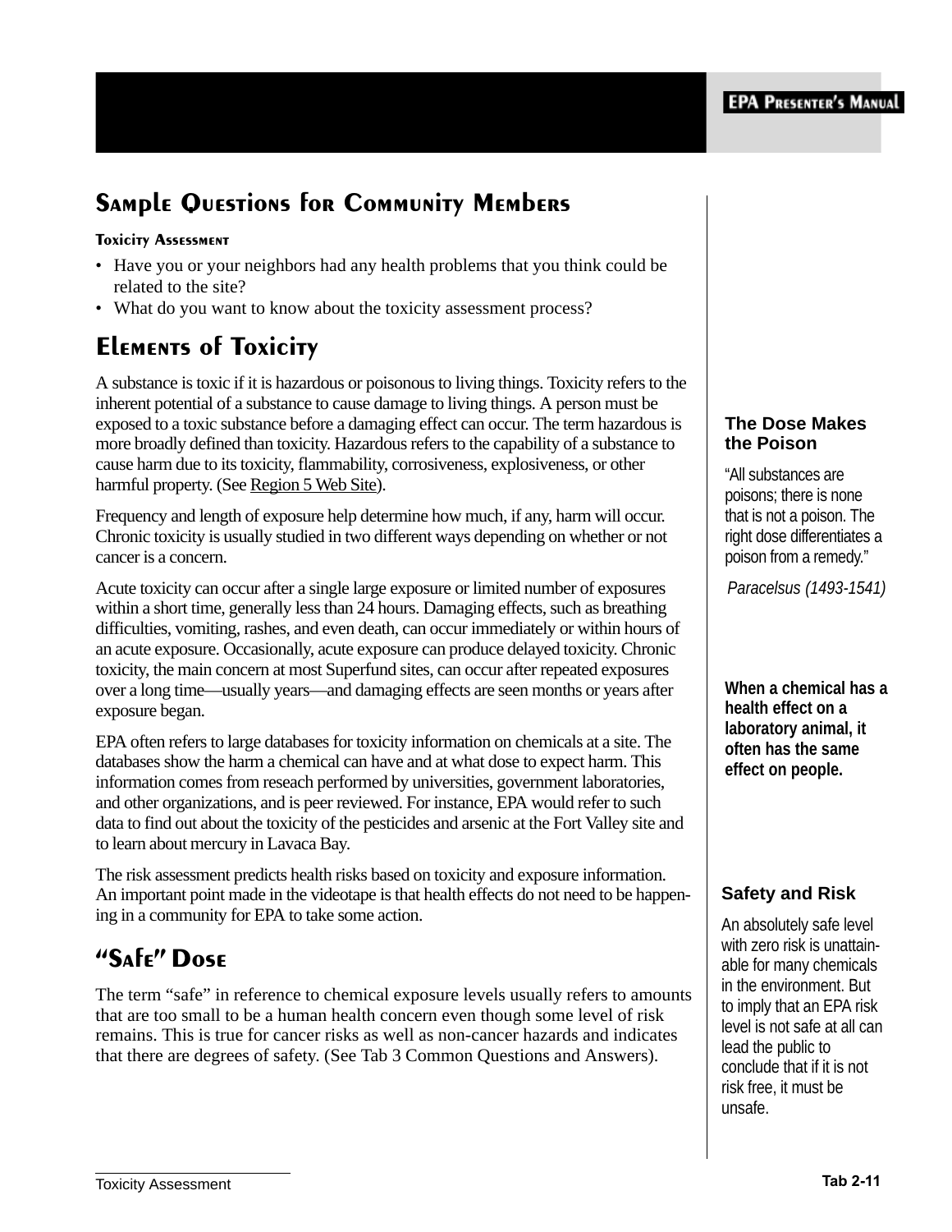## Sample Questions for Community Members

**Toxicity Assessment**

- Have you or your neighbors had any health problems that you think could be related to the site?
- What do you want to know about the toxicity assessment process?

## Elements of Toxicity

A substance is toxic if it is hazardous or poisonous to living things. Toxicity refers to the inherent potential of a substance to cause damage to living things. A person must be exposed to a toxic substance before a damaging effect can occur. The term hazardous is more broadly defined than toxicity. Hazardous refers to the capability of a substance to cause harm due to its toxicity, flammability, corrosiveness, explosiveness, or other harmful property. (See Region 5 Web Site).

Frequency and length of exposure help determine how much, if any, harm will occur. Chronic toxicity is usually studied in two different ways depending on whether or not cancer is a concern.

Acute toxicity can occur after a single large exposure or limited number of exposures within a short time, generally less than 24 hours. Damaging effects, such as breathing difficulties, vomiting, rashes, and even death, can occur immediately or within hours of an acute exposure. Occasionally, acute exposure can produce delayed toxicity. Chronic toxicity, the main concern at most Superfund sites, can occur after repeated exposures over a long time—usually years—and damaging effects are seen months or years after exposure began.

EPA often refers to large databases for toxicity information on chemicals at a site. The databases show the harm a chemical can have and at what dose to expect harm. This information comes from reseach performed by universities, government laboratories, and other organizations, and is peer reviewed. For instance, EPA would refer to such data to find out about the toxicity of the pesticides and arsenic at the Fort Valley site and to learn about mercury in Lavaca Bay.

The risk assessment predicts health risks based on toxicity and exposure information. An important point made in the videotape is that health effects do not need to be happening in a community for EPA to take some action.

## "Safe" Dose

The term "safe" in reference to chemical exposure levels usually refers to amounts that are too small to be a human health concern even though some level of risk remains. This is true for cancer risks as well as non-cancer hazards and indicates that there are degrees of safety. (See Tab 3 Common Questions and Answers).

**The Dose Makes the Poison**

"All substances are poisons; there is none that is not a poison. The right dose differentiates a poison from a remedy."

*Paracelsus (1493-1541)*

**When a chemical has a health effect on a laboratory animal, it often has the same effect on people.**

**Safety and Risk**

An absolutely safe level with zero risk is unattainable for many chemicals in the environment. But to imply that an EPA risk level is not safe at all can lead the public to conclude that if it is not risk free, it must be unsafe.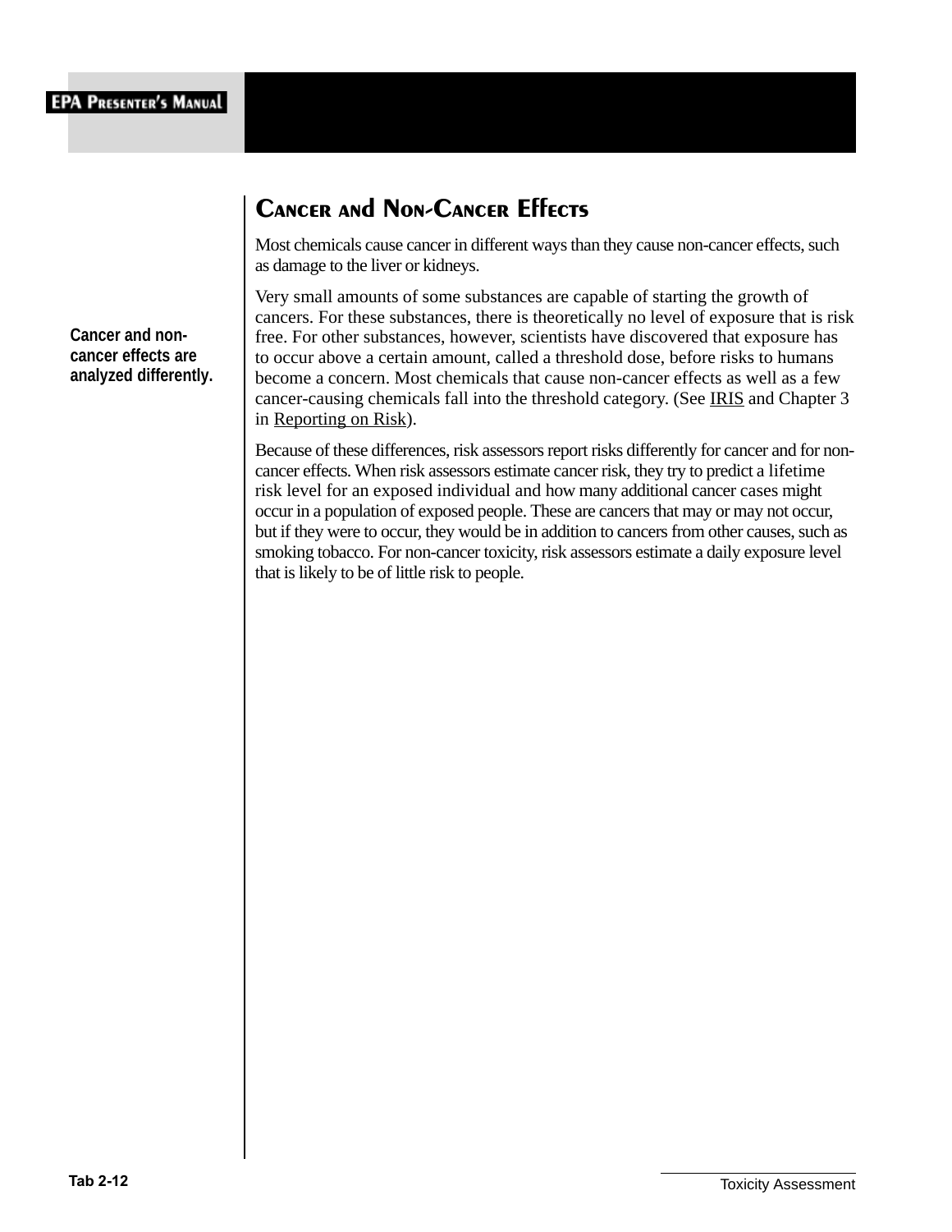## Cancer and Non-Cancer Effects

**Cancer and non-cancer effects are analyzed differently.**

Most chemicals cause cancer in different ways than they cause non-cancer effects, such as damage to the liver or kidneys.

Very small amounts of some substances are capable of starting the growth of cancers. For these substances, there is theoretically no level of exposure that is risk free. For other substances, however, scientists have discovered that exposure has to occur above a certain amount, called a threshold dose, before risks to humans become a concern. Most chemicals that cause non-cancer effects as well as a few cancer-causing chemicals fall into the threshold category. (See IRIS and Chapter 3 in Reporting on Risk).

Because of these differences, risk assessors report risks differently for cancer and for non-cancer effects. When risk assessors estimate cancer risk, they try to predict a lifetime risk level for an exposed individual and how many additional cancer cases might occur in a population of exposed people. These are cancers that may or may not occur, but if they were to occur, they would be in addition to cancers from other causes, such as smoking tobacco. For non-cancer toxicity, risk assessors estimate a daily exposure level that is likely to be of little risk to people.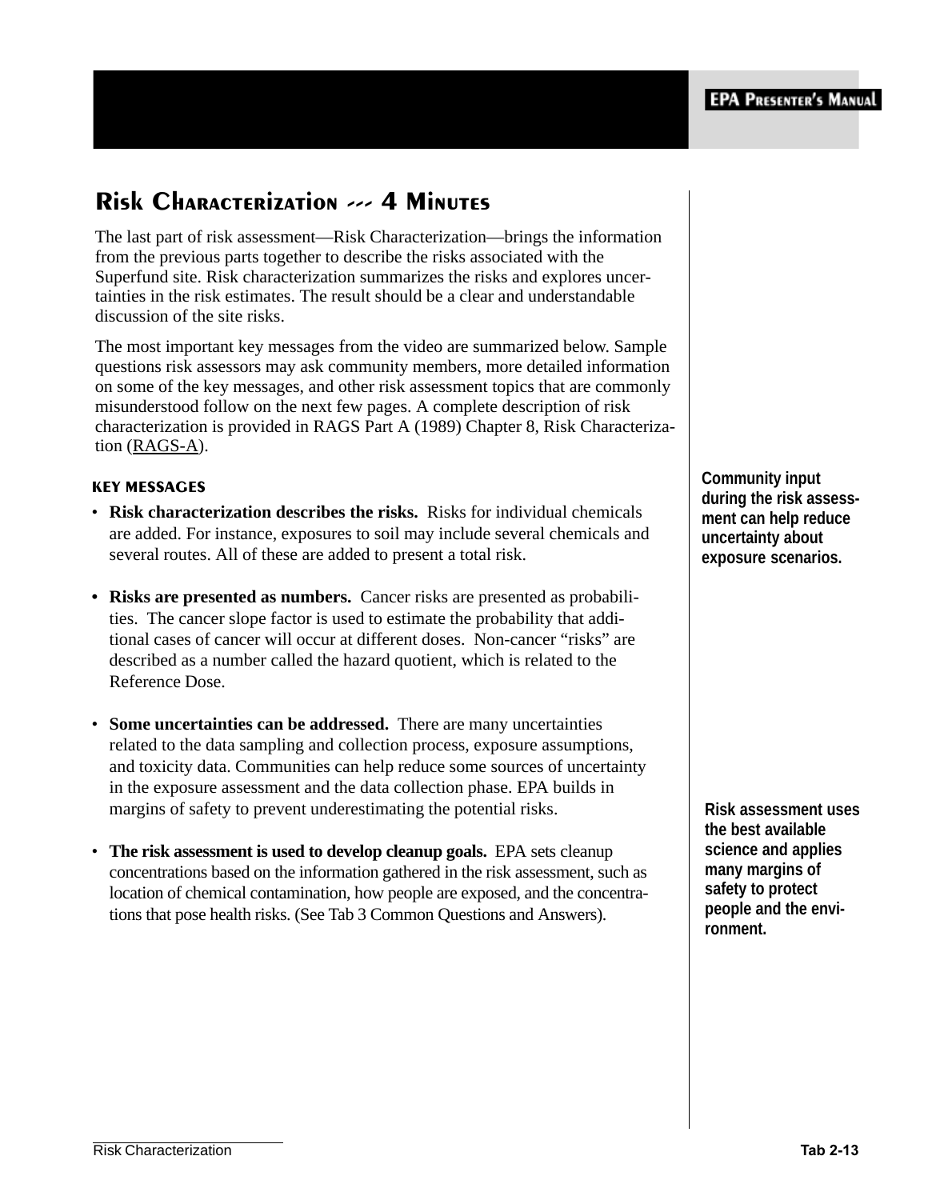# Risk Characterization --- 4 Minutes

The last part of risk assessment—Risk Characterization—brings the information from the previous parts together to describe the risks associated with the Superfund site. Risk characterization summarizes the risks and explores uncertainties in the risk estimates. The result should be a clear and understandable discussion of the site risks.

The most important key messages from the video are summarized below. Sample questions risk assessors may ask community members, more detailed information on some of the key messages, and other risk assessment topics that are commonly misunderstood follow on the next few pages. A complete description of risk characterization is provided in RAGS Part A (1989) Chapter 8, Risk Characterization (RAGS-A).

## KEY MESSAGES

- **Risk characterization describes the risks.** Risks for individual chemicals are added. For instance, exposures to soil may include several chemicals and several routes. All of these are added to present a total risk.

- **Risks are presented as numbers.** Cancer risks are presented as probabilities. The cancer slope factor is used to estimate the probability that additional cases of cancer will occur at different doses. Non-cancer "risks" are described as a number called the hazard quotient, which is related to the Reference Dose.

- **Some uncertainties can be addressed.** There are many uncertainties related to the data sampling and collection process, exposure assumptions, and toxicity data. Communities can help reduce some sources of uncertainty in the exposure assessment and the data collection phase. EPA builds in margins of safety to prevent underestimating the potential risks.

- **The risk assessment is used to develop cleanup goals.** EPA sets cleanup concentrations based on the information gathered in the risk assessment, such as location of chemical contamination, how people are exposed, and the concentrations that pose health risks. (See Tab 3 Common Questions and Answers).

**Community input during the risk assessment can help reduce uncertainty about exposure scenarios.**

**Risk assessment uses the best available science and applies many margins of safety to protect people and the environment.**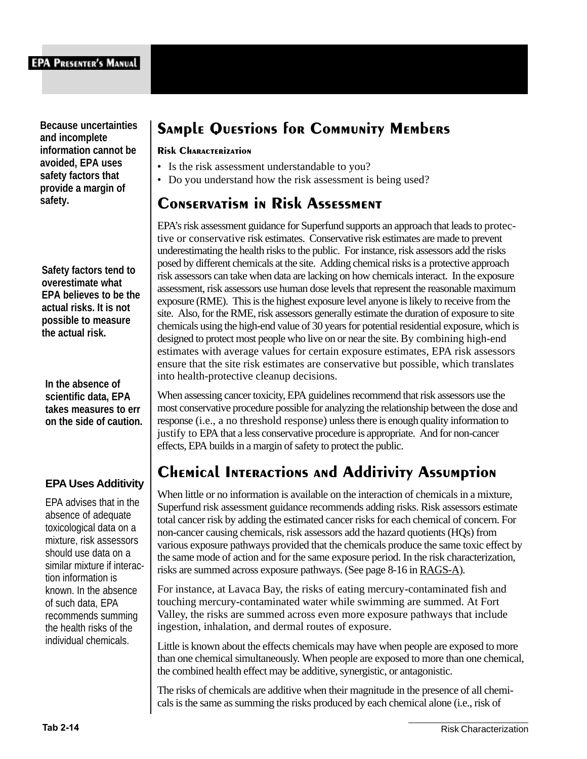## Sample Questions for Community Members

### Risk Characterization

- Is the risk assessment understandable to you?
- Do you understand how the risk assessment is being used?

**Because uncertainties and incomplete information cannot be avoided, EPA uses safety factors that provide a margin of safety.**

## Conservatism in Risk Assessment

EPA's risk assessment guidance for Superfund supports an approach that leads to protective or conservative risk estimates. Conservative risk estimates are made to prevent underestimating the health risks to the public. For instance, risk assessors add the risks posed by different chemicals at the site. Adding chemical risks is a protective approach risk assessors can take when data are lacking on how chemicals interact. In the exposure assessment, risk assessors use human dose levels that represent the reasonable maximum exposure (RME). This is the highest exposure level anyone is likely to receive from the site. Also, for the RME, risk assessors generally estimate the duration of exposure to site chemicals using the high-end value of 30 years for potential residential exposure, which is designed to protect most people who live on or near the site. By combining high-end estimates with average values for certain exposure estimates, EPA risk assessors ensure that the site risk estimates are conservative but possible, which translates into health-protective cleanup decisions.

**Safety factors tend to overestimate what EPA believes to be the actual risks. It is not possible to measure the actual risk.**

When assessing cancer toxicity, EPA guidelines recommend that risk assessors use the most conservative procedure possible for analyzing the relationship between the dose and response (i.e., a no threshold response) unless there is enough quality information to justify to EPA that a less conservative procedure is appropriate. And for non-cancer effects, EPA builds in a margin of safety to protect the public.

**In the absence of scientific data, EPA takes measures to err on the side of caution.**

## Chemical Interactions and Additivity Assumption

When little or no information is available on the interaction of chemicals in a mixture, Superfund risk assessment guidance recommends adding risks. Risk assessors estimate total cancer risk by adding the estimated cancer risks for each chemical of concern. For non-cancer causing chemicals, risk assessors add the hazard quotients (HQs) from various exposure pathways provided that the chemicals produce the same toxic effect by the same mode of action and for the same exposure period. In the risk characterization, risks are summed across exposure pathways. (See page 8-16 in RAGS-A).

**EPA Uses Additivity**

EPA advises that in the absence of adequate toxicological data on a mixture, risk assessors should use data on a similar mixture if interaction information is known. In the absence of such data, EPA recommends summing the health risks of the individual chemicals.

For instance, at Lavaca Bay, the risks of eating mercury-contaminated fish and touching mercury-contaminated water while swimming are summed. At Fort Valley, the risks are summed across even more exposure pathways that include ingestion, inhalation, and dermal routes of exposure.

Little is known about the effects chemicals may have when people are exposed to more than one chemical simultaneously. When people are exposed to more than one chemical, the combined health effect may be additive, synergistic, or antagonistic.

The risks of chemicals are additive when their magnitude in the presence of all chemicals is the same as summing the risks produced by each chemical alone (i.e., risk of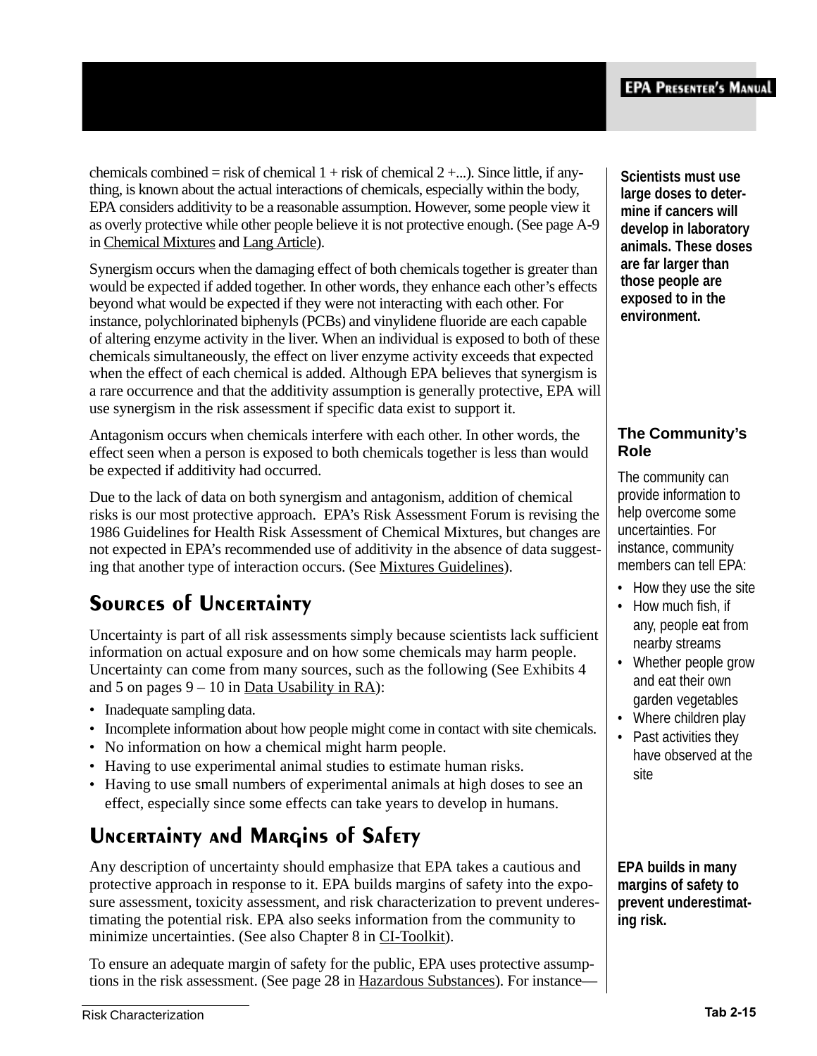chemicals combined = risk of chemical 1 + risk of chemical 2 +...). Since little, if any-thing, is known about the actual interactions of chemicals, especially within the body, EPA considers additivity to be a reasonable assumption. However, some people view it as overly protective while other people believe it is not protective enough. (See page A-9 in Chemical Mixtures and Lang Article).

Synergism occurs when the damaging effect of both chemicals together is greater than would be expected if added together. In other words, they enhance each other's effects beyond what would be expected if they were not interacting with each other. For instance, polychlorinated biphenyls (PCBs) and vinylidene fluoride are each capable of altering enzyme activity in the liver. When an individual is exposed to both of these chemicals simultaneously, the effect on liver enzyme activity exceeds that expected when the effect of each chemical is added. Although EPA believes that synergism is a rare occurrence and that the additivity assumption is generally protective, EPA will use synergism in the risk assessment if specific data exist to support it.

Antagonism occurs when chemicals interfere with each other. In other words, the effect seen when a person is exposed to both chemicals together is less than would be expected if additivity had occurred.

Due to the lack of data on both synergism and antagonism, addition of chemical risks is our most protective approach. EPA's Risk Assessment Forum is revising the 1986 Guidelines for Health Risk Assessment of Chemical Mixtures, but changes are not expected in EPA's recommended use of additivity in the absence of data suggest-ing that another type of interaction occurs. (See Mixtures Guidelines).

**Scientists must use large doses to deter-mine if cancers will develop in laboratory animals. These doses are far larger than those people are exposed to in the environment.**

### The Community's Role

The community can provide information to help overcome some uncertainties. For instance, community members can tell EPA:

- How they use the site
- How much fish, if any, people eat from nearby streams
- Whether people grow and eat their own garden vegetables
- Where children play
- Past activities they have observed at the site

## Sources of Uncertainty

Uncertainty is part of all risk assessments simply because scientists lack sufficient information on actual exposure and on how some chemicals may harm people. Uncertainty can come from many sources, such as the following (See Exhibits 4 and 5 on pages 9 – 10 in Data Usability in RA):

- Inadequate sampling data.
- Incomplete information about how people might come in contact with site chemicals.
- No information on how a chemical might harm people.
- Having to use experimental animal studies to estimate human risks.
- Having to use small numbers of experimental animals at high doses to see an effect, especially since some effects can take years to develop in humans.

## Uncertainty and Margins of Safety

Any description of uncertainty should emphasize that EPA takes a cautious and protective approach in response to it. EPA builds margins of safety into the expo-sure assessment, toxicity assessment, and risk characterization to prevent underes-timating the potential risk. EPA also seeks information from the community to minimize uncertainties. (See also Chapter 8 in CI-Toolkit).

**EPA builds in many margins of safety to prevent underestimat-ing risk.**

To ensure an adequate margin of safety for the public, EPA uses protective assump-tions in the risk assessment. (See page 28 in Hazardous Substances). For instance—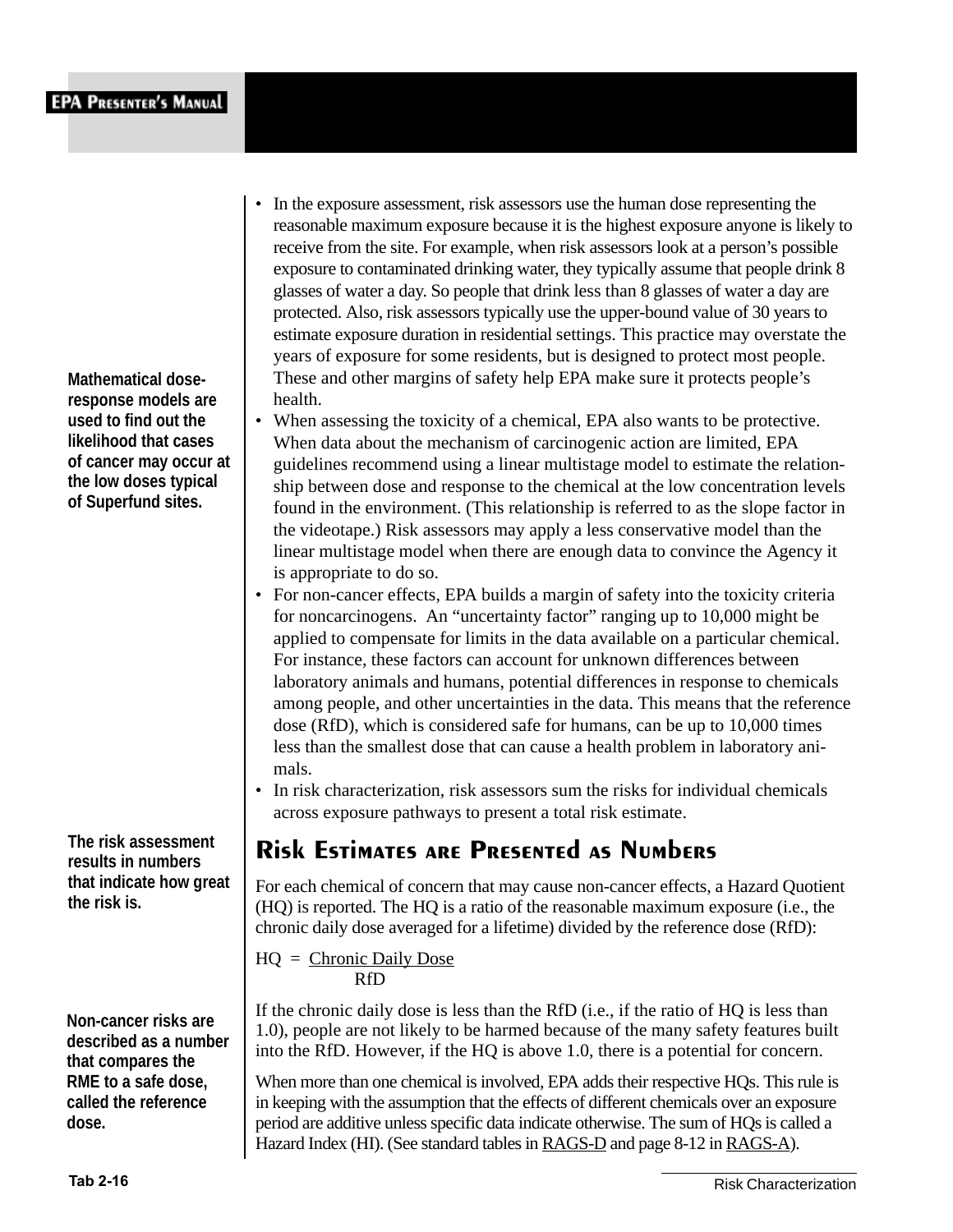- In the exposure assessment, risk assessors use the human dose representing the reasonable maximum exposure because it is the highest exposure anyone is likely to receive from the site. For example, when risk assessors look at a person's possible exposure to contaminated drinking water, they typically assume that people drink 8 glasses of water a day. So people that drink less than 8 glasses of water a day are protected. Also, risk assessors typically use the upper-bound value of 30 years to estimate exposure duration in residential settings. This practice may overstate the years of exposure for some residents, but is designed to protect most people. These and other margins of safety help EPA make sure it protects people's health.
- When assessing the toxicity of a chemical, EPA also wants to be protective. When data about the mechanism of carcinogenic action are limited, EPA guidelines recommend using a linear multistage model to estimate the relationship between dose and response to the chemical at the low concentration levels found in the environment. (This relationship is referred to as the slope factor in the videotape.) Risk assessors may apply a less conservative model than the linear multistage model when there are enough data to convince the Agency it is appropriate to do so.
- For non-cancer effects, EPA builds a margin of safety into the toxicity criteria for noncarcinogens. An "uncertainty factor" ranging up to 10,000 might be applied to compensate for limits in the data available on a particular chemical. For instance, these factors can account for unknown differences between laboratory animals and humans, potential differences in response to chemicals among people, and other uncertainties in the data. This means that the reference dose (RfD), which is considered safe for humans, can be up to 10,000 times less than the smallest dose that can cause a health problem in laboratory animals.
- In risk characterization, risk assessors sum the risks for individual chemicals across exposure pathways to present a total risk estimate.

**Mathematical dose-response models are used to find out the likelihood that cases of cancer may occur at the low doses typical of Superfund sites.**

## Risk Estimates are Presented as Numbers

**The risk assessment results in numbers that indicate how great the risk is.**

For each chemical of concern that may cause non-cancer effects, a Hazard Quotient (HQ) is reported. The HQ is a ratio of the reasonable maximum exposure (i.e., the chronic daily dose averaged for a lifetime) divided by the reference dose (RfD):

$$HQ = \frac{\text{Chronic Daily Dose}}{\text{RfD}}$$

**Non-cancer risks are described as a number that compares the RME to a safe dose, called the reference dose.**

If the chronic daily dose is less than the RfD (i.e., if the ratio of HQ is less than 1.0), people are not likely to be harmed because of the many safety features built into the RfD. However, if the HQ is above 1.0, there is a potential for concern.

When more than one chemical is involved, EPA adds their respective HQs. This rule is in keeping with the assumption that the effects of different chemicals over an exposure period are additive unless specific data indicate otherwise. The sum of HQs is called a Hazard Index (HI). (See standard tables in RAGS-D and page 8-12 in RAGS-A).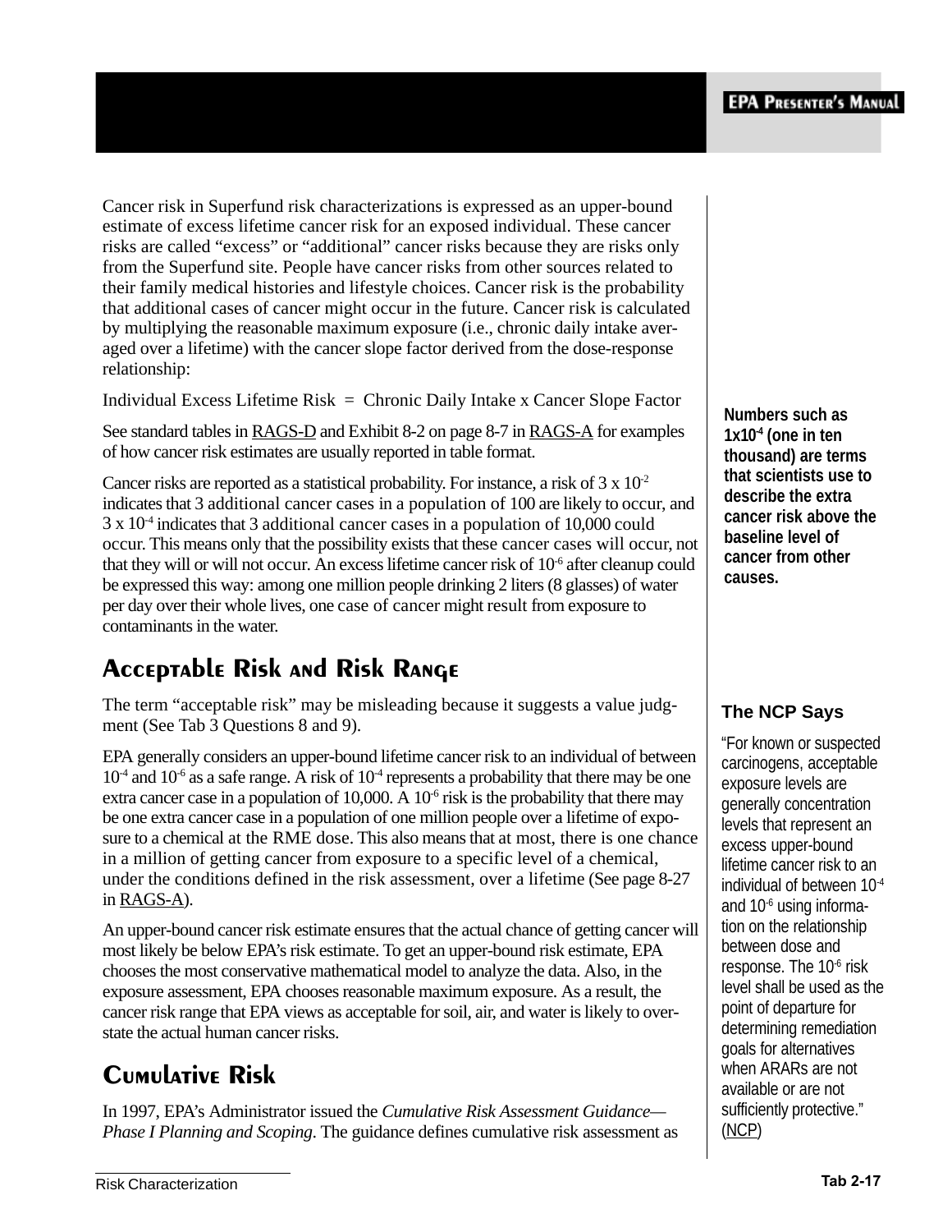Cancer risk in Superfund risk characterizations is expressed as an upper-bound estimate of excess lifetime cancer risk for an exposed individual. These cancer risks are called "excess" or "additional" cancer risks because they are risks only from the Superfund site. People have cancer risks from other sources related to their family medical histories and lifestyle choices. Cancer risk is the probability that additional cases of cancer might occur in the future. Cancer risk is calculated by multiplying the reasonable maximum exposure (i.e., chronic daily intake averaged over a lifetime) with the cancer slope factor derived from the dose-response relationship:

Individual Excess Lifetime Risk = Chronic Daily Intake x Cancer Slope Factor

See standard tables in RAGS-D and Exhibit 8-2 on page 8-7 in RAGS-A for examples of how cancer risk estimates are usually reported in table format.

Cancer risks are reported as a statistical probability. For instance, a risk of 3 x $10^{-2}$ indicates that 3 additional cancer cases in a population of 100 are likely to occur, and 3 x $10^{-4}$ indicates that 3 additional cancer cases in a population of 10,000 could occur. This means only that the possibility exists that these cancer cases will occur, not that they will or will not occur. An excess lifetime cancer risk of $10^{-6}$ after cleanup could be expressed this way: among one million people drinking 2 liters (8 glasses) of water per day over their whole lives, one case of cancer might result from exposure to contaminants in the water.

**Numbers such as 1x$10^{-4}$ (one in ten thousand) are terms that scientists use to describe the extra cancer risk above the baseline level of cancer from other causes.**

## Acceptable Risk and Risk Range

The term "acceptable risk" may be misleading because it suggests a value judgment (See Tab 3 Questions 8 and 9).

EPA generally considers an upper-bound lifetime cancer risk to an individual of between $10^{-4}$ and $10^{-6}$ as a safe range. A risk of $10^{-4}$ represents a probability that there may be one extra cancer case in a population of 10,000. A $10^{-6}$ risk is the probability that there may be one extra cancer case in a population of one million people over a lifetime of exposure to a chemical at the RME dose. This also means that at most, there is one chance in a million of getting cancer from exposure to a specific level of a chemical, under the conditions defined in the risk assessment, over a lifetime (See page 8-27 in RAGS-A).

An upper-bound cancer risk estimate ensures that the actual chance of getting cancer will most likely be below EPA's risk estimate. To get an upper-bound risk estimate, EPA chooses the most conservative mathematical model to analyze the data. Also, in the exposure assessment, EPA chooses reasonable maximum exposure. As a result, the cancer risk range that EPA views as acceptable for soil, air, and water is likely to overstate the actual human cancer risks.

### The NCP Says

"For known or suspected carcinogens, acceptable exposure levels are generally concentration levels that represent an excess upper-bound lifetime cancer risk to an individual of between $10^{-4}$ and $10^{-6}$ using information on the relationship between dose and response. The $10^{-6}$ risk level shall be used as the point of departure for determining remediation goals for alternatives when ARARs are not available or are not sufficiently protective." (NCP)

## Cumulative Risk

In 1997, EPA's Administrator issued the *Cumulative Risk Assessment Guidance—Phase I Planning and Scoping*. The guidance defines cumulative risk assessment as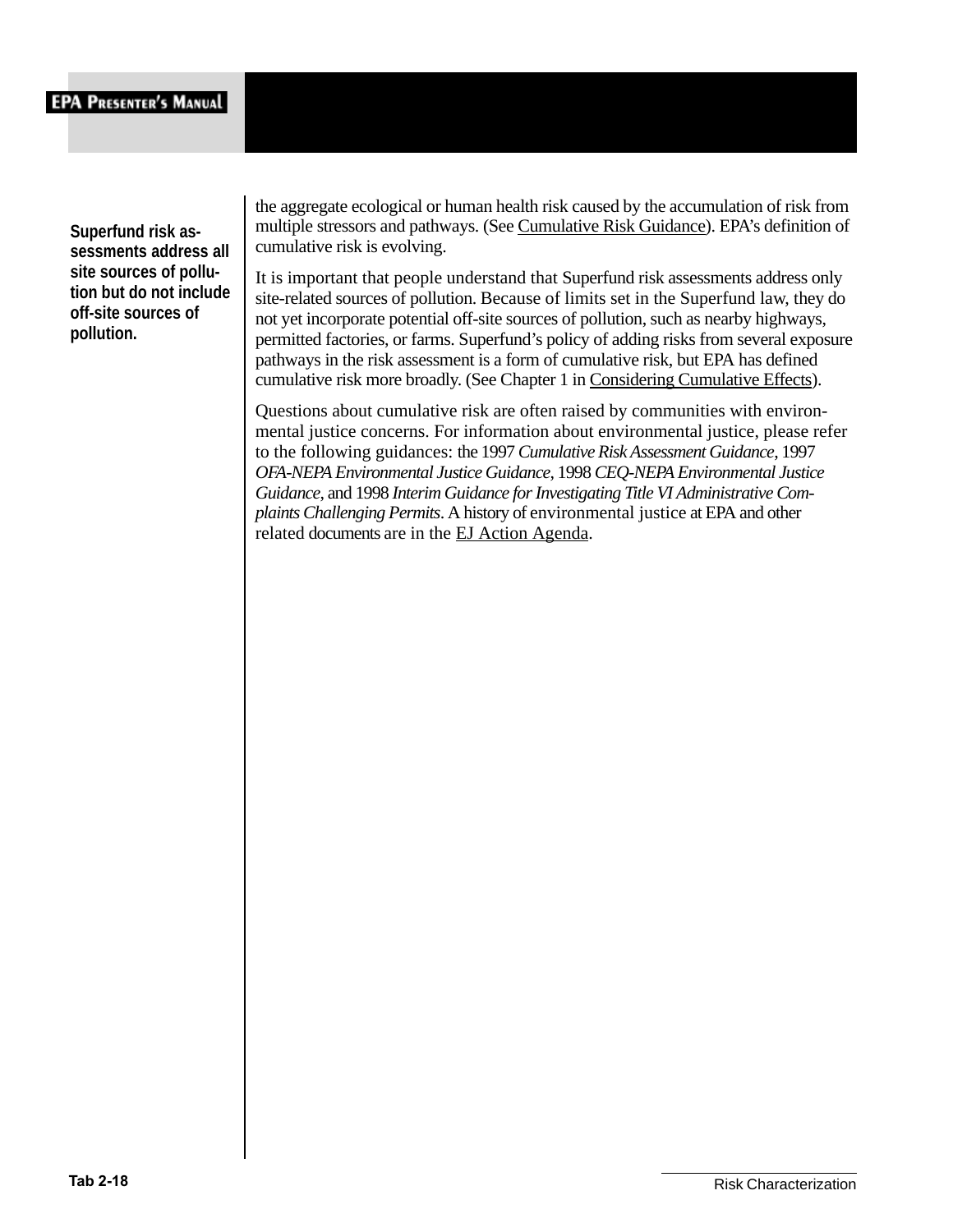**Superfund risk assessments address all site sources of pollution but do not include off-site sources of pollution.**

the aggregate ecological or human health risk caused by the accumulation of risk from multiple stressors and pathways. (See Cumulative Risk Guidance). EPA's definition of cumulative risk is evolving.

It is important that people understand that Superfund risk assessments address only site-related sources of pollution. Because of limits set in the Superfund law, they do not yet incorporate potential off-site sources of pollution, such as nearby highways, permitted factories, or farms. Superfund's policy of adding risks from several exposure pathways in the risk assessment is a form of cumulative risk, but EPA has defined cumulative risk more broadly. (See Chapter 1 in Considering Cumulative Effects).

Questions about cumulative risk are often raised by communities with environmental justice concerns. For information about environmental justice, please refer to the following guidances: the 1997 *Cumulative Risk Assessment Guidance*, 1997 *OFA-NEPA Environmental Justice Guidance*, 1998 *CEQ-NEPA Environmental Justice Guidance*, and 1998 *Interim Guidance for Investigating Title VI Administrative Complaints Challenging Permits*. A history of environmental justice at EPA and other related documents are in the EJ Action Agenda.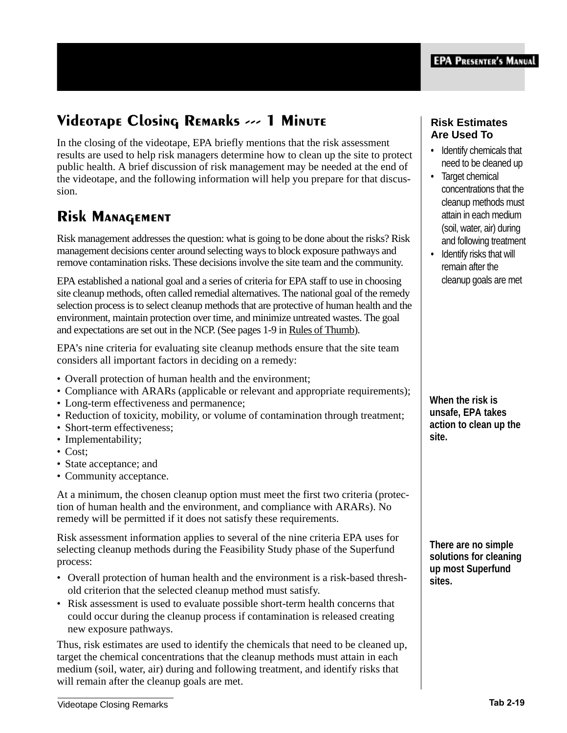## Videotape Closing Remarks --- 1 Minute

In the closing of the videotape, EPA briefly mentions that the risk assessment results are used to help risk managers determine how to clean up the site to protect public health. A brief discussion of risk management may be needed at the end of the videotape, and the following information will help you prepare for that discussion.

**Risk Estimates Are Used To**

- Identify chemicals that need to be cleaned up
- Target chemical concentrations that the cleanup methods must attain in each medium (soil, water, air) during and following treatment
- Identify risks that will remain after the cleanup goals are met

## Risk Management

Risk management addresses the question: what is going to be done about the risks? Risk management decisions center around selecting ways to block exposure pathways and remove contamination risks. These decisions involve the site team and the community.

EPA established a national goal and a series of criteria for EPA staff to use in choosing site cleanup methods, often called remedial alternatives. The national goal of the remedy selection process is to select cleanup methods that are protective of human health and the environment, maintain protection over time, and minimize untreated wastes. The goal and expectations are set out in the NCP. (See pages 1-9 in Rules of Thumb).

EPA's nine criteria for evaluating site cleanup methods ensure that the site team considers all important factors in deciding on a remedy:

- Overall protection of human health and the environment;
- Compliance with ARARs (applicable or relevant and appropriate requirements);
- Long-term effectiveness and permanence;
- Reduction of toxicity, mobility, or volume of contamination through treatment;
- Short-term effectiveness;
- Implementability;
- Cost;
- State acceptance; and
- Community acceptance.

**When the risk is unsafe, EPA takes action to clean up the site.**

At a minimum, the chosen cleanup option must meet the first two criteria (protection of human health and the environment, and compliance with ARARs). No remedy will be permitted if it does not satisfy these requirements.

Risk assessment information applies to several of the nine criteria EPA uses for selecting cleanup methods during the Feasibility Study phase of the Superfund process:

- Overall protection of human health and the environment is a risk-based threshold criterion that the selected cleanup method must satisfy.
- Risk assessment is used to evaluate possible short-term health concerns that could occur during the cleanup process if contamination is released creating new exposure pathways.

**There are no simple solutions for cleaning up most Superfund sites.**

Thus, risk estimates are used to identify the chemicals that need to be cleaned up, target the chemical concentrations that the cleanup methods must attain in each medium (soil, water, air) during and following treatment, and identify risks that will remain after the cleanup goals are met.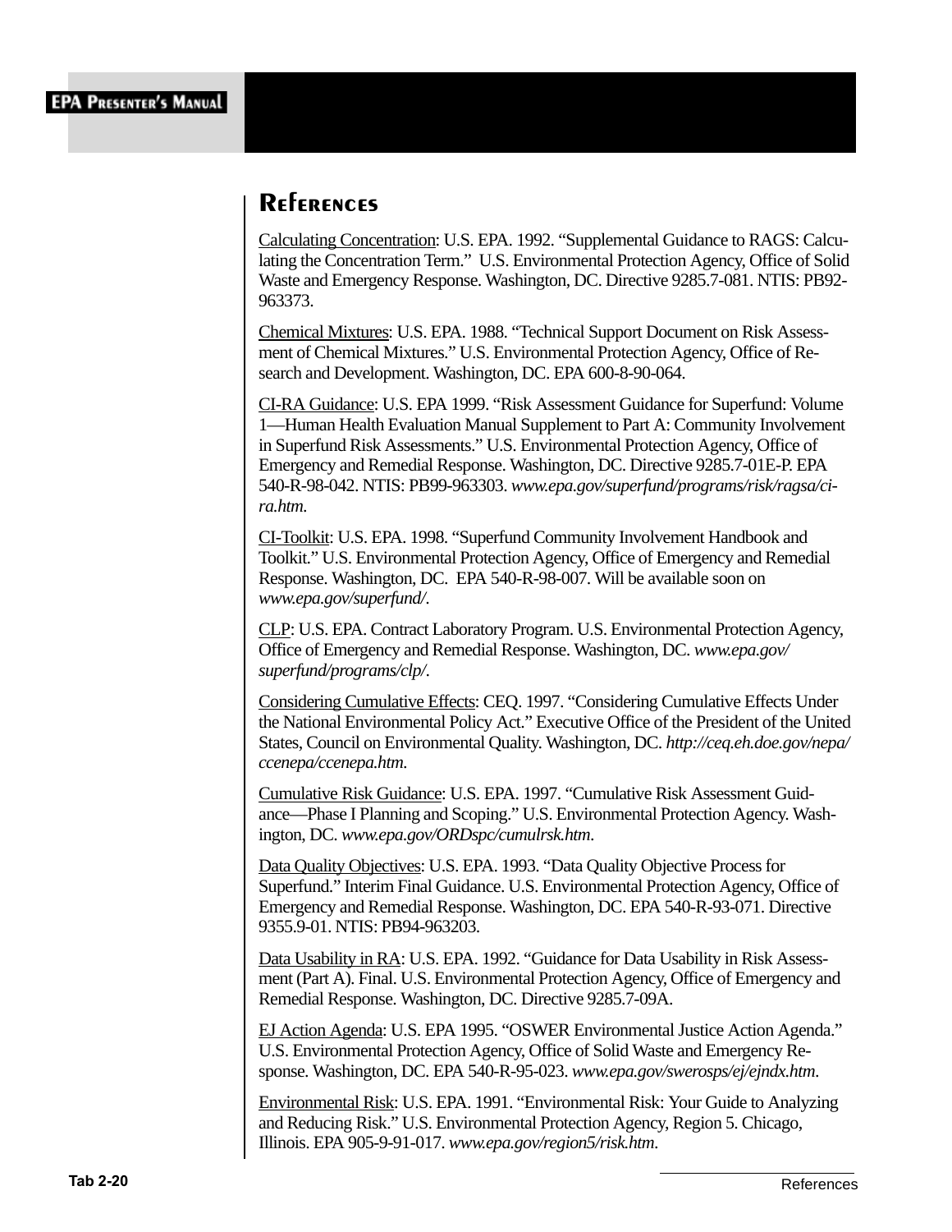## References

<u>Calculating Concentration</u>: U.S. EPA. 1992. "Supplemental Guidance to RAGS: Calculating the Concentration Term." U.S. Environmental Protection Agency, Office of Solid Waste and Emergency Response. Washington, DC. Directive 9285.7-081. NTIS: PB92-963373.

<u>Chemical Mixtures</u>: U.S. EPA. 1988. "Technical Support Document on Risk Assessment of Chemical Mixtures." U.S. Environmental Protection Agency, Office of Research and Development. Washington, DC. EPA 600-8-90-064.

<u>CI-RA Guidance</u>: U.S. EPA 1999. "Risk Assessment Guidance for Superfund: Volume 1—Human Health Evaluation Manual Supplement to Part A: Community Involvement in Superfund Risk Assessments." U.S. Environmental Protection Agency, Office of Emergency and Remedial Response. Washington, DC. Directive 9285.7-01E-P. EPA 540-R-98-042. NTIS: PB99-963303. *www.epa.gov/superfund/programs/risk/ragsa/ci-ra.htm.*

<u>CI-Toolkit</u>: U.S. EPA. 1998. "Superfund Community Involvement Handbook and Toolkit." U.S. Environmental Protection Agency, Office of Emergency and Remedial Response. Washington, DC. EPA 540-R-98-007. Will be available soon on *www.epa.gov/superfund/.*

<u>CLP</u>: U.S. EPA. Contract Laboratory Program. U.S. Environmental Protection Agency, Office of Emergency and Remedial Response. Washington, DC. *www.epa.gov/superfund/programs/clp/.*

<u>Considering Cumulative Effects</u>: CEQ. 1997. "Considering Cumulative Effects Under the National Environmental Policy Act." Executive Office of the President of the United States, Council on Environmental Quality. Washington, DC. *http://ceq.eh.doe.gov/nepa/ccenepa/ccenepa.htm.*

<u>Cumulative Risk Guidance</u>: U.S. EPA. 1997. "Cumulative Risk Assessment Guidance—Phase I Planning and Scoping." U.S. Environmental Protection Agency. Washington, DC. *www.epa.gov/ORDspc/cumulrsk.htm.*

<u>Data Quality Objectives</u>: U.S. EPA. 1993. "Data Quality Objective Process for Superfund." Interim Final Guidance. U.S. Environmental Protection Agency, Office of Emergency and Remedial Response. Washington, DC. EPA 540-R-93-071. Directive 9355.9-01. NTIS: PB94-963203.

<u>Data Usability in RA</u>: U.S. EPA. 1992. "Guidance for Data Usability in Risk Assessment (Part A). Final. U.S. Environmental Protection Agency, Office of Emergency and Remedial Response. Washington, DC. Directive 9285.7-09A.

<u>EJ Action Agenda</u>: U.S. EPA 1995. "OSWER Environmental Justice Action Agenda." U.S. Environmental Protection Agency, Office of Solid Waste and Emergency Response. Washington, DC. EPA 540-R-95-023. *www.epa.gov/swerosps/ej/ejndx.htm.*

<u>Environmental Risk</u>: U.S. EPA. 1991. "Environmental Risk: Your Guide to Analyzing and Reducing Risk." U.S. Environmental Protection Agency, Region 5. Chicago, Illinois. EPA 905-9-91-017. *www.epa.gov/region5/risk.htm.*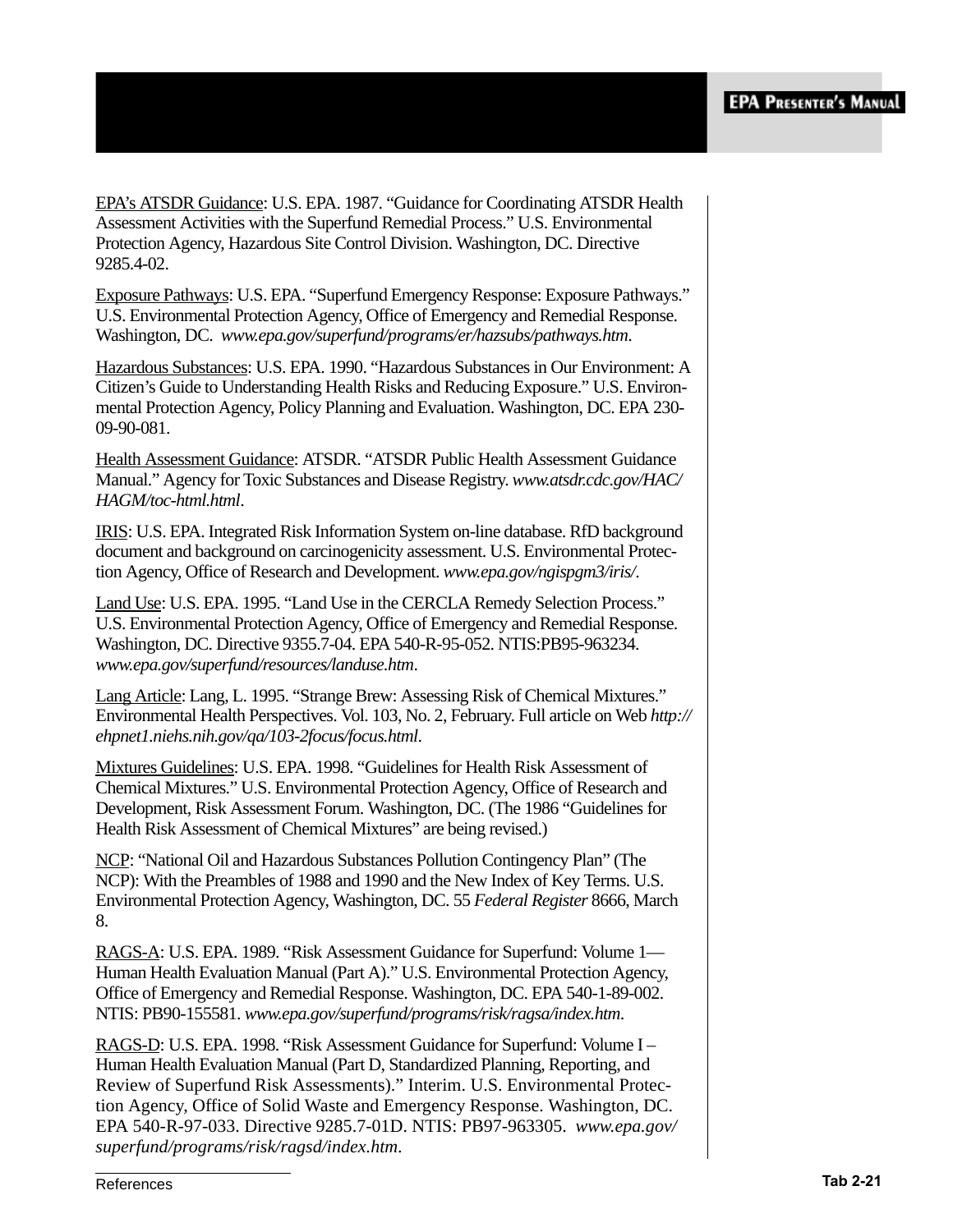<u>EPA's ATSDR Guidance</u>: U.S. EPA. 1987. "Guidance for Coordinating ATSDR Health Assessment Activities with the Superfund Remedial Process." U.S. Environmental Protection Agency, Hazardous Site Control Division. Washington, DC. Directive 9285.4-02.

<u>Exposure Pathways</u>: U.S. EPA. "Superfund Emergency Response: Exposure Pathways." U.S. Environmental Protection Agency, Office of Emergency and Remedial Response. Washington, DC. *www.epa.gov/superfund/programs/er/hazsubs/pathways.htm*.

<u>Hazardous Substances</u>: U.S. EPA. 1990. "Hazardous Substances in Our Environment: A Citizen's Guide to Understanding Health Risks and Reducing Exposure." U.S. Environmental Protection Agency, Policy Planning and Evaluation. Washington, DC. EPA 230-09-90-081.

<u>Health Assessment Guidance</u>: ATSDR. "ATSDR Public Health Assessment Guidance Manual." Agency for Toxic Substances and Disease Registry. *www.atsdr.cdc.gov/HAC/HAGM/toc-html.html*.

<u>IRIS</u>: U.S. EPA. Integrated Risk Information System on-line database. RfD background document and background on carcinogenicity assessment. U.S. Environmental Protection Agency, Office of Research and Development. *www.epa.gov/ngispgm3/iris/*.

<u>Land Use</u>: U.S. EPA. 1995. "Land Use in the CERCLA Remedy Selection Process." U.S. Environmental Protection Agency, Office of Emergency and Remedial Response. Washington, DC. Directive 9355.7-04. EPA 540-R-95-052. NTIS:PB95-963234. *www.epa.gov/superfund/resources/landuse.htm*.

<u>Lang Article</u>: Lang, L. 1995. "Strange Brew: Assessing Risk of Chemical Mixtures." Environmental Health Perspectives. Vol. 103, No. 2, February. Full article on Web *http://ehpnet1.niehs.nih.gov/qa/103-2focus/focus.html*.

<u>Mixtures Guidelines</u>: U.S. EPA. 1998. "Guidelines for Health Risk Assessment of Chemical Mixtures." U.S. Environmental Protection Agency, Office of Research and Development, Risk Assessment Forum. Washington, DC. (The 1986 "Guidelines for Health Risk Assessment of Chemical Mixtures" are being revised.)

<u>NCP</u>: "National Oil and Hazardous Substances Pollution Contingency Plan" (The NCP): With the Preambles of 1988 and 1990 and the New Index of Key Terms. U.S. Environmental Protection Agency, Washington, DC. 55 *Federal Register* 8666, March 8.

<u>RAGS-A</u>: U.S. EPA. 1989. "Risk Assessment Guidance for Superfund: Volume 1—Human Health Evaluation Manual (Part A)." U.S. Environmental Protection Agency, Office of Emergency and Remedial Response. Washington, DC. EPA 540-1-89-002. NTIS: PB90-155581. *www.epa.gov/superfund/programs/risk/ragsa/index.htm*.

<u>RAGS-D</u>: U.S. EPA. 1998. "Risk Assessment Guidance for Superfund: Volume I – Human Health Evaluation Manual (Part D, Standardized Planning, Reporting, and Review of Superfund Risk Assessments)." Interim. U.S. Environmental Protection Agency, Office of Solid Waste and Emergency Response. Washington, DC. EPA 540-R-97-033. Directive 9285.7-01D. NTIS: PB97-963305. *www.epa.gov/superfund/programs/risk/ragsd/index.htm*.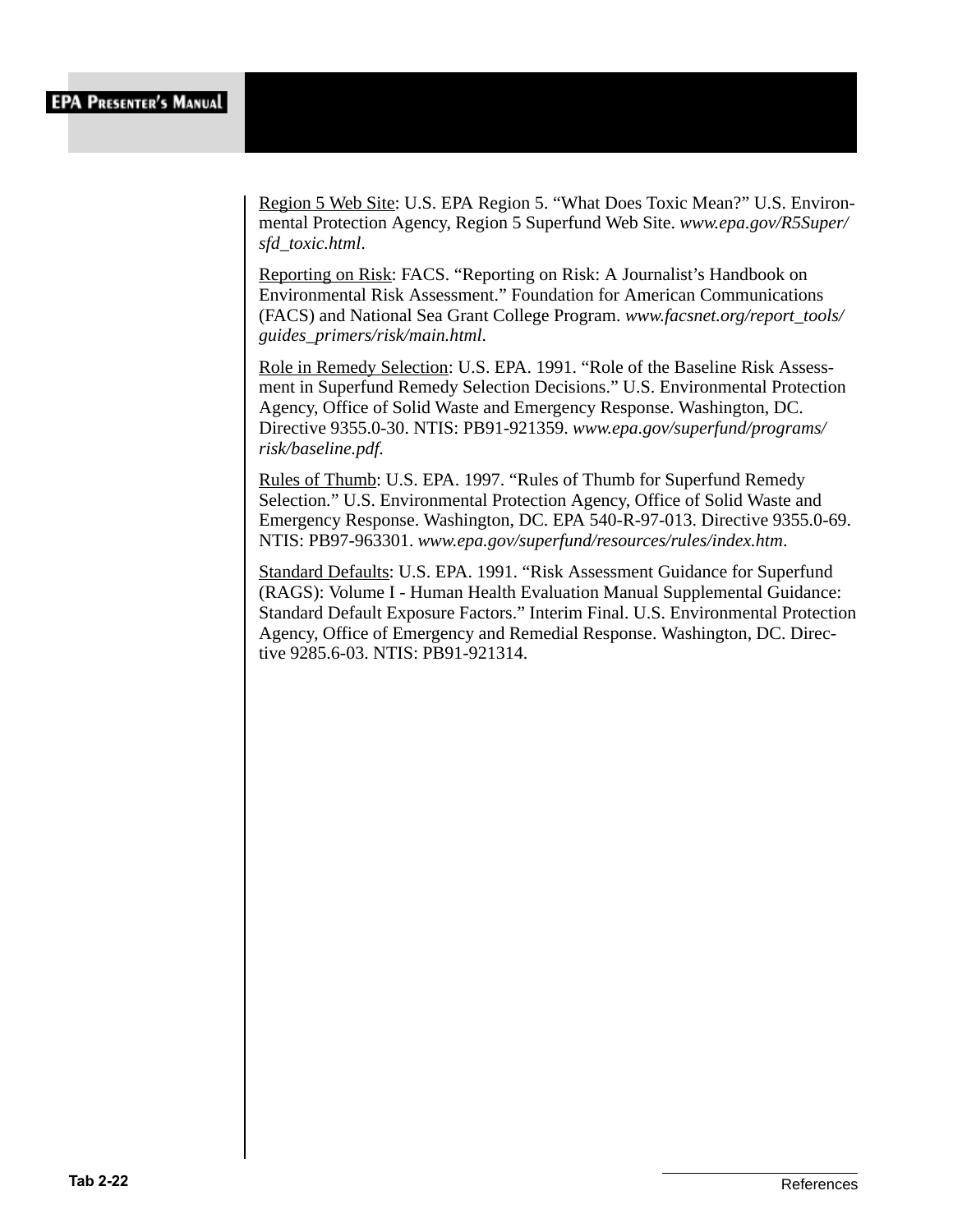<u>Region 5 Web Site</u>: U.S. EPA Region 5. "What Does Toxic Mean?" U.S. Environmental Protection Agency, Region 5 Superfund Web Site. *www.epa.gov/R5Super/sfd_toxic.html*.

<u>Reporting on Risk</u>: FACS. "Reporting on Risk: A Journalist's Handbook on Environmental Risk Assessment." Foundation for American Communications (FACS) and National Sea Grant College Program. *www.facsnet.org/report_tools/guides_primers/risk/main.html*.

<u>Role in Remedy Selection</u>: U.S. EPA. 1991. "Role of the Baseline Risk Assessment in Superfund Remedy Selection Decisions." U.S. Environmental Protection Agency, Office of Solid Waste and Emergency Response. Washington, DC. Directive 9355.0-30. NTIS: PB91-921359. *www.epa.gov/superfund/programs/risk/baseline.pdf*.

<u>Rules of Thumb</u>: U.S. EPA. 1997. "Rules of Thumb for Superfund Remedy Selection." U.S. Environmental Protection Agency, Office of Solid Waste and Emergency Response. Washington, DC. EPA 540-R-97-013. Directive 9355.0-69. NTIS: PB97-963301. *www.epa.gov/superfund/resources/rules/index.htm*.

<u>Standard Defaults</u>: U.S. EPA. 1991. "Risk Assessment Guidance for Superfund (RAGS): Volume I - Human Health Evaluation Manual Supplemental Guidance: Standard Default Exposure Factors." Interim Final. U.S. Environmental Protection Agency, Office of Emergency and Remedial Response. Washington, DC. Directive 9285.6-03. NTIS: PB91-921314.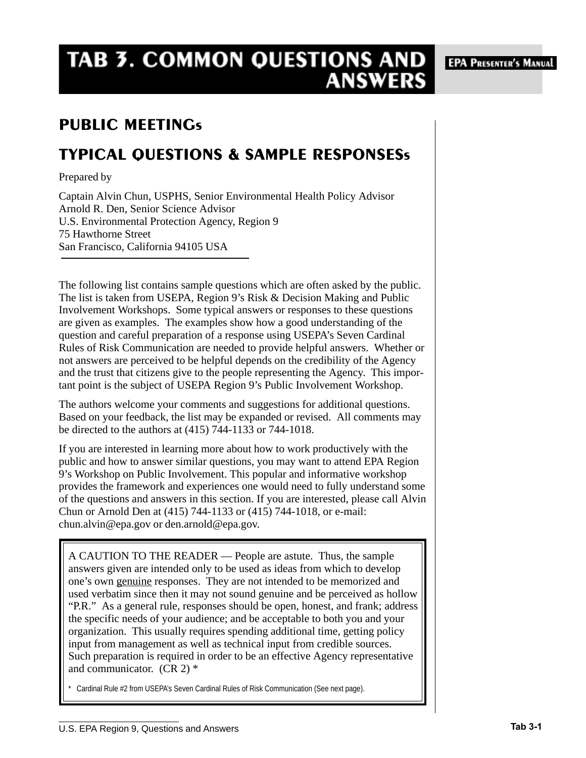// PUBLIC MEETINGs

## TYPICAL QUESTIONS & SAMPLE RESPONSESs

Prepared by

Captain Alvin Chun, USPHS, Senior Environmental Health Policy Advisor
Arnold R. Den, Senior Science Advisor
U.S. Environmental Protection Agency, Region 9
75 Hawthorne Street
San Francisco, California 94105 USA

---

The following list contains sample questions which are often asked by the public. The list is taken from USEPA, Region 9's Risk & Decision Making and Public Involvement Workshops. Some typical answers or responses to these questions are given as examples. The examples show how a good understanding of the question and careful preparation of a response using USEPA's Seven Cardinal Rules of Risk Communication are needed to provide helpful answers. Whether or not answers are perceived to be helpful depends on the credibility of the Agency and the trust that citizens give to the people representing the Agency. This important point is the subject of USEPA Region 9's Public Involvement Workshop.

The authors welcome your comments and suggestions for additional questions. Based on your feedback, the list may be expanded or revised. All comments may be directed to the authors at (415) 744-1133 or 744-1018.

If you are interested in learning more about how to work productively with the public and how to answer similar questions, you may want to attend EPA Region 9's Workshop on Public Involvement. This popular and informative workshop provides the framework and experiences one would need to fully understand some of the questions and answers in this section. If you are interested, please call Alvin Chun or Arnold Den at (415) 744-1133 or (415) 744-1018, or e-mail: chun.alvin@epa.gov or den.arnold@epa.gov.

> A CAUTION TO THE READER — People are astute. Thus, the sample answers given are intended only to be used as ideas from which to develop one's own genuine responses. They are not intended to be memorized and used verbatim since then it may not sound genuine and be perceived as hollow "P.R." As a general rule, responses should be open, honest, and frank; address the specific needs of your audience; and be acceptable to both you and your organization. This usually requires spending additional time, getting policy input from management as well as technical input from credible sources. Such preparation is required in order to be an effective Agency representative and communicator. (CR 2) *
>
> * Cardinal Rule #2 from USEPA's Seven Cardinal Rules of Risk Communication (See next page).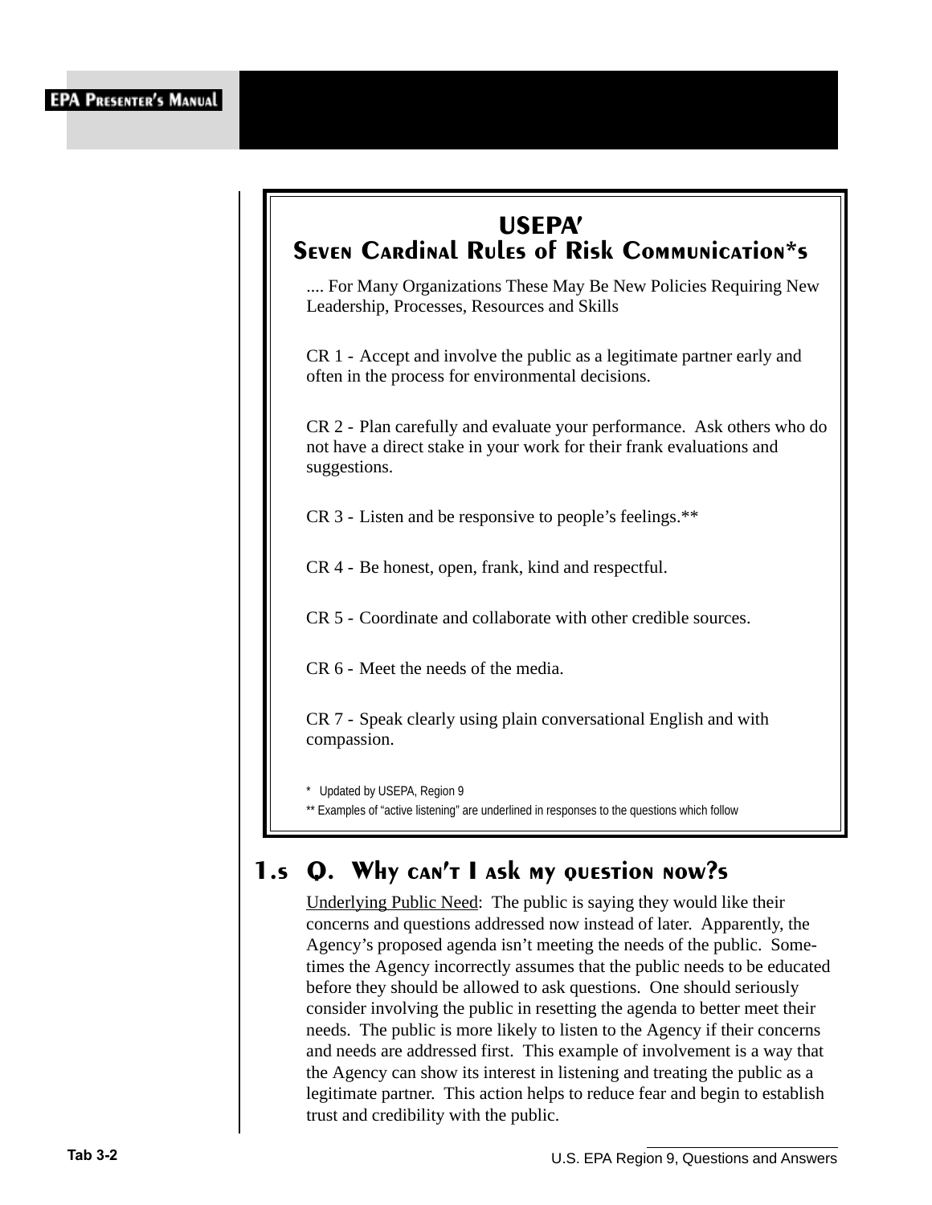## USEPA'
## Seven Cardinal Rules of Risk Communication*s

.... For Many Organizations These May Be New Policies Requiring New Leadership, Processes, Resources and Skills

CR 1 - Accept and involve the public as a legitimate partner early and often in the process for environmental decisions.

CR 2 - Plan carefully and evaluate your performance. Ask others who do not have a direct stake in your work for their frank evaluations and suggestions.

CR 3 - Listen and be responsive to people's feelings.**

CR 4 - Be honest, open, frank, kind and respectful.

CR 5 - Coordinate and collaborate with other credible sources.

CR 6 - Meet the needs of the media.

CR 7 - Speak clearly using plain conversational English and with compassion.

\* Updated by USEPA, Region 9

** Examples of "active listening" are underlined in responses to the questions which follow

## 1.s Q. Why can't I ask my question now?s

Underlying Public Need: The public is saying they would like their concerns and questions addressed now instead of later. Apparently, the Agency's proposed agenda isn't meeting the needs of the public. Sometimes the Agency incorrectly assumes that the public needs to be educated before they should be allowed to ask questions. One should seriously consider involving the public in resetting the agenda to better meet their needs. The public is more likely to listen to the Agency if their concerns and needs are addressed first. This example of involvement is a way that the Agency can show its interest in listening and treating the public as a legitimate partner. This action helps to reduce fear and begin to establish trust and credibility with the public.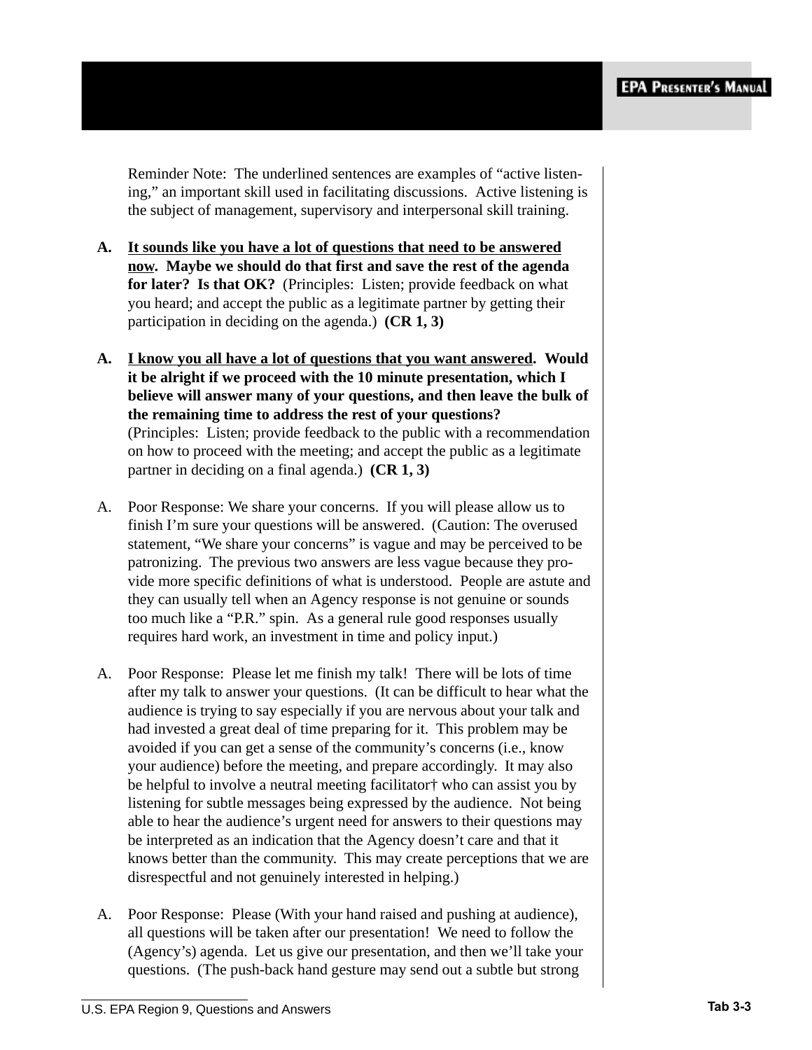Reminder Note: The underlined sentences are examples of "active listening," an important skill used in facilitating discussions. Active listening is the subject of management, supervisory and interpersonal skill training.

A. <u>**It sounds like you have a lot of questions that need to be answered now**</u>**. Maybe we should do that first and save the rest of the agenda for later? Is that OK?** (Principles: Listen; provide feedback on what you heard; and accept the public as a legitimate partner by getting their participation in deciding on the agenda.) **(CR 1, 3)**

A. <u>**I know you all have a lot of questions that you want answered**</u>**. Would it be alright if we proceed with the 10 minute presentation, which I believe will answer many of your questions, and then leave the bulk of the remaining time to address the rest of your questions?** (Principles: Listen; provide feedback to the public with a recommendation on how to proceed with the meeting; and accept the public as a legitimate partner in deciding on a final agenda.) **(CR 1, 3)**

A. Poor Response: We share your concerns. If you will please allow us to finish I'm sure your questions will be answered. (Caution: The overused statement, "We share your concerns" is vague and may be perceived to be patronizing. The previous two answers are less vague because they provide more specific definitions of what is understood. People are astute and they can usually tell when an Agency response is not genuine or sounds too much like a "P.R." spin. As a general rule good responses usually requires hard work, an investment in time and policy input.)

A. Poor Response: Please let me finish my talk! There will be lots of time after my talk to answer your questions. (It can be difficult to hear what the audience is trying to say especially if you are nervous about your talk and had invested a great deal of time preparing for it. This problem may be avoided if you can get a sense of the community's concerns (i.e., know your audience) before the meeting, and prepare accordingly. It may also be helpful to involve a neutral meeting facilitator† who can assist you by listening for subtle messages being expressed by the audience. Not being able to hear the audience's urgent need for answers to their questions may be interpreted as an indication that the Agency doesn't care and that it knows better than the community. This may create perceptions that we are disrespectful and not genuinely interested in helping.)

A. Poor Response: Please (With your hand raised and pushing at audience), all questions will be taken after our presentation! We need to follow the (Agency's) agenda. Let us give our presentation, and then we'll take your questions. (The push-back hand gesture may send out a subtle but strong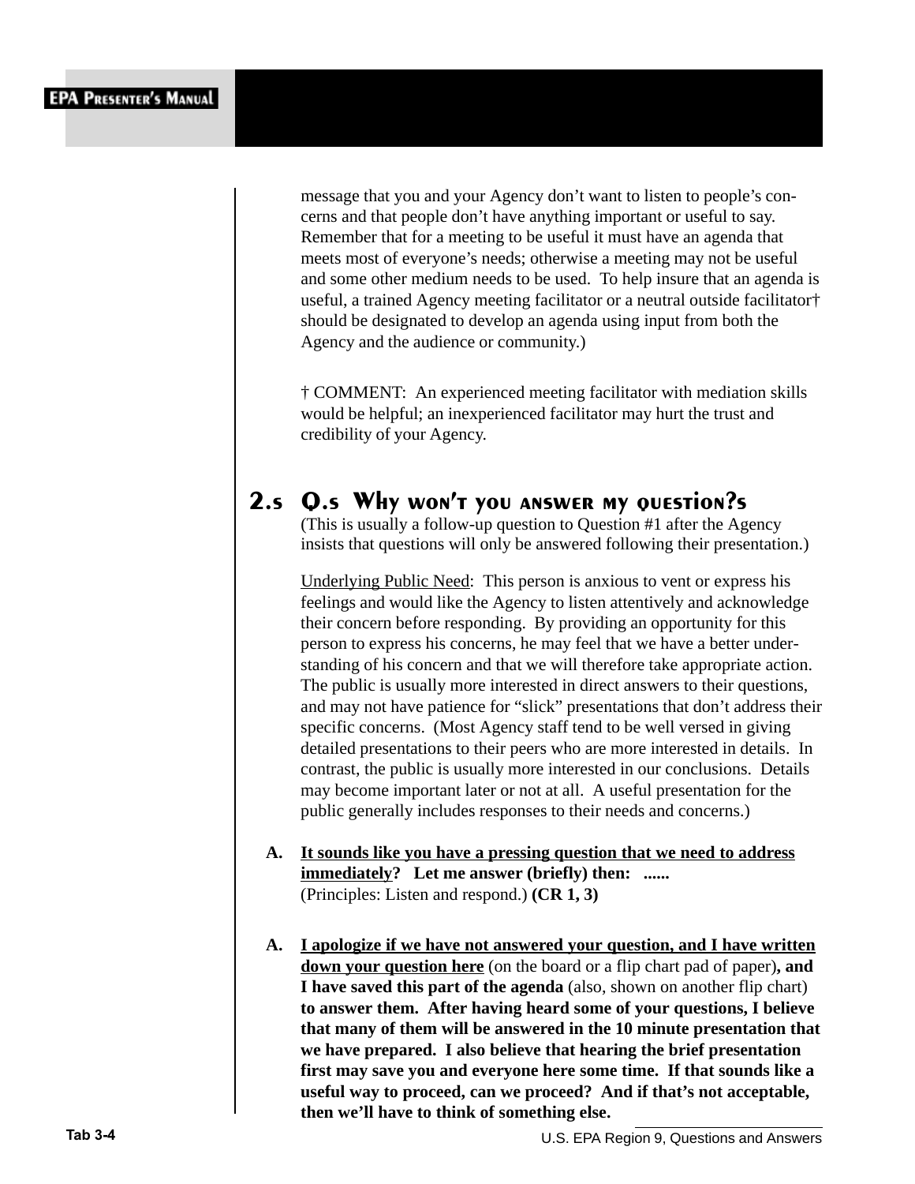message that you and your Agency don't want to listen to people's concerns and that people don't have anything important or useful to say. Remember that for a meeting to be useful it must have an agenda that meets most of everyone's needs; otherwise a meeting may not be useful and some other medium needs to be used. To help insure that an agenda is useful, a trained Agency meeting facilitator or a neutral outside facilitator† should be designated to develop an agenda using input from both the Agency and the audience or community.)

† COMMENT: An experienced meeting facilitator with mediation skills would be helpful; an inexperienced facilitator may hurt the trust and credibility of your Agency.

## 2.s Q.s Why won't you answer my question?s

(This is usually a follow-up question to Question #1 after the Agency insists that questions will only be answered following their presentation.)

Underlying Public Need: This person is anxious to vent or express his feelings and would like the Agency to listen attentively and acknowledge their concern before responding. By providing an opportunity for this person to express his concerns, he may feel that we have a better understanding of his concern and that we will therefore take appropriate action. The public is usually more interested in direct answers to their questions, and may not have patience for "slick" presentations that don't address their specific concerns. (Most Agency staff tend to be well versed in giving detailed presentations to their peers who are more interested in details. In contrast, the public is usually more interested in our conclusions. Details may become important later or not at all. A useful presentation for the public generally includes responses to their needs and concerns.)

**A.** **It sounds like you have a pressing question that we need to address immediately? Let me answer (briefly) then: ......**
(Principles: Listen and respond.) **(CR 1, 3)**

**A.** **I apologize if we have not answered your question, and I have written down your question here** (on the board or a flip chart pad of paper)**, and I have saved this part of the agenda** (also, shown on another flip chart) **to answer them. After having heard some of your questions, I believe that many of them will be answered in the 10 minute presentation that we have prepared. I also believe that hearing the brief presentation first may save you and everyone here some time. If that sounds like a useful way to proceed, can we proceed? And if that's not acceptable, then we'll have to think of something else.**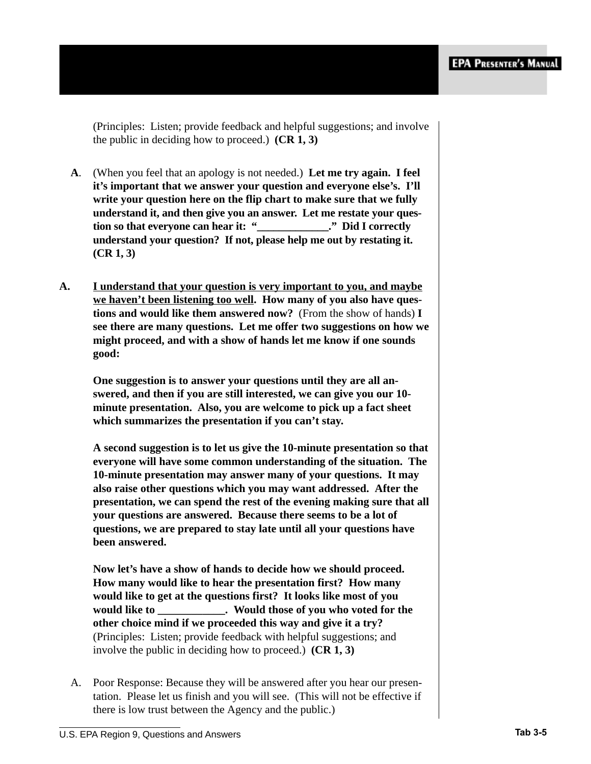(Principles: Listen; provide feedback and helpful suggestions; and involve the public in deciding how to proceed.) **(CR 1, 3)**

**A**. (When you feel that an apology is not needed.) **Let me try again. I feel it's important that we answer your question and everyone else's. I'll write your question here on the flip chart to make sure that we fully understand it, and then give you an answer. Let me restate your question so that everyone can hear it: "_____________." Did I correctly understand your question? If not, please help me out by restating it. (CR 1, 3)**

**A.** **<u>I understand that your question is very important to you, and maybe we haven't been listening too well</u>. How many of you also have questions and would like them answered now?** (From the show of hands) **I see there are many questions. Let me offer two suggestions on how we might proceed, and with a show of hands let me know if one sounds good:**

**One suggestion is to answer your questions until they are all answered, and then if you are still interested, we can give you our 10-minute presentation. Also, you are welcome to pick up a fact sheet which summarizes the presentation if you can't stay.**

**A second suggestion is to let us give the 10-minute presentation so that everyone will have some common understanding of the situation. The 10-minute presentation may answer many of your questions. It may also raise other questions which you may want addressed. After the presentation, we can spend the rest of the evening making sure that all your questions are answered. Because there seems to be a lot of questions, we are prepared to stay late until all your questions have been answered.**

**Now let's have a show of hands to decide how we should proceed. How many would like to hear the presentation first? How many would like to get at the questions first? It looks like most of you would like to ____________. Would those of you who voted for the other choice mind if we proceeded this way and give it a try?** (Principles: Listen; provide feedback with helpful suggestions; and involve the public in deciding how to proceed.) **(CR 1, 3)**

A. Poor Response: Because they will be answered after you hear our presentation. Please let us finish and you will see. (This will not be effective if there is low trust between the Agency and the public.)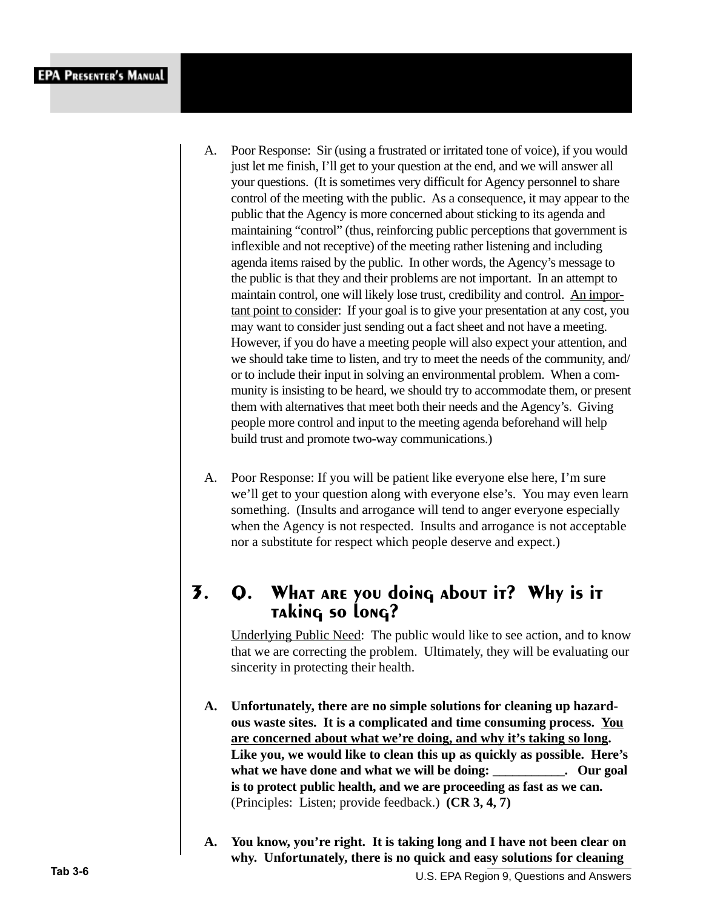A. Poor Response: Sir (using a frustrated or irritated tone of voice), if you would just let me finish, I'll get to your question at the end, and we will answer all your questions. (It is sometimes very difficult for Agency personnel to share control of the meeting with the public. As a consequence, it may appear to the public that the Agency is more concerned about sticking to its agenda and maintaining "control" (thus, reinforcing public perceptions that government is inflexible and not receptive) of the meeting rather listening and including agenda items raised by the public. In other words, the Agency's message to the public is that they and their problems are not important. In an attempt to maintain control, one will likely lose trust, credibility and control. <u>An important point to consider</u>: If your goal is to give your presentation at any cost, you may want to consider just sending out a fact sheet and not have a meeting. However, if you do have a meeting people will also expect your attention, and we should take time to listen, and try to meet the needs of the community, and/or to include their input in solving an environmental problem. When a community is insisting to be heard, we should try to accommodate them, or present them with alternatives that meet both their needs and the Agency's. Giving people more control and input to the meeting agenda beforehand will help build trust and promote two-way communications.)

A. Poor Response: If you will be patient like everyone else here, I'm sure we'll get to your question along with everyone else's. You may even learn something. (Insults and arrogance will tend to anger everyone especially when the Agency is not respected. Insults and arrogance is not acceptable nor a substitute for respect which people deserve and expect.)

## 3. Q. What are you doing about it? Why is it taking so long?

<u>Underlying Public Need</u>: The public would like to see action, and to know that we are correcting the problem. Ultimately, they will be evaluating our sincerity in protecting their health.

A. **Unfortunately, there are no simple solutions for cleaning up hazardous waste sites. It is a complicated and time consuming process. <u>You are concerned about what we're doing, and why it's taking so long</u>. Like you, we would like to clean this up as quickly as possible. Here's what we have done and what we will be doing: ___________. Our goal is to protect public health, and we are proceeding as fast as we can.** (Principles: Listen; provide feedback.) **(CR 3, 4, 7)**

A. **You know, you're right. It is taking long and I have not been clear on why. Unfortunately, there is no quick and easy solutions for cleaning**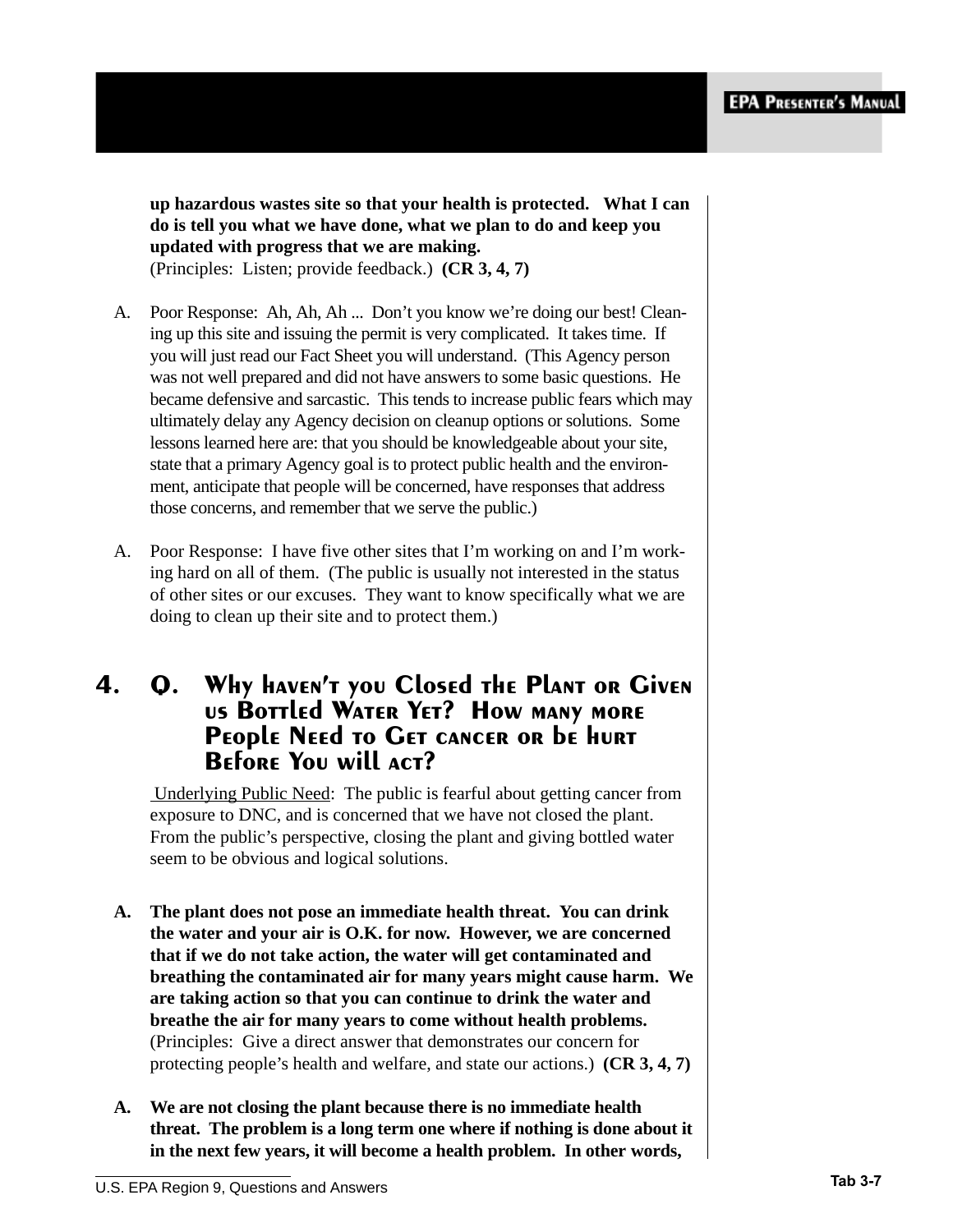**up hazardous wastes site so that your health is protected. What I can do is tell you what we have done, what we plan to do and keep you updated with progress that we are making.**
(Principles: Listen; provide feedback.) **(CR 3, 4, 7)**

A. Poor Response: Ah, Ah, Ah ... Don't you know we're doing our best! Cleaning up this site and issuing the permit is very complicated. It takes time. If you will just read our Fact Sheet you will understand. (This Agency person was not well prepared and did not have answers to some basic questions. He became defensive and sarcastic. This tends to increase public fears which may ultimately delay any Agency decision on cleanup options or solutions. Some lessons learned here are: that you should be knowledgeable about your site, state that a primary Agency goal is to protect public health and the environment, anticipate that people will be concerned, have responses that address those concerns, and remember that we serve the public.)

A. Poor Response: I have five other sites that I'm working on and I'm working hard on all of them. (The public is usually not interested in the status of other sites or our excuses. They want to know specifically what we are doing to clean up their site and to protect them.)

## 4. Q. Why haven't you Closed the Plant or Given us Bottled Water Yet? How many more People Need to Get cancer or be hurt Before You will act?

Underlying Public Need: The public is fearful about getting cancer from exposure to DNC, and is concerned that we have not closed the plant. From the public's perspective, closing the plant and giving bottled water seem to be obvious and logical solutions.

**A. The plant does not pose an immediate health threat. You can drink the water and your air is O.K. for now. However, we are concerned that if we do not take action, the water will get contaminated and breathing the contaminated air for many years might cause harm. We are taking action so that you can continue to drink the water and breathe the air for many years to come without health problems.**
(Principles: Give a direct answer that demonstrates our concern for protecting people's health and welfare, and state our actions.) **(CR 3, 4, 7)**

**A. We are not closing the plant because there is no immediate health threat. The problem is a long term one where if nothing is done about it in the next few years, it will become a health problem. In other words,**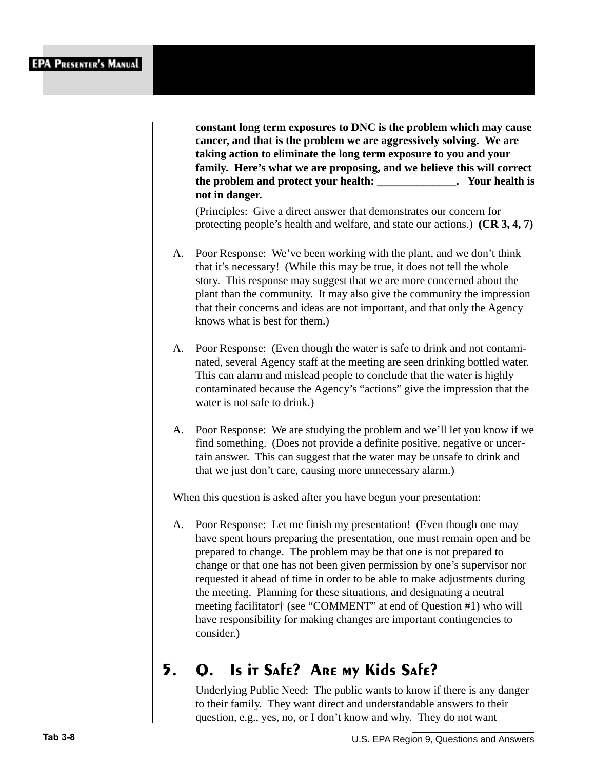**constant long term exposures to DNC is the problem which may cause cancer, and that is the problem we are aggressively solving. We are taking action to eliminate the long term exposure to you and your family. Here's what we are proposing, and we believe this will correct the problem and protect your health: ______________. Your health is not in danger.**

(Principles: Give a direct answer that demonstrates our concern for protecting people's health and welfare, and state our actions.) **(CR 3, 4, 7)**

A. Poor Response: We've been working with the plant, and we don't think that it's necessary! (While this may be true, it does not tell the whole story. This response may suggest that we are more concerned about the plant than the community. It may also give the community the impression that their concerns and ideas are not important, and that only the Agency knows what is best for them.)

A. Poor Response: (Even though the water is safe to drink and not contaminated, several Agency staff at the meeting are seen drinking bottled water. This can alarm and mislead people to conclude that the water is highly contaminated because the Agency's "actions" give the impression that the water is not safe to drink.)

A. Poor Response: We are studying the problem and we'll let you know if we find something. (Does not provide a definite positive, negative or uncertain answer. This can suggest that the water may be unsafe to drink and that we just don't care, causing more unnecessary alarm.)

When this question is asked after you have begun your presentation:

A. Poor Response: Let me finish my presentation! (Even though one may have spent hours preparing the presentation, one must remain open and be prepared to change. The problem may be that one is not prepared to change or that one has not been given permission by one's supervisor nor requested it ahead of time in order to be able to make adjustments during the meeting. Planning for these situations, and designating a neutral meeting facilitator† (see "COMMENT" at end of Question #1) who will have responsibility for making changes are important contingencies to consider.)

## 5. Q. Is it Safe? Are my Kids Safe?

Underlying Public Need: The public wants to know if there is any danger to their family. They want direct and understandable answers to their question, e.g., yes, no, or I don't know and why. They do not want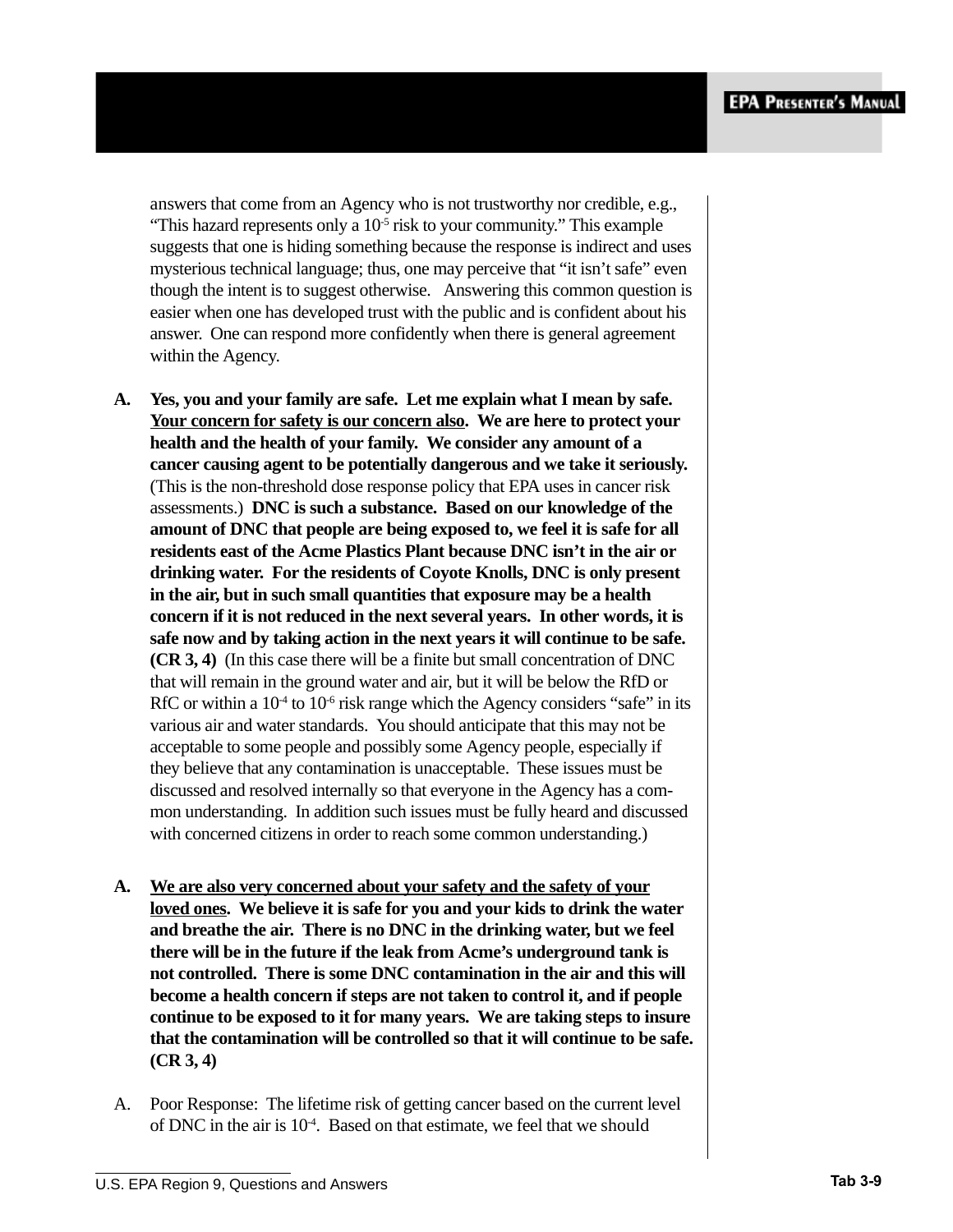answers that come from an Agency who is not trustworthy nor credible, e.g., “This hazard represents only a $10^{-5}$ risk to your community.” This example suggests that one is hiding something because the response is indirect and uses mysterious technical language; thus, one may perceive that “it isn’t safe” even though the intent is to suggest otherwise. Answering this common question is easier when one has developed trust with the public and is confident about his answer. One can respond more confidently when there is general agreement within the Agency.

**A. Yes, you and your family are safe. Let me explain what I mean by safe. <u>Your concern for safety is our concern also</u>. We are here to protect your health and the health of your family. We consider any amount of a cancer causing agent to be potentially dangerous and we take it seriously.** (This is the non-threshold dose response policy that EPA uses in cancer risk assessments.) **DNC is such a substance. Based on our knowledge of the amount of DNC that people are being exposed to, we feel it is safe for all residents east of the Acme Plastics Plant because DNC isn’t in the air or drinking water. For the residents of Coyote Knolls, DNC is only present in the air, but in such small quantities that exposure may be a health concern if it is not reduced in the next several years. In other words, it is safe now and by taking action in the next years it will continue to be safe. (CR 3, 4)** (In this case there will be a finite but small concentration of DNC that will remain in the ground water and air, but it will be below the RfD or RfC or within a $10^{-4}$ to $10^{-6}$ risk range which the Agency considers “safe” in its various air and water standards. You should anticipate that this may not be acceptable to some people and possibly some Agency people, especially if they believe that any contamination is unacceptable. These issues must be discussed and resolved internally so that everyone in the Agency has a common understanding. In addition such issues must be fully heard and discussed with concerned citizens in order to reach some common understanding.)

**A. <u>We are also very concerned about your safety and the safety of your loved ones</u>. We believe it is safe for you and your kids to drink the water and breathe the air. There is no DNC in the drinking water, but we feel there will be in the future if the leak from Acme’s underground tank is not controlled. There is some DNC contamination in the air and this will become a health concern if steps are not taken to control it, and if people continue to be exposed to it for many years. We are taking steps to insure that the contamination will be controlled so that it will continue to be safe. (CR 3, 4)**

A. Poor Response: The lifetime risk of getting cancer based on the current level of DNC in the air is $10^{-4}$. Based on that estimate, we feel that we should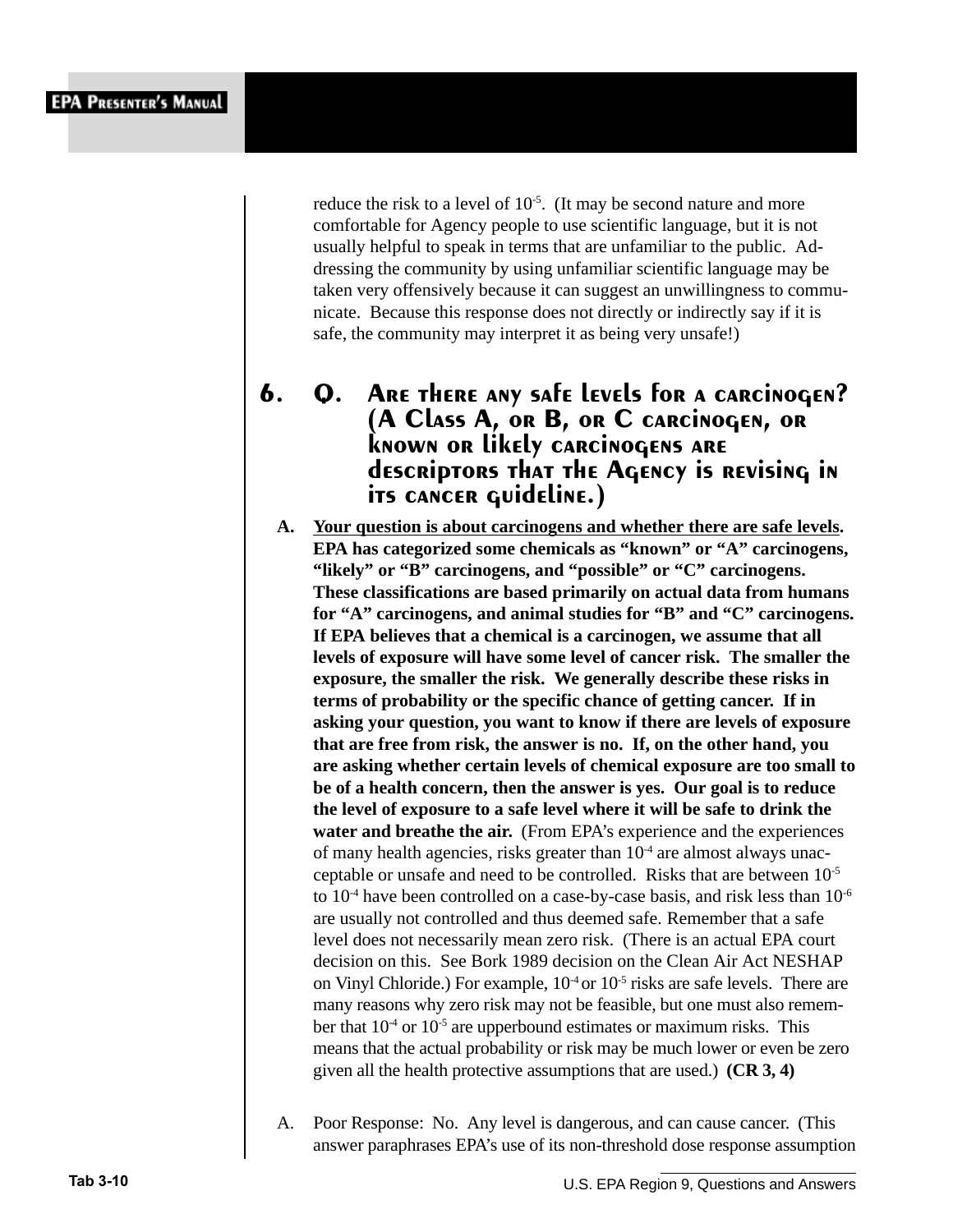reduce the risk to a level of $10^{-5}$. (It may be second nature and more comfortable for Agency people to use scientific language, but it is not usually helpful to speak in terms that are unfamiliar to the public. Addressing the community by using unfamiliar scientific language may be taken very offensively because it can suggest an unwillingness to communicate. Because this response does not directly or indirectly say if it is safe, the community may interpret it as being very unsafe!)

## 6. Q. Are there any safe levels for a carcinogen? (A Class A, or B, or C carcinogen, or known or likely carcinogens are descriptors that the Agency is revising in its cancer guideline.)

**A.** **<u>Your question is about carcinogens and whether there are safe levels</u>. EPA has categorized some chemicals as "known" or "A" carcinogens, "likely" or "B" carcinogens, and "possible" or "C" carcinogens. These classifications are based primarily on actual data from humans for "A" carcinogens, and animal studies for "B" and "C" carcinogens. If EPA believes that a chemical is a carcinogen, we assume that all levels of exposure will have some level of cancer risk. The smaller the exposure, the smaller the risk. We generally describe these risks in terms of probability or the specific chance of getting cancer. If in asking your question, you want to know if there are levels of exposure that are free from risk, the answer is no. If, on the other hand, you are asking whether certain levels of chemical exposure are too small to be of a health concern, then the answer is yes. Our goal is to reduce the level of exposure to a safe level where it will be safe to drink the water and breathe the air.** (From EPA's experience and the experiences of many health agencies, risks greater than $10^{-4}$ are almost always unacceptable or unsafe and need to be controlled. Risks that are between $10^{-5}$ to $10^{-4}$ have been controlled on a case-by-case basis, and risk less than $10^{-6}$ are usually not controlled and thus deemed safe. Remember that a safe level does not necessarily mean zero risk. (There is an actual EPA court decision on this. See Bork 1989 decision on the Clean Air Act NESHAP on Vinyl Chloride.) For example, $10^{-4}$ or $10^{-5}$ risks are safe levels. There are many reasons why zero risk may not be feasible, but one must also remember that $10^{-4}$ or $10^{-5}$ are upperbound estimates or maximum risks. This means that the actual probability or risk may be much lower or even be zero given all the health protective assumptions that are used.) **(CR 3, 4)**

A. Poor Response: No. Any level is dangerous, and can cause cancer. (This answer paraphrases EPA's use of its non-threshold dose response assumption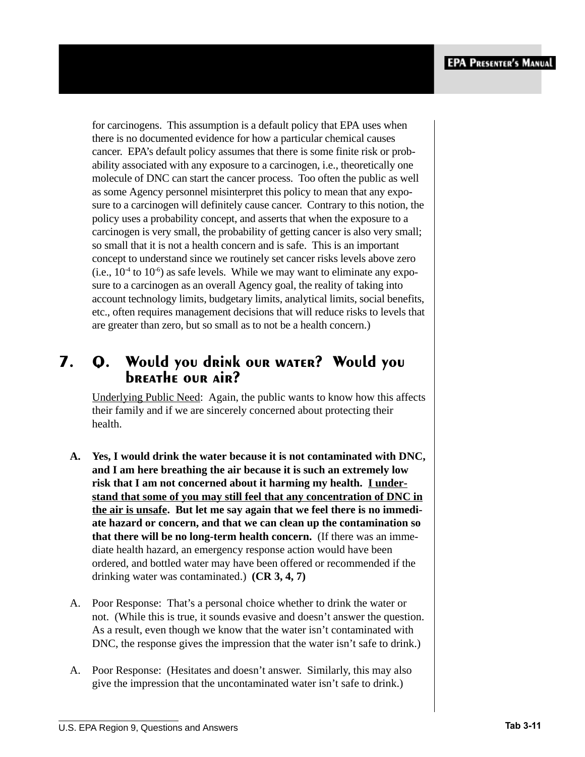for carcinogens. This assumption is a default policy that EPA uses when there is no documented evidence for how a particular chemical causes cancer. EPA's default policy assumes that there is some finite risk or probability associated with any exposure to a carcinogen, i.e., theoretically one molecule of DNC can start the cancer process. Too often the public as well as some Agency personnel misinterpret this policy to mean that any exposure to a carcinogen will definitely cause cancer. Contrary to this notion, the policy uses a probability concept, and asserts that when the exposure to a carcinogen is very small, the probability of getting cancer is also very small; so small that it is not a health concern and is safe. This is an important concept to understand since we routinely set cancer risks levels above zero (i.e., $10^{-4}$ to $10^{-6}$) as safe levels. While we may want to eliminate any exposure to a carcinogen as an overall Agency goal, the reality of taking into account technology limits, budgetary limits, analytical limits, social benefits, etc., often requires management decisions that will reduce risks to levels that are greater than zero, but so small as to not be a health concern.)

## 7. Q. Would you drink our water? Would you breathe our air?

Underlying Public Need: Again, the public wants to know how this affects their family and if we are sincerely concerned about protecting their health.

A. **Yes, I would drink the water because it is not contaminated with DNC, and I am here breathing the air because it is such an extremely low risk that I am not concerned about it harming my health. <u>I understand that some of you may still feel that any concentration of DNC in the air is unsafe</u>. But let me say again that we feel there is no immediate hazard or concern, and that we can clean up the contamination so that there will be no long-term health concern.** (If there was an immediate health hazard, an emergency response action would have been ordered, and bottled water may have been offered or recommended if the drinking water was contaminated.) **(CR 3, 4, 7)**

A. Poor Response: That's a personal choice whether to drink the water or not. (While this is true, it sounds evasive and doesn't answer the question. As a result, even though we know that the water isn't contaminated with DNC, the response gives the impression that the water isn't safe to drink.)

A. Poor Response: (Hesitates and doesn't answer. Similarly, this may also give the impression that the uncontaminated water isn't safe to drink.)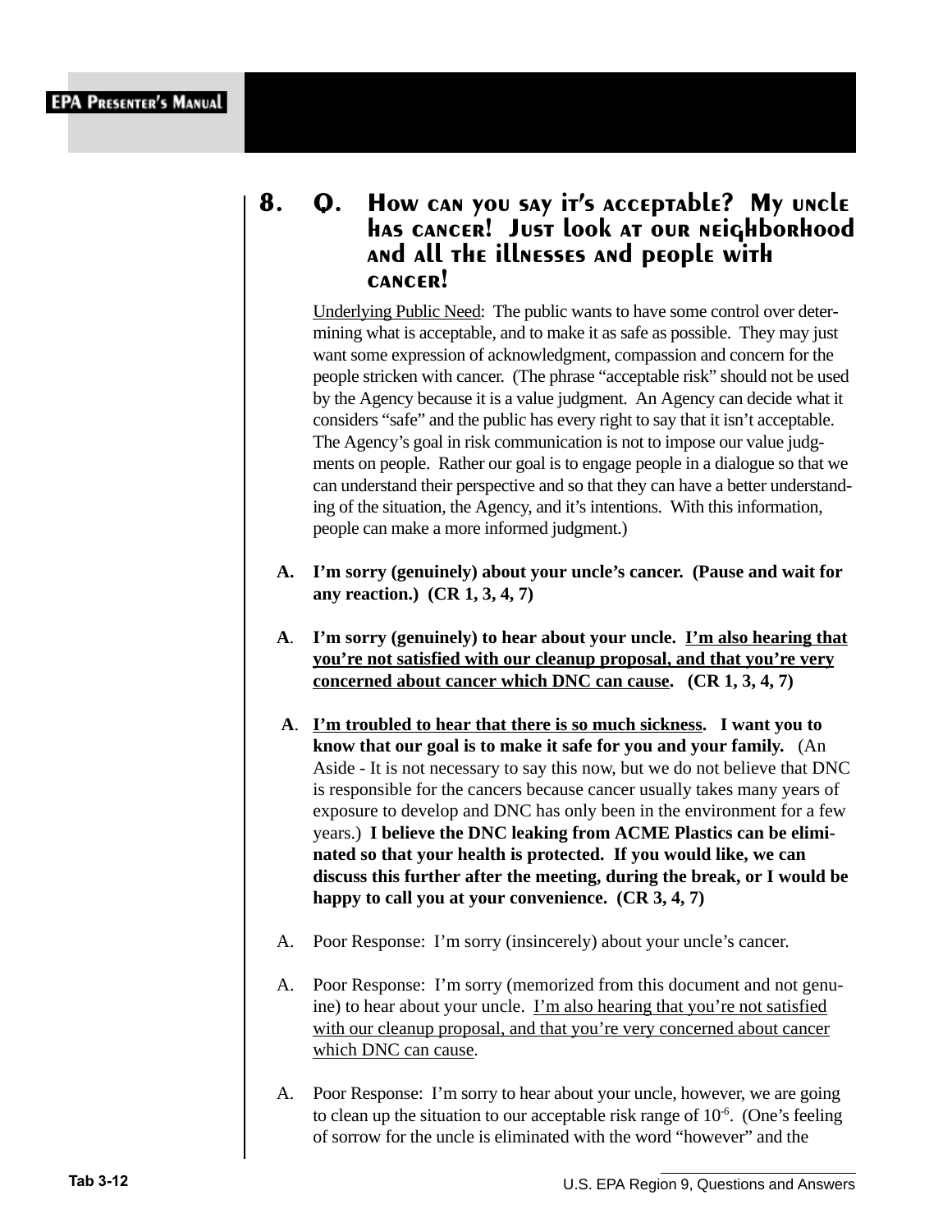## 8. Q. How can you say it's acceptable? My uncle has cancer! Just look at our neighborhood and all the illnesses and people with cancer!

Underlying Public Need: The public wants to have some control over determining what is acceptable, and to make it as safe as possible. They may just want some expression of acknowledgment, compassion and concern for the people stricken with cancer. (The phrase "acceptable risk" should not be used by the Agency because it is a value judgment. An Agency can decide what it considers "safe" and the public has every right to say that it isn't acceptable. The Agency's goal in risk communication is not to impose our value judgments on people. Rather our goal is to engage people in a dialogue so that we can understand their perspective and so that they can have a better understanding of the situation, the Agency, and it's intentions. With this information, people can make a more informed judgment.)

**A. I'm sorry (genuinely) about your uncle's cancer. (Pause and wait for any reaction.) (CR 1, 3, 4, 7)**

**A. I'm sorry (genuinely) to hear about your uncle. <u>I'm also hearing that you're not satisfied with our cleanup proposal, and that you're very concerned about cancer which DNC can cause</u>. (CR 1, 3, 4, 7)**

**A. <u>I'm troubled to hear that there is so much sickness</u>. I want you to know that our goal is to make it safe for you and your family.** (An Aside - It is not necessary to say this now, but we do not believe that DNC is responsible for the cancers because cancer usually takes many years of exposure to develop and DNC has only been in the environment for a few years.) **I believe the DNC leaking from ACME Plastics can be eliminated so that your health is protected. If you would like, we can discuss this further after the meeting, during the break, or I would be happy to call you at your convenience. (CR 3, 4, 7)**

A. Poor Response: I'm sorry (insincerely) about your uncle's cancer.

A. Poor Response: I'm sorry (memorized from this document and not genuine) to hear about your uncle. <u>I'm also hearing that you're not satisfied with our cleanup proposal, and that you're very concerned about cancer which DNC can cause</u>.

A. Poor Response: I'm sorry to hear about your uncle, however, we are going to clean up the situation to our acceptable risk range of $10^{-6}$. (One's feeling of sorrow for the uncle is eliminated with the word "however" and the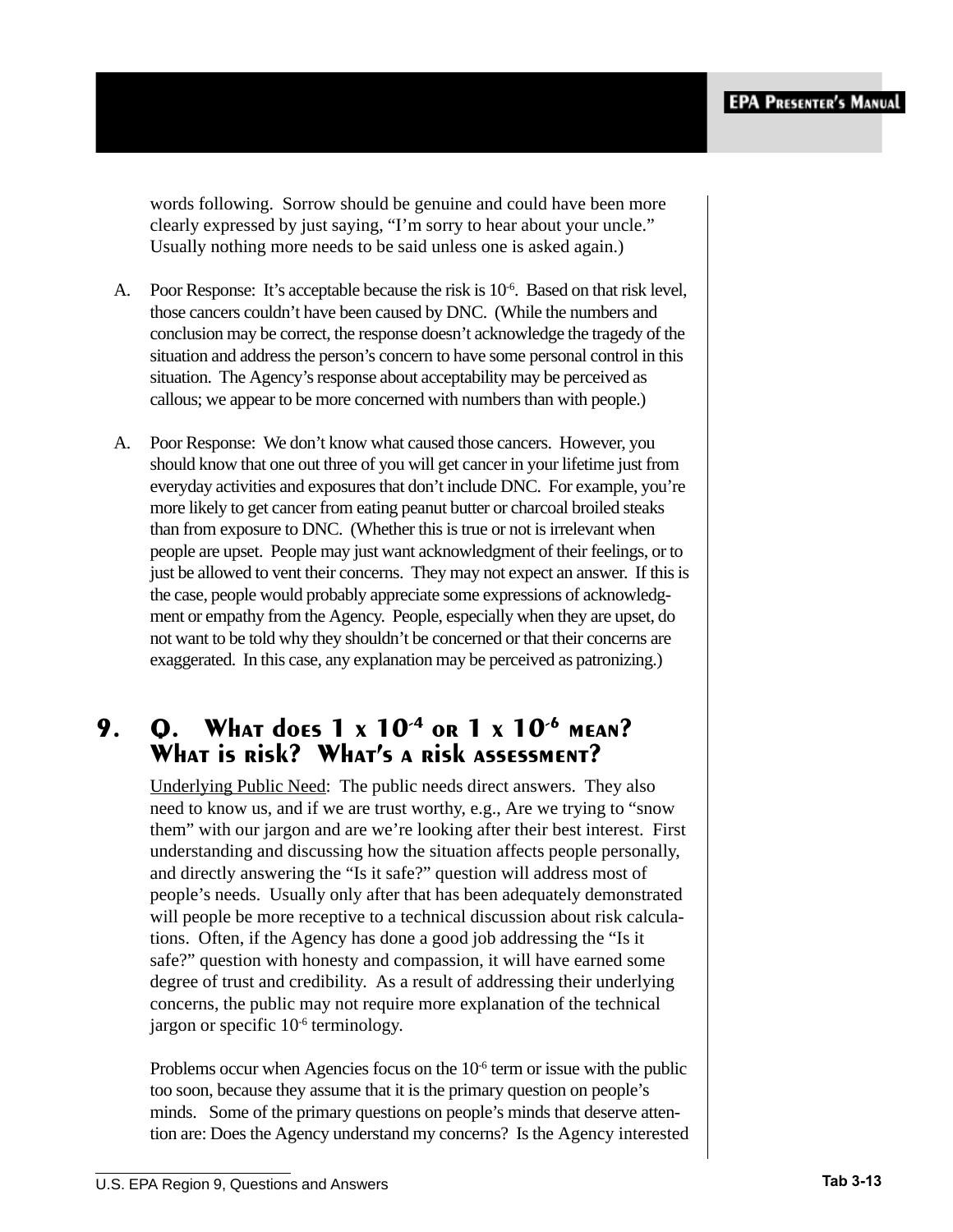words following. Sorrow should be genuine and could have been more clearly expressed by just saying, “I’m sorry to hear about your uncle.” Usually nothing more needs to be said unless one is asked again.)

A. Poor Response: It’s acceptable because the risk is $10^{-6}$. Based on that risk level, those cancers couldn’t have been caused by DNC. (While the numbers and conclusion may be correct, the response doesn’t acknowledge the tragedy of the situation and address the person’s concern to have some personal control in this situation. The Agency’s response about acceptability may be perceived as callous; we appear to be more concerned with numbers than with people.)

A. Poor Response: We don’t know what caused those cancers. However, you should know that one out three of you will get cancer in your lifetime just from everyday activities and exposures that don’t include DNC. For example, you’re more likely to get cancer from eating peanut butter or charcoal broiled steaks than from exposure to DNC. (Whether this is true or not is irrelevant when people are upset. People may just want acknowledgment of their feelings, or to just be allowed to vent their concerns. They may not expect an answer. If this is the case, people would probably appreciate some expressions of acknowledgment or empathy from the Agency. People, especially when they are upset, do not want to be told why they shouldn’t be concerned or that their concerns are exaggerated. In this case, any explanation may be perceived as patronizing.)

## 9. Q. What does $1 \times 10^{-4}$ or $1 \times 10^{-6}$ mean? What is risk? What’s a risk assessment?

Underlying Public Need: The public needs direct answers. They also need to know us, and if we are trust worthy, e.g., Are we trying to “snow them” with our jargon and are we’re looking after their best interest. First understanding and discussing how the situation affects people personally, and directly answering the “Is it safe?” question will address most of people’s needs. Usually only after that has been adequately demonstrated will people be more receptive to a technical discussion about risk calculations. Often, if the Agency has done a good job addressing the “Is it safe?” question with honesty and compassion, it will have earned some degree of trust and credibility. As a result of addressing their underlying concerns, the public may not require more explanation of the technical jargon or specific $10^{-6}$ terminology.

Problems occur when Agencies focus on the $10^{-6}$ term or issue with the public too soon, because they assume that it is the primary question on people’s minds. Some of the primary questions on people’s minds that deserve attention are: Does the Agency understand my concerns? Is the Agency interested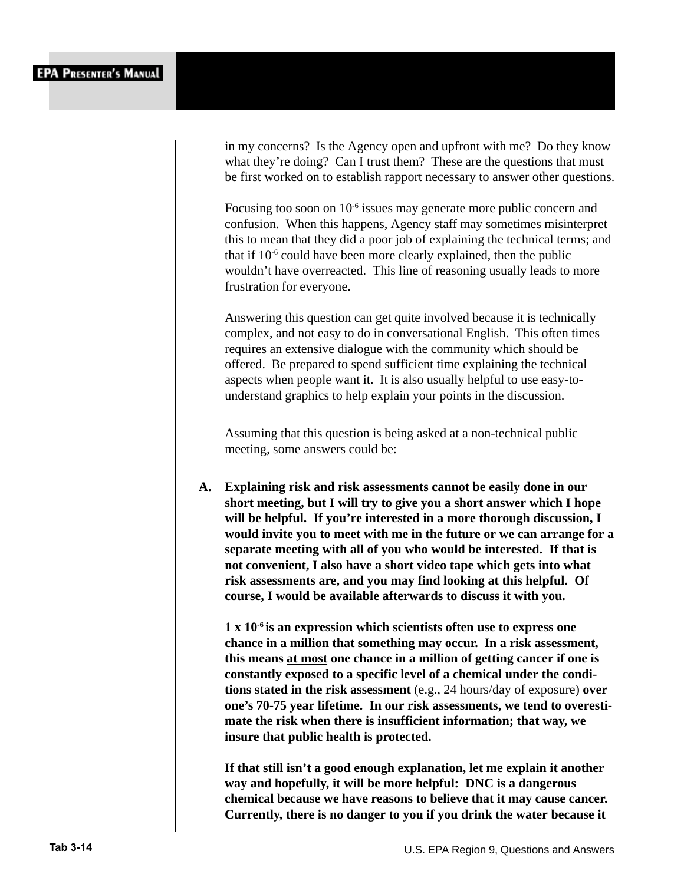in my concerns? Is the Agency open and upfront with me? Do they know what they're doing? Can I trust them? These are the questions that must be first worked on to establish rapport necessary to answer other questions.

Focusing too soon on $10^{-6}$ issues may generate more public concern and confusion. When this happens, Agency staff may sometimes misinterpret this to mean that they did a poor job of explaining the technical terms; and that if $10^{-6}$ could have been more clearly explained, then the public wouldn't have overreacted. This line of reasoning usually leads to more frustration for everyone.

Answering this question can get quite involved because it is technically complex, and not easy to do in conversational English. This often times requires an extensive dialogue with the community which should be offered. Be prepared to spend sufficient time explaining the technical aspects when people want it. It is also usually helpful to use easy-to-understand graphics to help explain your points in the discussion.

Assuming that this question is being asked at a non-technical public meeting, some answers could be:

**A. Explaining risk and risk assessments cannot be easily done in our short meeting, but I will try to give you a short answer which I hope will be helpful. If you're interested in a more thorough discussion, I would invite you to meet with me in the future or we can arrange for a separate meeting with all of you who would be interested. If that is not convenient, I also have a short video tape which gets into what risk assessments are, and you may find looking at this helpful. Of course, I would be available afterwards to discuss it with you.**

**$1 \times 10^{-6}$ is an expression which scientists often use to express one chance in a million that something may occur. In a risk assessment, this means <u>at most</u> one chance in a million of getting cancer if one is constantly exposed to a specific level of a chemical under the conditions stated in the risk assessment** (e.g., 24 hours/day of exposure) **over one's 70-75 year lifetime. In our risk assessments, we tend to overestimate the risk when there is insufficient information; that way, we insure that public health is protected.**

**If that still isn't a good enough explanation, let me explain it another way and hopefully, it will be more helpful: DNC is a dangerous chemical because we have reasons to believe that it may cause cancer. Currently, there is no danger to you if you drink the water because it**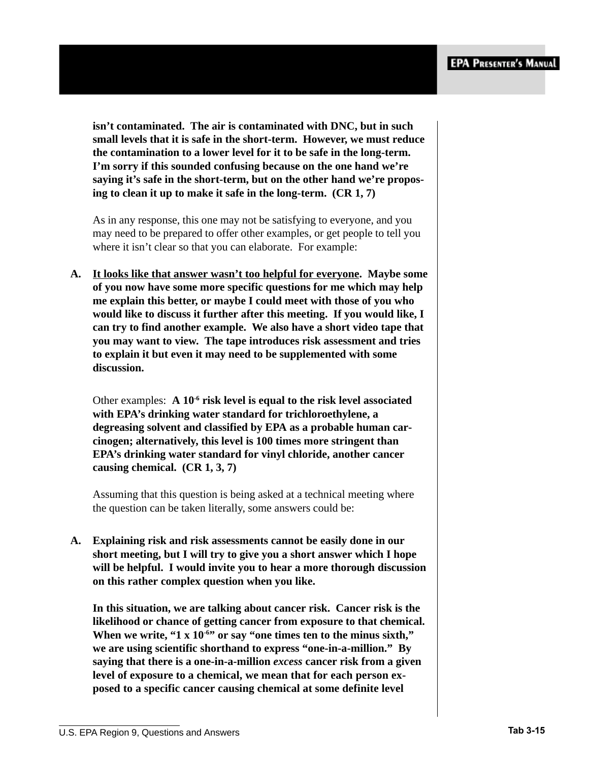**isn't contaminated. The air is contaminated with DNC, but in such small levels that it is safe in the short-term. However, we must reduce the contamination to a lower level for it to be safe in the long-term. I'm sorry if this sounded confusing because on the one hand we're saying it's safe in the short-term, but on the other hand we're proposing to clean it up to make it safe in the long-term. (CR 1, 7)**

As in any response, this one may not be satisfying to everyone, and you may need to be prepared to offer other examples, or get people to tell you where it isn't clear so that you can elaborate. For example:

**A. <u>It looks like that answer wasn't too helpful for everyone</u>. Maybe some of you now have some more specific questions for me which may help me explain this better, or maybe I could meet with those of you who would like to discuss it further after this meeting. If you would like, I can try to find another example. We also have a short video tape that you may want to view. The tape introduces risk assessment and tries to explain it but even it may need to be supplemented with some discussion.**

Other examples: **A $10^{-6}$ risk level is equal to the risk level associated with EPA's drinking water standard for trichloroethylene, a degreasing solvent and classified by EPA as a probable human carcinogen; alternatively, this level is 100 times more stringent than EPA's drinking water standard for vinyl chloride, another cancer causing chemical. (CR 1, 3, 7)**

Assuming that this question is being asked at a technical meeting where the question can be taken literally, some answers could be:

**A. Explaining risk and risk assessments cannot be easily done in our short meeting, but I will try to give you a short answer which I hope will be helpful. I would invite you to hear a more thorough discussion on this rather complex question when you like.**

**In this situation, we are talking about cancer risk. Cancer risk is the likelihood or chance of getting cancer from exposure to that chemical. When we write, "$1 \times 10^{-6}$" or say "one times ten to the minus sixth," we are using scientific shorthand to express "one-in-a-million." By saying that there is a one-in-a-million *excess* cancer risk from a given level of exposure to a chemical, we mean that for each person exposed to a specific cancer causing chemical at some definite level**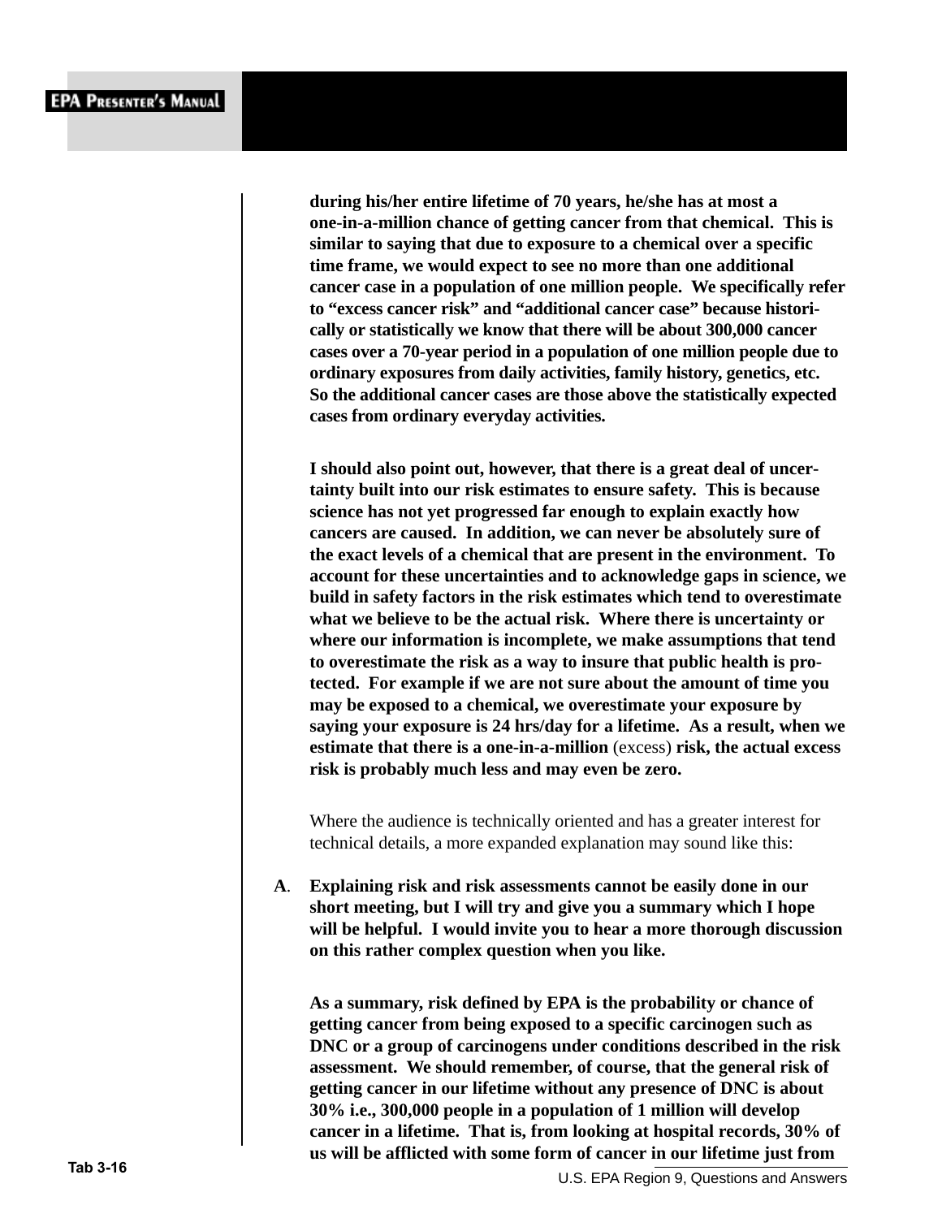**during his/her entire lifetime of 70 years, he/she has at most a one-in-a-million chance of getting cancer from that chemical. This is similar to saying that due to exposure to a chemical over a specific time frame, we would expect to see no more than one additional cancer case in a population of one million people. We specifically refer to "excess cancer risk" and "additional cancer case" because historically or statistically we know that there will be about 300,000 cancer cases over a 70-year period in a population of one million people due to ordinary exposures from daily activities, family history, genetics, etc. So the additional cancer cases are those above the statistically expected cases from ordinary everyday activities.**

**I should also point out, however, that there is a great deal of uncertainty built into our risk estimates to ensure safety. This is because science has not yet progressed far enough to explain exactly how cancers are caused. In addition, we can never be absolutely sure of the exact levels of a chemical that are present in the environment. To account for these uncertainties and to acknowledge gaps in science, we build in safety factors in the risk estimates which tend to overestimate what we believe to be the actual risk. Where there is uncertainty or where our information is incomplete, we make assumptions that tend to overestimate the risk as a way to insure that public health is protected. For example if we are not sure about the amount of time you may be exposed to a chemical, we overestimate your exposure by saying your exposure is 24 hrs/day for a lifetime. As a result, when we estimate that there is a one-in-a-million** (excess) **risk, the actual excess risk is probably much less and may even be zero.**

Where the audience is technically oriented and has a greater interest for technical details, a more expanded explanation may sound like this:

**A**. **Explaining risk and risk assessments cannot be easily done in our short meeting, but I will try and give you a summary which I hope will be helpful. I would invite you to hear a more thorough discussion on this rather complex question when you like.**

**As a summary, risk defined by EPA is the probability or chance of getting cancer from being exposed to a specific carcinogen such as DNC or a group of carcinogens under conditions described in the risk assessment. We should remember, of course, that the general risk of getting cancer in our lifetime without any presence of DNC is about 30% i.e., 300,000 people in a population of 1 million will develop cancer in a lifetime. That is, from looking at hospital records, 30% of us will be afflicted with some form of cancer in our lifetime just from**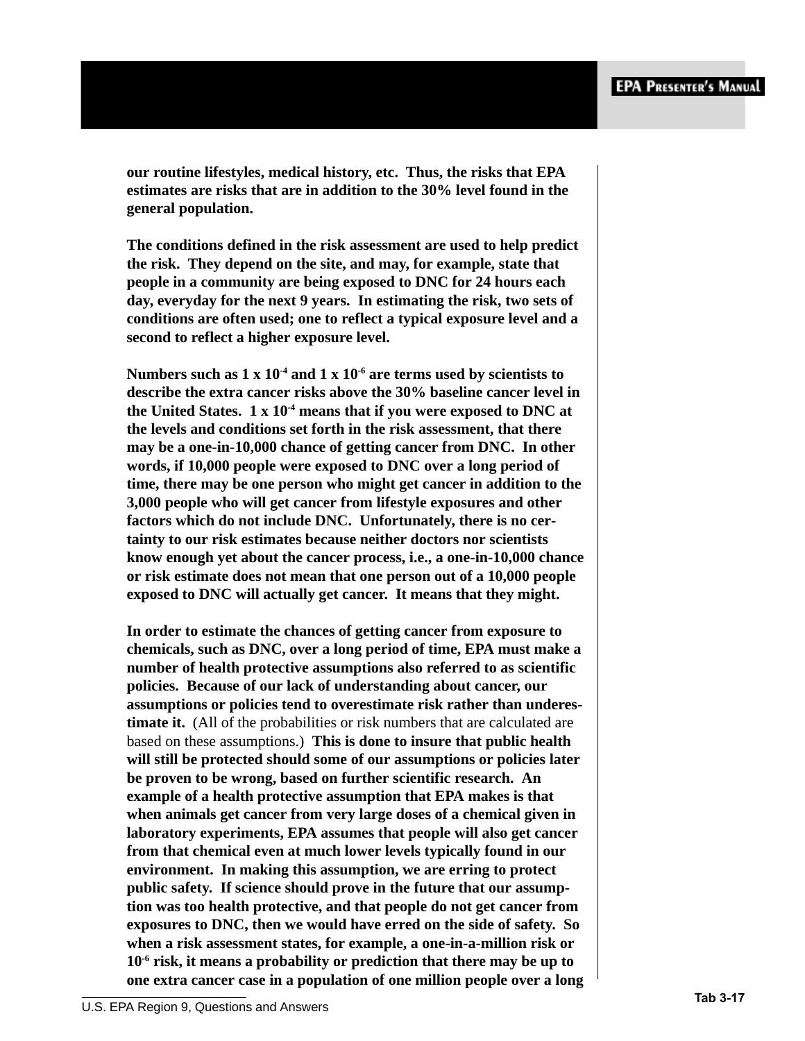**our routine lifestyles, medical history, etc. Thus, the risks that EPA estimates are risks that are in addition to the 30% level found in the general population.**

**The conditions defined in the risk assessment are used to help predict the risk. They depend on the site, and may, for example, state that people in a community are being exposed to DNC for 24 hours each day, everyday for the next 9 years. In estimating the risk, two sets of conditions are often used; one to reflect a typical exposure level and a second to reflect a higher exposure level.**

**Numbers such as $1 \times 10^{-4}$ and $1 \times 10^{-6}$ are terms used by scientists to describe the extra cancer risks above the 30% baseline cancer level in the United States. $1 \times 10^{-4}$ means that if you were exposed to DNC at the levels and conditions set forth in the risk assessment, that there may be a one-in-10,000 chance of getting cancer from DNC. In other words, if 10,000 people were exposed to DNC over a long period of time, there may be one person who might get cancer in addition to the 3,000 people who will get cancer from lifestyle exposures and other factors which do not include DNC. Unfortunately, there is no certainty to our risk estimates because neither doctors nor scientists know enough yet about the cancer process, i.e., a one-in-10,000 chance or risk estimate does not mean that one person out of a 10,000 people exposed to DNC will actually get cancer. It means that they might.**

**In order to estimate the chances of getting cancer from exposure to chemicals, such as DNC, over a long period of time, EPA must make a number of health protective assumptions also referred to as scientific policies. Because of our lack of understanding about cancer, our assumptions or policies tend to overestimate risk rather than underestimate it.** (All of the probabilities or risk numbers that are calculated are based on these assumptions.) **This is done to insure that public health will still be protected should some of our assumptions or policies later be proven to be wrong, based on further scientific research. An example of a health protective assumption that EPA makes is that when animals get cancer from very large doses of a chemical given in laboratory experiments, EPA assumes that people will also get cancer from that chemical even at much lower levels typically found in our environment. In making this assumption, we are erring to protect public safety. If science should prove in the future that our assumption was too health protective, and that people do not get cancer from exposures to DNC, then we would have erred on the side of safety. So when a risk assessment states, for example, a one-in-a-million risk or $10^{-6}$ risk, it means a probability or prediction that there may be up to one extra cancer case in a population of one million people over a long**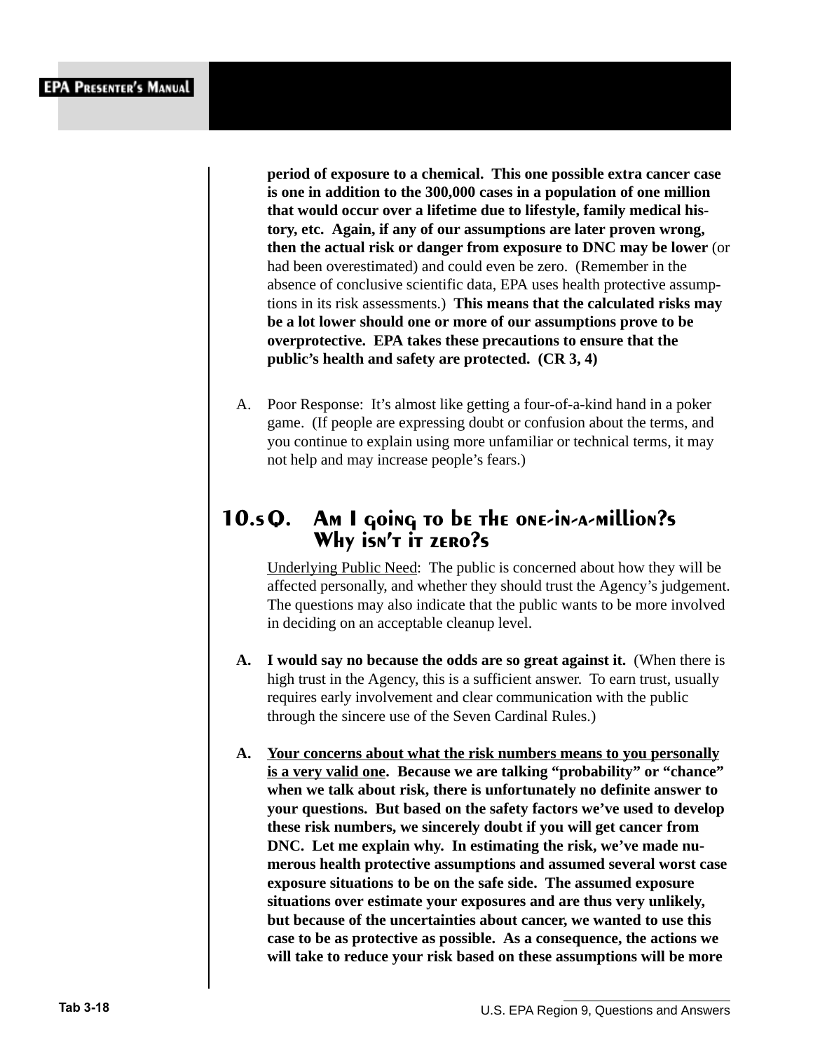**period of exposure to a chemical. This one possible extra cancer case is one in addition to the 300,000 cases in a population of one million that would occur over a lifetime due to lifestyle, family medical history, etc. Again, if any of our assumptions are later proven wrong, then the actual risk or danger from exposure to DNC may be lower** (or had been overestimated) and could even be zero. (Remember in the absence of conclusive scientific data, EPA uses health protective assumptions in its risk assessments.) **This means that the calculated risks may be a lot lower should one or more of our assumptions prove to be overprotective. EPA takes these precautions to ensure that the public's health and safety are protected. (CR 3, 4)**

A. Poor Response: It's almost like getting a four-of-a-kind hand in a poker game. (If people are expressing doubt or confusion about the terms, and you continue to explain using more unfamiliar or technical terms, it may not help and may increase people's fears.)

## 10.s Q. Am I going to be the one-in-a-million?s Why isn't it zero?s

Underlying Public Need: The public is concerned about how they will be affected personally, and whether they should trust the Agency's judgement. The questions may also indicate that the public wants to be more involved in deciding on an acceptable cleanup level.

**A. I would say no because the odds are so great against it.** (When there is high trust in the Agency, this is a sufficient answer. To earn trust, usually requires early involvement and clear communication with the public through the sincere use of the Seven Cardinal Rules.)

**A. Your concerns about what the risk numbers means to you personally is a very valid one. Because we are talking "probability" or "chance" when we talk about risk, there is unfortunately no definite answer to your questions. But based on the safety factors we've used to develop these risk numbers, we sincerely doubt if you will get cancer from DNC. Let me explain why. In estimating the risk, we've made numerous health protective assumptions and assumed several worst case exposure situations to be on the safe side. The assumed exposure situations over estimate your exposures and are thus very unlikely, but because of the uncertainties about cancer, we wanted to use this case to be as protective as possible. As a consequence, the actions we will take to reduce your risk based on these assumptions will be more**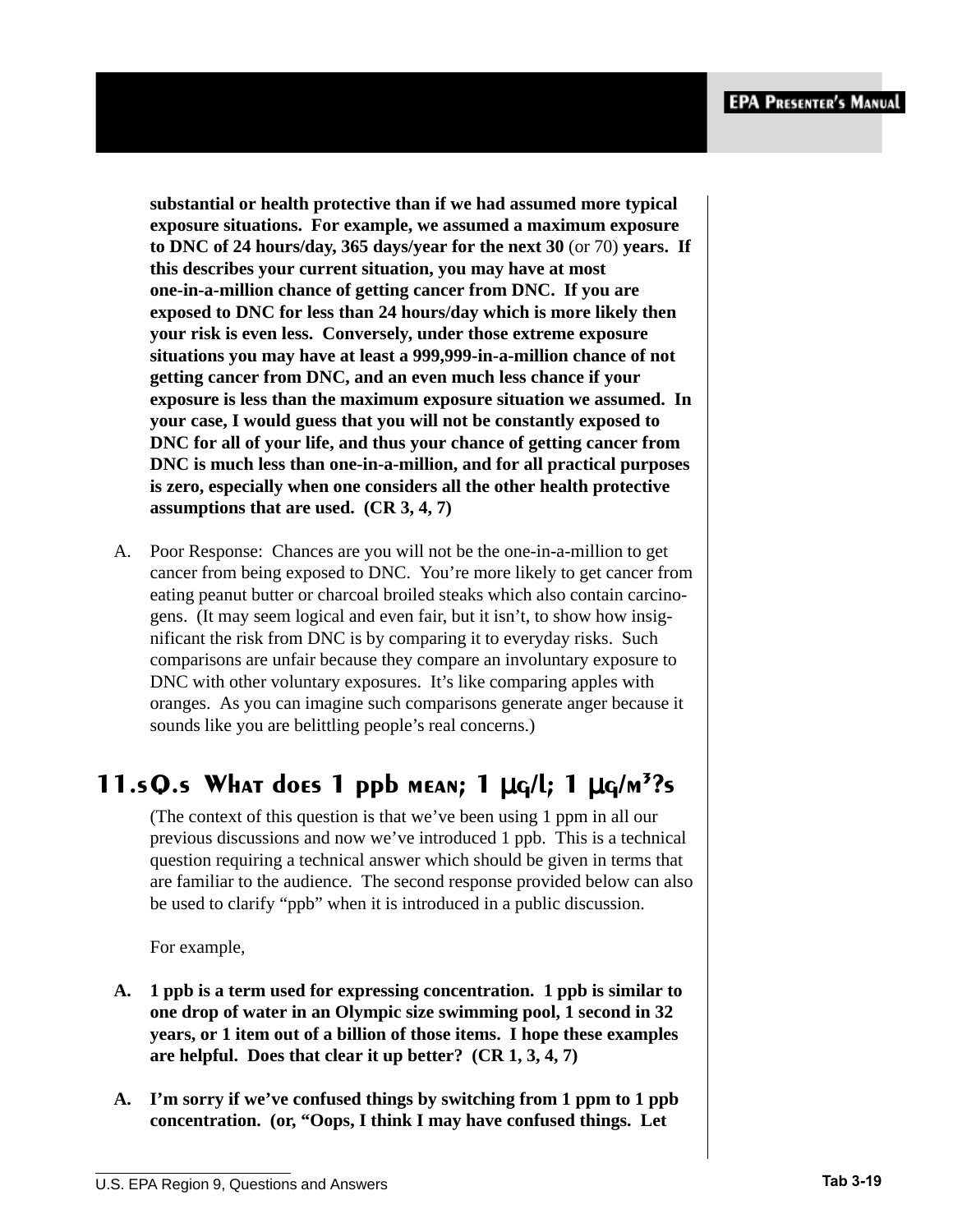**substantial or health protective than if we had assumed more typical exposure situations. For example, we assumed a maximum exposure to DNC of 24 hours/day, 365 days/year for the next 30** (or 70) **years. If this describes your current situation, you may have at most one-in-a-million chance of getting cancer from DNC. If you are exposed to DNC for less than 24 hours/day which is more likely then your risk is even less. Conversely, under those extreme exposure situations you may have at least a 999,999-in-a-million chance of not getting cancer from DNC, and an even much less chance if your exposure is less than the maximum exposure situation we assumed. In your case, I would guess that you will not be constantly exposed to DNC for all of your life, and thus your chance of getting cancer from DNC is much less than one-in-a-million, and for all practical purposes is zero, especially when one considers all the other health protective assumptions that are used. (CR 3, 4, 7)**

A. Poor Response: Chances are you will not be the one-in-a-million to get cancer from being exposed to DNC. You're more likely to get cancer from eating peanut butter or charcoal broiled steaks which also contain carcinogens. (It may seem logical and even fair, but it isn't, to show how insignificant the risk from DNC is by comparing it to everyday risks. Such comparisons are unfair because they compare an involuntary exposure to DNC with other voluntary exposures. It's like comparing apples with oranges. As you can imagine such comparisons generate anger because it sounds like you are belittling people's real concerns.)

## 11.sQ.s What does 1 ppb mean; 1 µg/l; 1 µg/m³?s

(The context of this question is that we've been using 1 ppm in all our previous discussions and now we've introduced 1 ppb. This is a technical question requiring a technical answer which should be given in terms that are familiar to the audience. The second response provided below can also be used to clarify "ppb" when it is introduced in a public discussion.

For example,

**A. 1 ppb is a term used for expressing concentration. 1 ppb is similar to one drop of water in an Olympic size swimming pool, 1 second in 32 years, or 1 item out of a billion of those items. I hope these examples are helpful. Does that clear it up better? (CR 1, 3, 4, 7)**

**A. I'm sorry if we've confused things by switching from 1 ppm to 1 ppb concentration. (or, "Oops, I think I may have confused things. Let**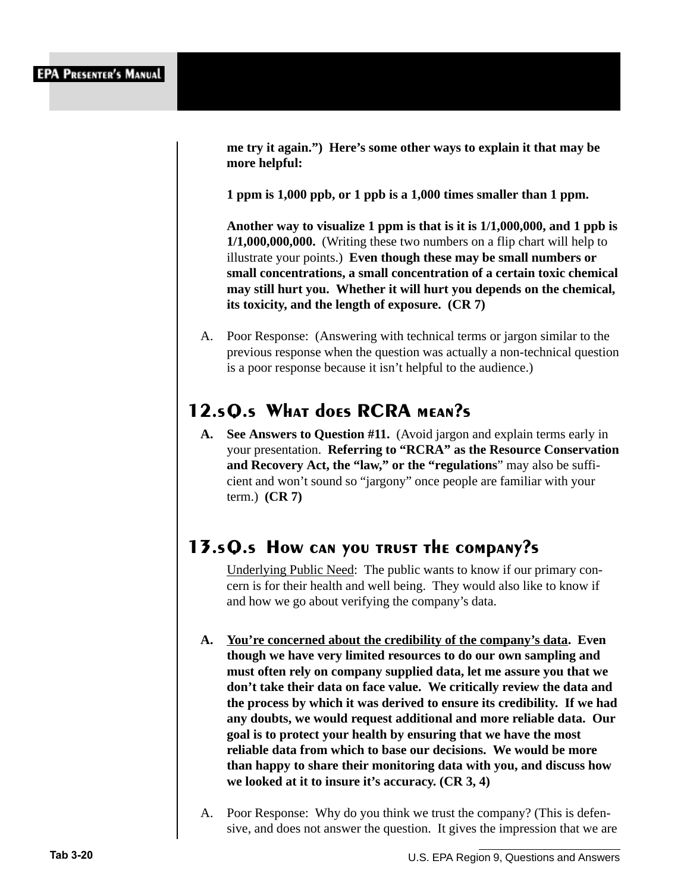**me try it again.") Here's some other ways to explain it that may be more helpful:**

**1 ppm is 1,000 ppb, or 1 ppb is a 1,000 times smaller than 1 ppm.**

**Another way to visualize 1 ppm is that is it is 1/1,000,000, and 1 ppb is 1/1,000,000,000.** (Writing these two numbers on a flip chart will help to illustrate your points.) **Even though these may be small numbers or small concentrations, a small concentration of a certain toxic chemical may still hurt you. Whether it will hurt you depends on the chemical, its toxicity, and the length of exposure. (CR 7)**

A. Poor Response: (Answering with technical terms or jargon similar to the previous response when the question was actually a non-technical question is a poor response because it isn't helpful to the audience.)

## 12. Q. What does RCRA mean?

**A. See Answers to Question #11.** (Avoid jargon and explain terms early in your presentation. **Referring to "RCRA" as the Resource Conservation and Recovery Act, the "law," or the "regulations**" may also be sufficient and won't sound so "jargony" once people are familiar with your term.) **(CR 7)**

## 13. Q. How can you trust the company?

Underlying Public Need: The public wants to know if our primary concern is for their health and well being. They would also like to know if and how we go about verifying the company's data.

**A. You're concerned about the credibility of the company's data. Even though we have very limited resources to do our own sampling and must often rely on company supplied data, let me assure you that we don't take their data on face value. We critically review the data and the process by which it was derived to ensure its credibility. If we had any doubts, we would request additional and more reliable data. Our goal is to protect your health by ensuring that we have the most reliable data from which to base our decisions. We would be more than happy to share their monitoring data with you, and discuss how we looked at it to insure it's accuracy. (CR 3, 4)**

A. Poor Response: Why do you think we trust the company? (This is defensive, and does not answer the question. It gives the impression that we are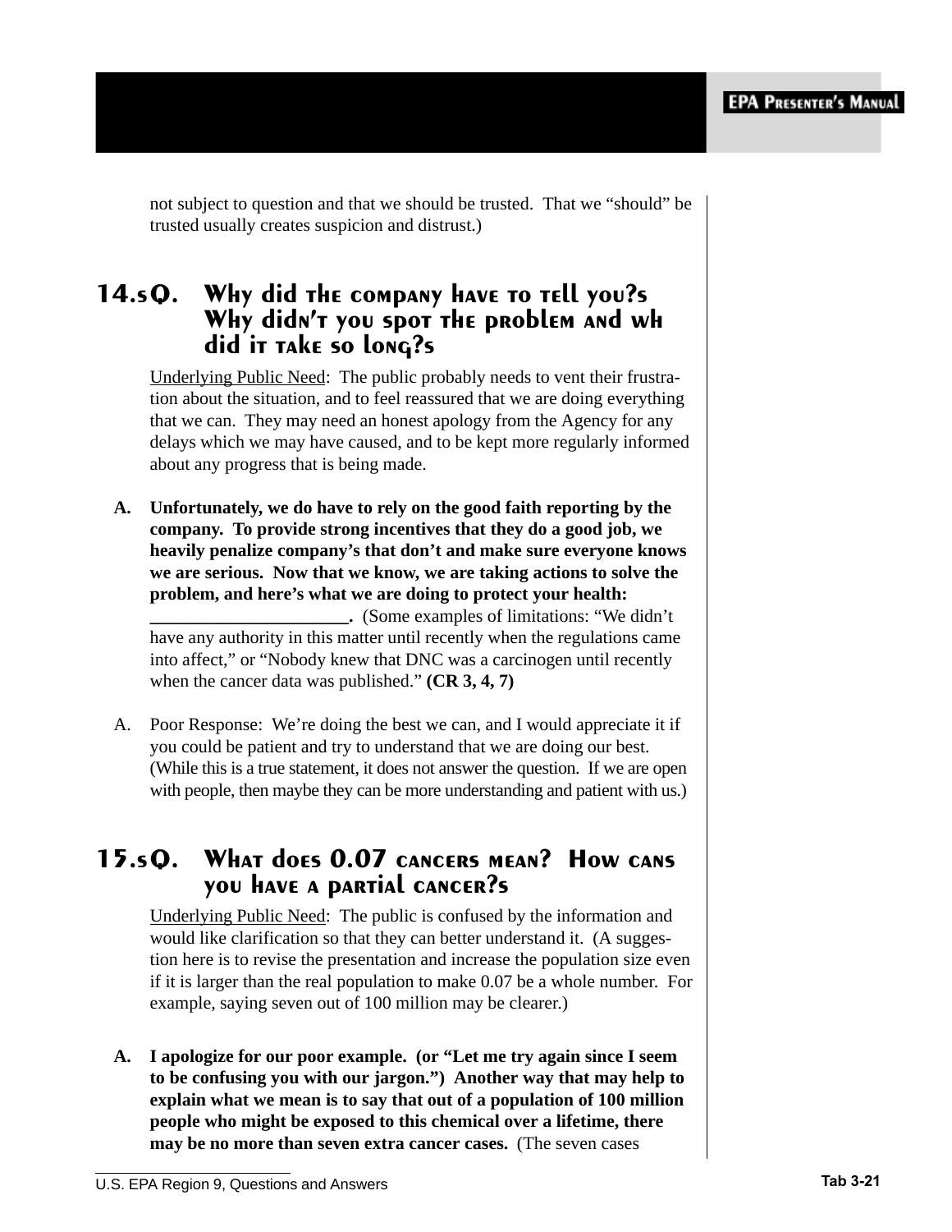not subject to question and that we should be trusted. That we "should" be trusted usually creates suspicion and distrust.)

## 14.sQ. Why did the company have to tell you?s Why didn't you spot the problem and wh did it take so long?s

Underlying Public Need: The public probably needs to vent their frustration about the situation, and to feel reassured that we are doing everything that we can. They may need an honest apology from the Agency for any delays which we may have caused, and to be kept more regularly informed about any progress that is being made.

A. **Unfortunately, we do have to rely on the good faith reporting by the company. To provide strong incentives that they do a good job, we heavily penalize company's that don't and make sure everyone knows we are serious. Now that we know, we are taking actions to solve the problem, and here's what we are doing to protect your health: ______________________.** (Some examples of limitations: "We didn't have any authority in this matter until recently when the regulations came into affect," or "Nobody knew that DNC was a carcinogen until recently when the cancer data was published." **(CR 3, 4, 7)**

A. Poor Response: We're doing the best we can, and I would appreciate it if you could be patient and try to understand that we are doing our best. (While this is a true statement, it does not answer the question. If we are open with people, then maybe they can be more understanding and patient with us.)

## 15.sQ. What does 0.07 cancers mean? How cans you have a partial cancer?s

Underlying Public Need: The public is confused by the information and would like clarification so that they can better understand it. (A suggestion here is to revise the presentation and increase the population size even if it is larger than the real population to make 0.07 be a whole number. For example, saying seven out of 100 million may be clearer.)

A. **I apologize for our poor example. (or "Let me try again since I seem to be confusing you with our jargon.") Another way that may help to explain what we mean is to say that out of a population of 100 million people who might be exposed to this chemical over a lifetime, there may be no more than seven extra cancer cases.** (The seven cases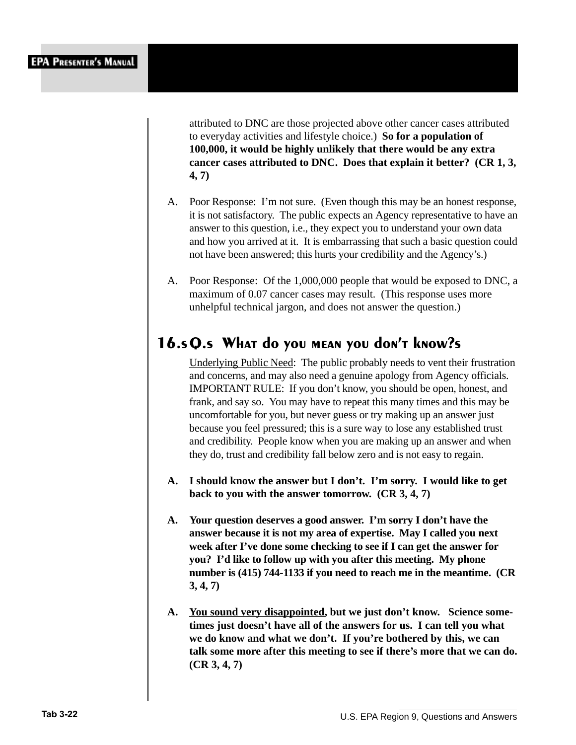attributed to DNC are those projected above other cancer cases attributed to everyday activities and lifestyle choice.) **So for a population of 100,000, it would be highly unlikely that there would be any extra cancer cases attributed to DNC. Does that explain it better? (CR 1, 3, 4, 7)**

A. Poor Response: I'm not sure. (Even though this may be an honest response, it is not satisfactory. The public expects an Agency representative to have an answer to this question, i.e., they expect you to understand your own data and how you arrived at it. It is embarrassing that such a basic question could not have been answered; this hurts your credibility and the Agency's.)

A. Poor Response: Of the 1,000,000 people that would be exposed to DNC, a maximum of 0.07 cancer cases may result. (This response uses more unhelpful technical jargon, and does not answer the question.)

## 16. Q. What do you mean you don't know?

Underlying Public Need: The public probably needs to vent their frustration and concerns, and may also need a genuine apology from Agency officials. IMPORTANT RULE: If you don't know, you should be open, honest, and frank, and say so. You may have to repeat this many times and this may be uncomfortable for you, but never guess or try making up an answer just because you feel pressured; this is a sure way to lose any established trust and credibility. People know when you are making up an answer and when they do, trust and credibility fall below zero and is not easy to regain.

**A. I should know the answer but I don't. I'm sorry. I would like to get back to you with the answer tomorrow. (CR 3, 4, 7)**

**A. Your question deserves a good answer. I'm sorry I don't have the answer because it is not my area of expertise. May I called you next week after I've done some checking to see if I can get the answer for you? I'd like to follow up with you after this meeting. My phone number is (415) 744-1133 if you need to reach me in the meantime. (CR 3, 4, 7)**

**A. <u>You sound very disappointed</u>, but we just don't know. Science sometimes just doesn't have all of the answers for us. I can tell you what we do know and what we don't. If you're bothered by this, we can talk some more after this meeting to see if there's more that we can do. (CR 3, 4, 7)**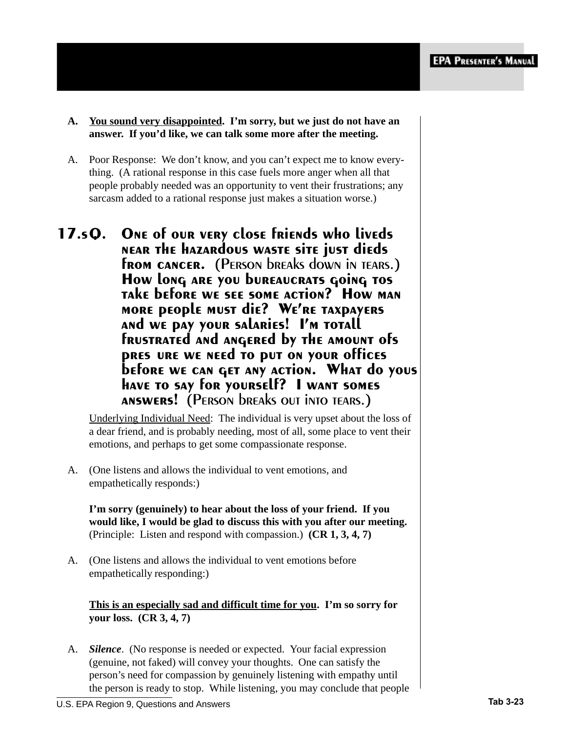**A. You sound very disappointed. I'm sorry, but we just do not have an answer. If you'd like, we can talk some more after the meeting.**

A. Poor Response: We don't know, and you can't expect me to know everything. (A rational response in this case fuels more anger when all that people probably needed was an opportunity to vent their frustrations; any sarcasm added to a rational response just makes a situation worse.)

## 17.sQ. One of our very close friends who liveds near the hazardous waste site just dieds from cancer. (Person breaks down in tears.) How long are you bureaucrats going tos take before we see some action? How man more people must die? We're taxpayers and we pay your salaries! I'm totall frustrated and angered by the amount ofs pres ure we need to put on your offices before we can get any action. What do yous have to say for yourself? I want somes answers! (Person breaks out into tears.)

Underlying Individual Need: The individual is very upset about the loss of a dear friend, and is probably needing, most of all, some place to vent their emotions, and perhaps to get some compassionate response.

A. (One listens and allows the individual to vent emotions, and empathetically responds:)

**I'm sorry (genuinely) to hear about the loss of your friend. If you would like, I would be glad to discuss this with you after our meeting.** (Principle: Listen and respond with compassion.) **(CR 1, 3, 4, 7)**

A. (One listens and allows the individual to vent emotions before empathetically responding:)

**This is an especially sad and difficult time for you. I'm so sorry for your loss. (CR 3, 4, 7)**

A. ***Silence***. (No response is needed or expected. Your facial expression (genuine, not faked) will convey your thoughts. One can satisfy the person's need for compassion by genuinely listening with empathy until the person is ready to stop. While listening, you may conclude that people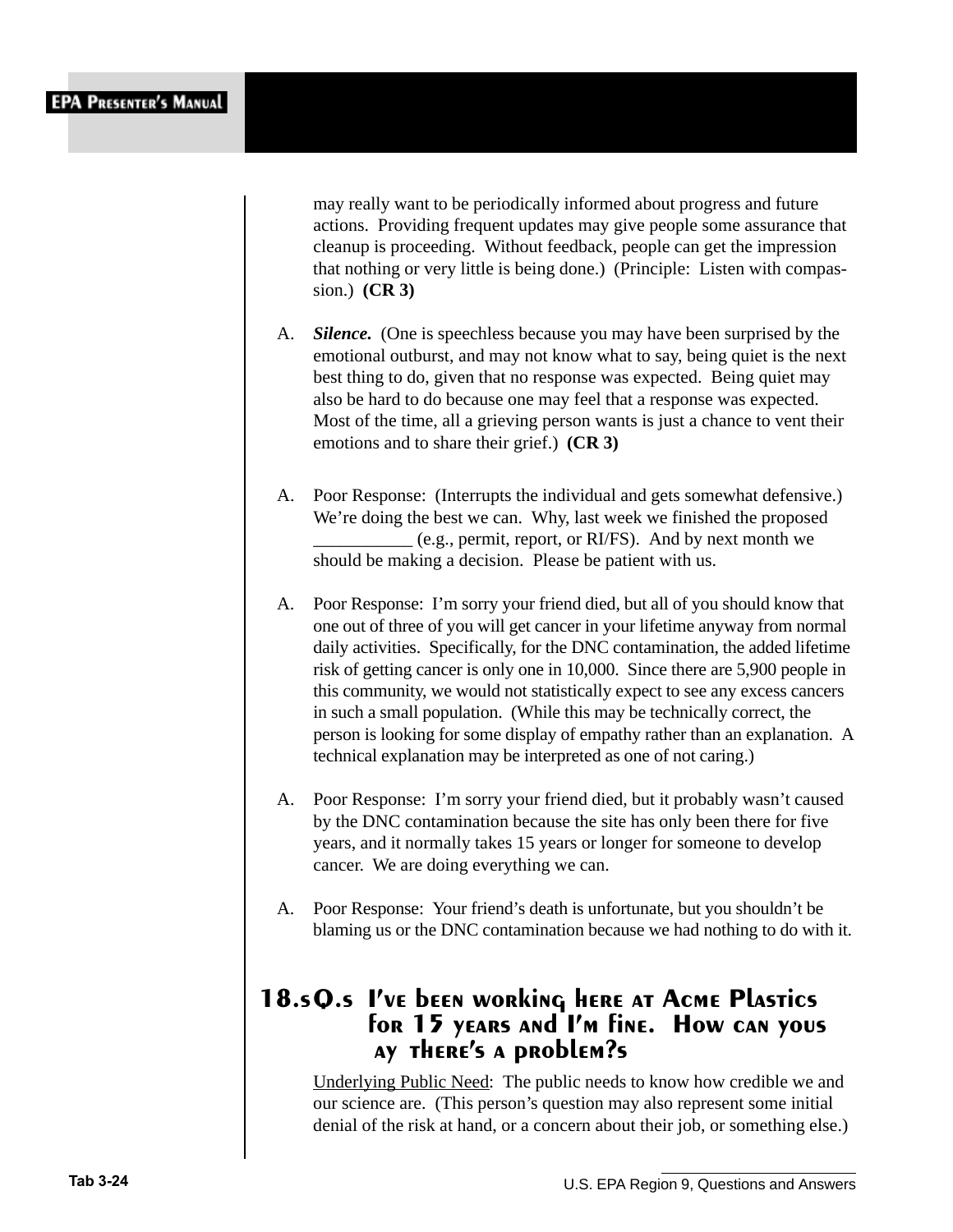may really want to be periodically informed about progress and future actions. Providing frequent updates may give people some assurance that cleanup is proceeding. Without feedback, people can get the impression that nothing or very little is being done.) (Principle: Listen with compassion.) **(CR 3)**

A. ***Silence.*** (One is speechless because you may have been surprised by the emotional outburst, and may not know what to say, being quiet is the next best thing to do, given that no response was expected. Being quiet may also be hard to do because one may feel that a response was expected. Most of the time, all a grieving person wants is just a chance to vent their emotions and to share their grief.) **(CR 3)**

A. Poor Response: (Interrupts the individual and gets somewhat defensive.) We're doing the best we can. Why, last week we finished the proposed ___________ (e.g., permit, report, or RI/FS). And by next month we should be making a decision. Please be patient with us.

A. Poor Response: I'm sorry your friend died, but all of you should know that one out of three of you will get cancer in your lifetime anyway from normal daily activities. Specifically, for the DNC contamination, the added lifetime risk of getting cancer is only one in 10,000. Since there are 5,900 people in this community, we would not statistically expect to see any excess cancers in such a small population. (While this may be technically correct, the person is looking for some display of empathy rather than an explanation. A technical explanation may be interpreted as one of not caring.)

A. Poor Response: I'm sorry your friend died, but it probably wasn't caused by the DNC contamination because the site has only been there for five years, and it normally takes 15 years or longer for someone to develop cancer. We are doing everything we can.

A. Poor Response: Your friend's death is unfortunate, but you shouldn't be blaming us or the DNC contamination because we had nothing to do with it.

## 18. Q. I've been working here at Acme Plastics for 15 years and I'm fine. How can you say there's a problem?

Underlying Public Need: The public needs to know how credible we and our science are. (This person's question may also represent some initial denial of the risk at hand, or a concern about their job, or something else.)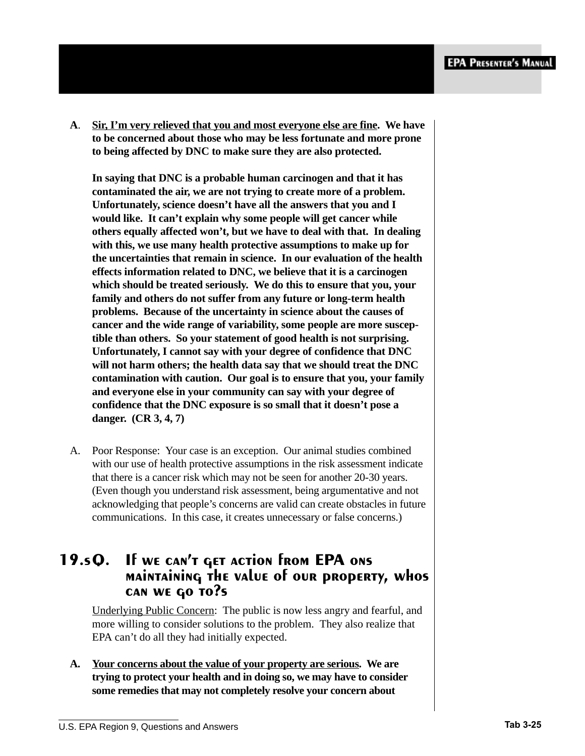**A.** **<u>Sir, I'm very relieved that you and most everyone else are fine</u>. We have to be concerned about those who may be less fortunate and more prone to being affected by DNC to make sure they are also protected.**

**In saying that DNC is a probable human carcinogen and that it has contaminated the air, we are not trying to create more of a problem. Unfortunately, science doesn't have all the answers that you and I would like. It can't explain why some people will get cancer while others equally affected won't, but we have to deal with that. In dealing with this, we use many health protective assumptions to make up for the uncertainties that remain in science. In our evaluation of the health effects information related to DNC, we believe that it is a carcinogen which should be treated seriously. We do this to ensure that you, your family and others do not suffer from any future or long-term health problems. Because of the uncertainty in science about the causes of cancer and the wide range of variability, some people are more susceptible than others. So your statement of good health is not surprising. Unfortunately, I cannot say with your degree of confidence that DNC will not harm others; the health data say that we should treat the DNC contamination with caution. Our goal is to ensure that you, your family and everyone else in your community can say with your degree of confidence that the DNC exposure is so small that it doesn't pose a danger. (CR 3, 4, 7)**

A. Poor Response: Your case is an exception. Our animal studies combined with our use of health protective assumptions in the risk assessment indicate that there is a cancer risk which may not be seen for another 20-30 years. (Even though you understand risk assessment, being argumentative and not acknowledging that people's concerns are valid can create obstacles in future communications. In this case, it creates unnecessary or false concerns.)

## 19. Q. If we can't get action from EPA on maintaining the value of our property, who can we go to?

<u>Underlying Public Concern</u>: The public is now less angry and fearful, and more willing to consider solutions to the problem. They also realize that EPA can't do all they had initially expected.

**A.** **<u>Your concerns about the value of your property are serious</u>. We are trying to protect your health and in doing so, we may have to consider some remedies that may not completely resolve your concern about**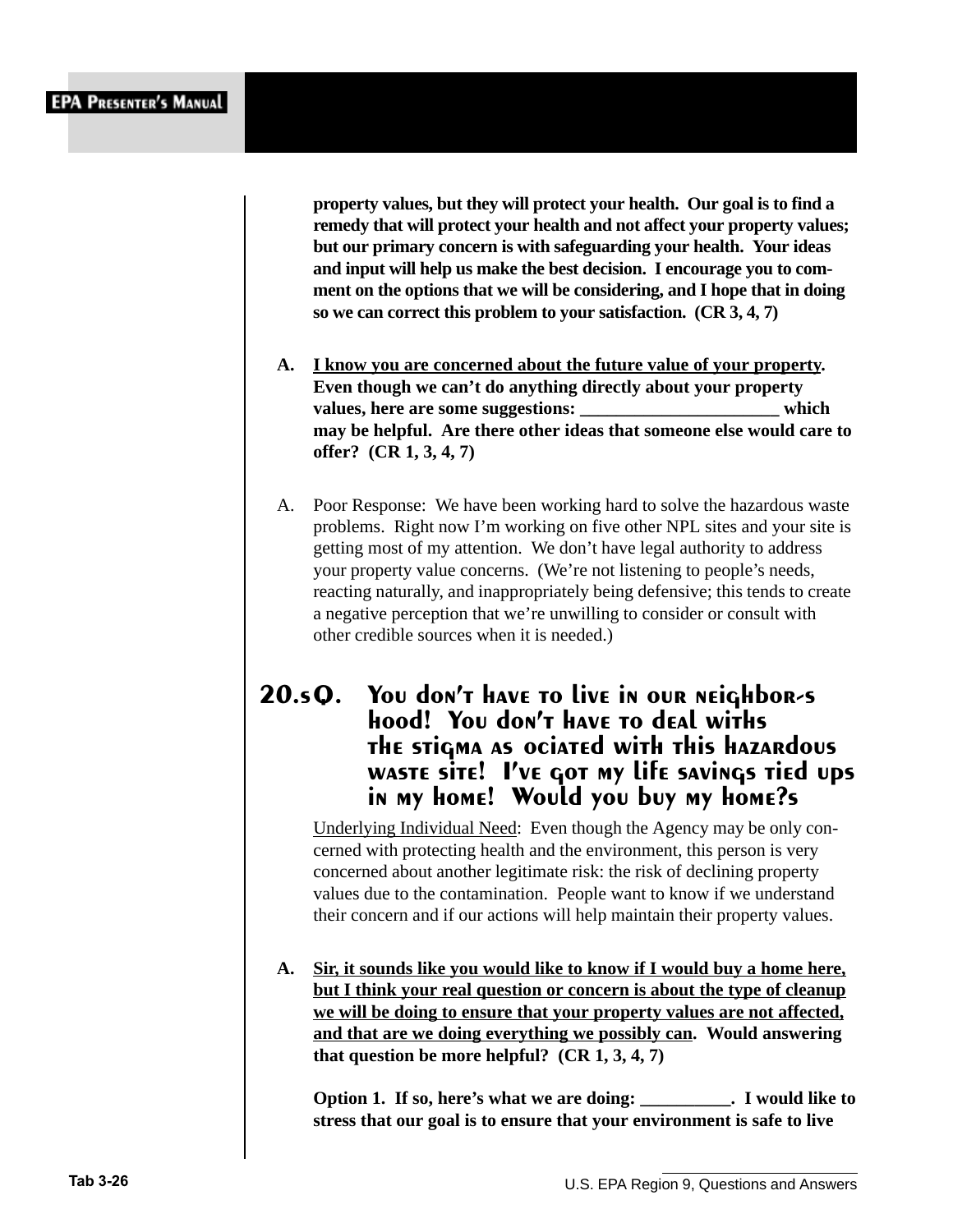**property values, but they will protect your health. Our goal is to find a remedy that will protect your health and not affect your property values; but our primary concern is with safeguarding your health. Your ideas and input will help us make the best decision. I encourage you to comment on the options that we will be considering, and I hope that in doing so we can correct this problem to your satisfaction. (CR 3, 4, 7)**

**A. <u>I know you are concerned about the future value of your property</u>. Even though we can't do anything directly about your property values, here are some suggestions: ______________________ which may be helpful. Are there other ideas that someone else would care to offer? (CR 1, 3, 4, 7)**

A. Poor Response: We have been working hard to solve the hazardous waste problems. Right now I'm working on five other NPL sites and your site is getting most of my attention. We don't have legal authority to address your property value concerns. (We're not listening to people's needs, reacting naturally, and inappropriately being defensive; this tends to create a negative perception that we're unwilling to consider or consult with other credible sources when it is needed.)

## 20. Q. You don't have to live in our neighborhood! You don't have to deal with the stigma associated with this hazardous waste site! I've got my life savings tied up in my home! Would you buy my home?

<u>Underlying Individual Need</u>: Even though the Agency may be only concerned with protecting health and the environment, this person is very concerned about another legitimate risk: the risk of declining property values due to the contamination. People want to know if we understand their concern and if our actions will help maintain their property values.

**A. <u>Sir, it sounds like you would like to know if I would buy a home here, but I think your real question or concern is about the type of cleanup we will be doing to ensure that your property values are not affected, and that are we doing everything we possibly can</u>. Would answering that question be more helpful? (CR 1, 3, 4, 7)**

**Option 1. If so, here's what we are doing: __________. I would like to stress that our goal is to ensure that your environment is safe to live**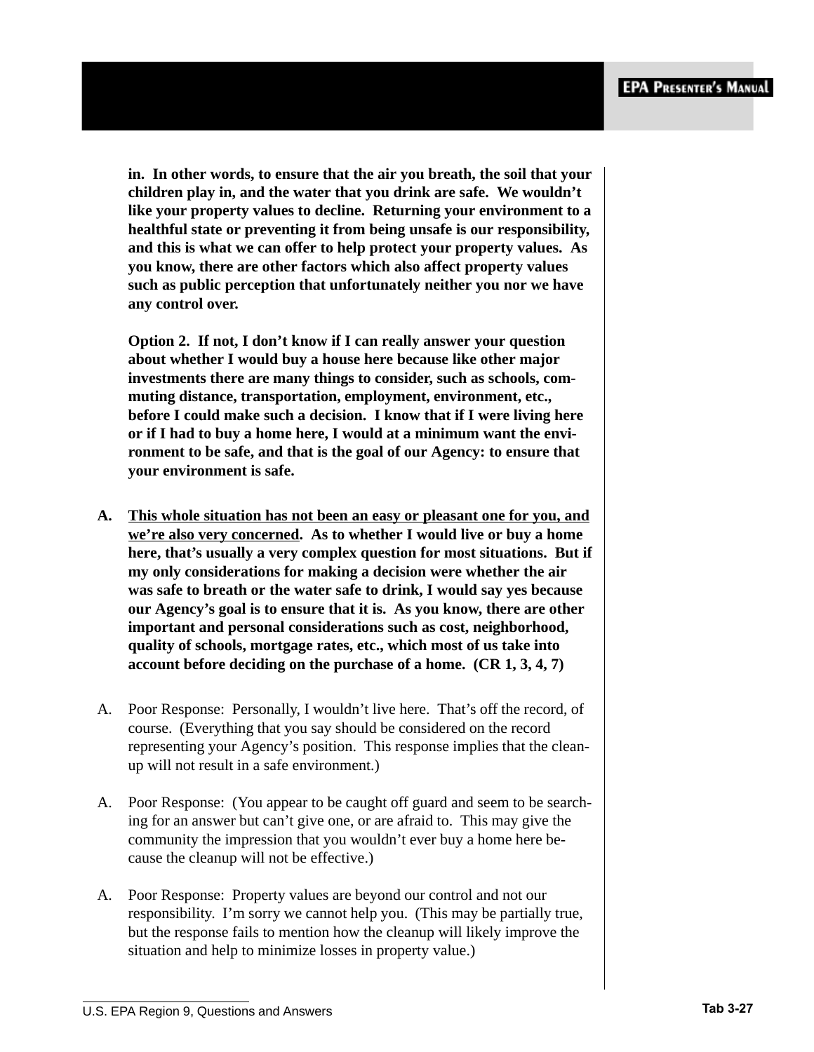**in. In other words, to ensure that the air you breath, the soil that your children play in, and the water that you drink are safe. We wouldn't like your property values to decline. Returning your environment to a healthful state or preventing it from being unsafe is our responsibility, and this is what we can offer to help protect your property values. As you know, there are other factors which also affect property values such as public perception that unfortunately neither you nor we have any control over.**

**Option 2. If not, I don't know if I can really answer your question about whether I would buy a house here because like other major investments there are many things to consider, such as schools, commuting distance, transportation, employment, environment, etc., before I could make such a decision. I know that if I were living here or if I had to buy a home here, I would at a minimum want the environment to be safe, and that is the goal of our Agency: to ensure that your environment is safe.**

**A. <u>This whole situation has not been an easy or pleasant one for you, and we're also very concerned</u>. As to whether I would live or buy a home here, that's usually a very complex question for most situations. But if my only considerations for making a decision were whether the air was safe to breath or the water safe to drink, I would say yes because our Agency's goal is to ensure that it is. As you know, there are other important and personal considerations such as cost, neighborhood, quality of schools, mortgage rates, etc., which most of us take into account before deciding on the purchase of a home. (CR 1, 3, 4, 7)**

A. Poor Response: Personally, I wouldn't live here. That's off the record, of course. (Everything that you say should be considered on the record representing your Agency's position. This response implies that the cleanup will not result in a safe environment.)

A. Poor Response: (You appear to be caught off guard and seem to be searching for an answer but can't give one, or are afraid to. This may give the community the impression that you wouldn't ever buy a home here because the cleanup will not be effective.)

A. Poor Response: Property values are beyond our control and not our responsibility. I'm sorry we cannot help you. (This may be partially true, but the response fails to mention how the cleanup will likely improve the situation and help to minimize losses in property value.)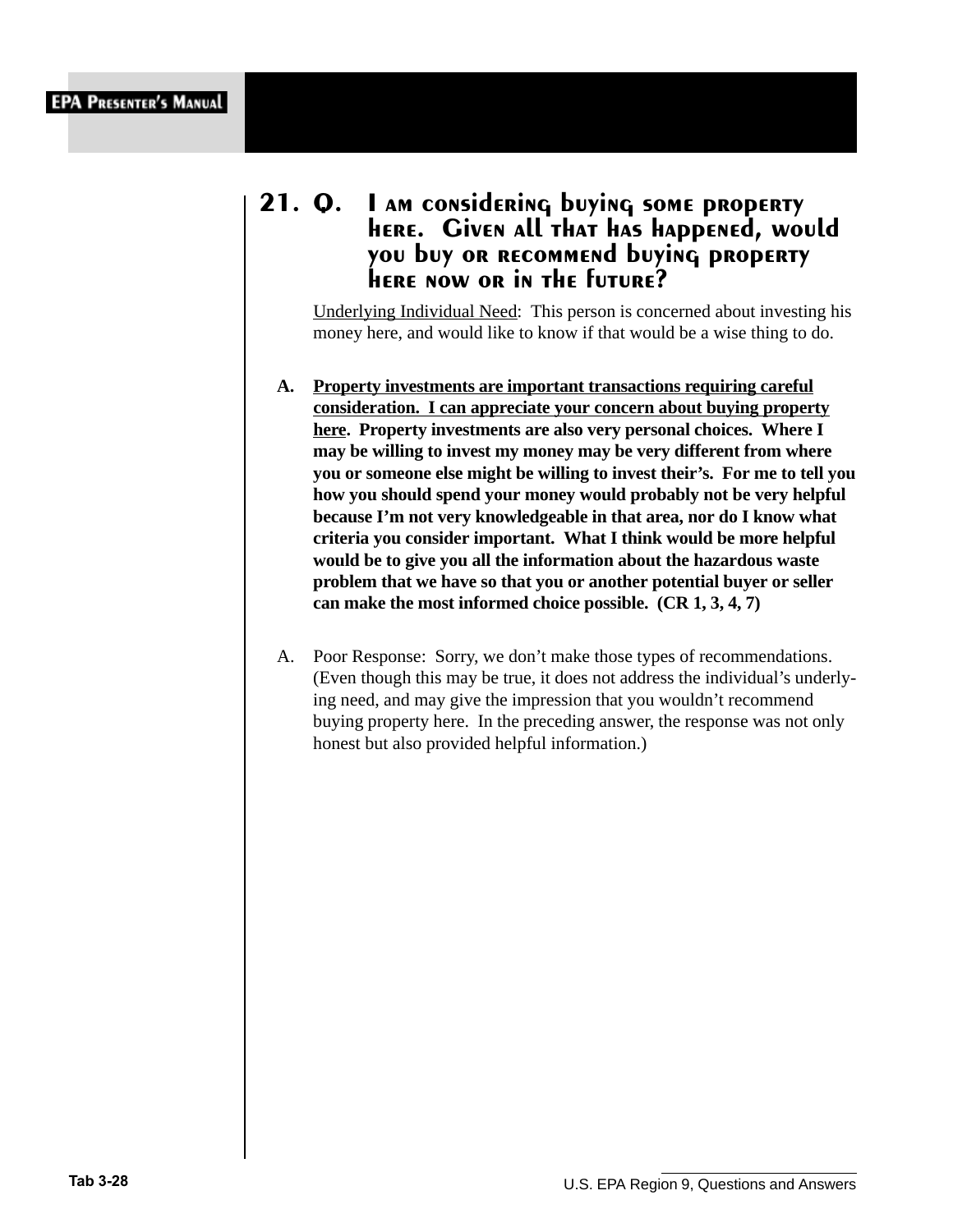## 21. Q. I am considering buying some property here. Given all that has happened, would you buy or recommend buying property here now or in the future?

Underlying Individual Need: This person is concerned about investing his money here, and would like to know if that would be a wise thing to do.

**A. <u>Property investments are important transactions requiring careful consideration. I can appreciate your concern about buying property here</u>. Property investments are also very personal choices. Where I may be willing to invest my money may be very different from where you or someone else might be willing to invest their's. For me to tell you how you should spend your money would probably not be very helpful because I'm not very knowledgeable in that area, nor do I know what criteria you consider important. What I think would be more helpful would be to give you all the information about the hazardous waste problem that we have so that you or another potential buyer or seller can make the most informed choice possible. (CR 1, 3, 4, 7)**

A. Poor Response: Sorry, we don't make those types of recommendations. (Even though this may be true, it does not address the individual's underlying need, and may give the impression that you wouldn't recommend buying property here. In the preceding answer, the response was not only honest but also provided helpful information.)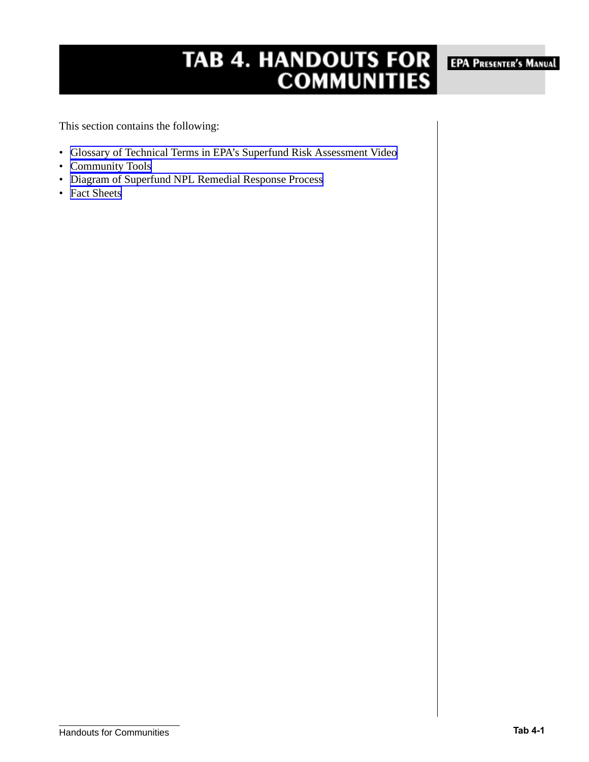# TAB 4. HANDOUTS FOR COMMUNITIES

EPA Presenter's Manual

This section contains the following:

- Glossary of Technical Terms in EPA's Superfund Risk Assessment Video
- Community Tools
- Diagram of Superfund NPL Remedial Response Process
- Fact Sheets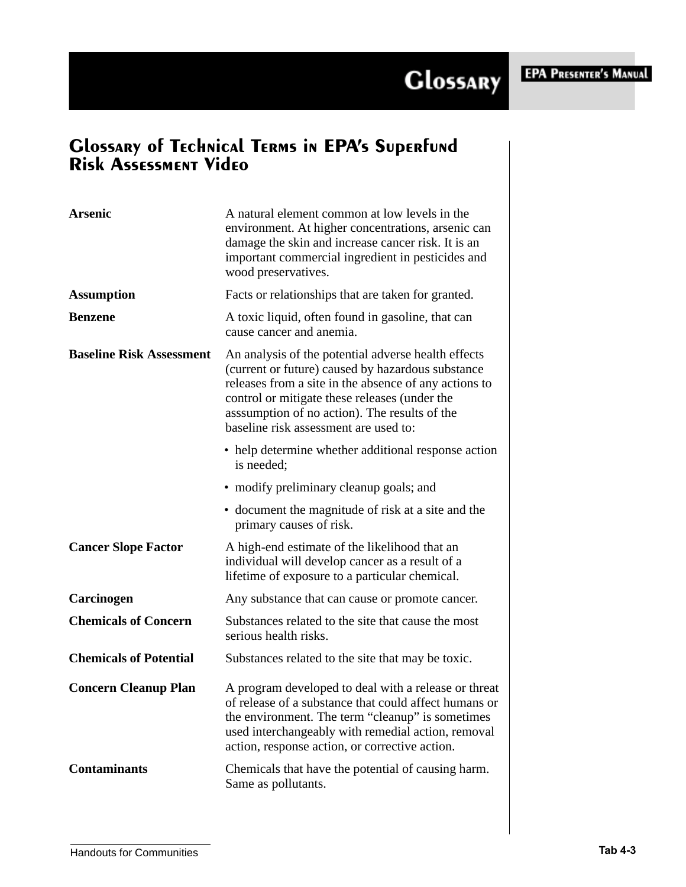# Glossary

## Glossary of Technical Terms in EPA's Superfund Risk Assessment Video

**Arsenic** — A natural element common at low levels in the environment. At higher concentrations, arsenic can damage the skin and increase cancer risk. It is an important commercial ingredient in pesticides and wood preservatives.

**Assumption** — Facts or relationships that are taken for granted.

**Benzene** — A toxic liquid, often found in gasoline, that can cause cancer and anemia.

**Baseline Risk Assessment** — An analysis of the potential adverse health effects (current or future) caused by hazardous substance releases from a site in the absence of any actions to control or mitigate these releases (under the asssumption of no action). The results of the baseline risk assessment are used to:

- help determine whether additional response action is needed;
- modify preliminary cleanup goals; and
- document the magnitude of risk at a site and the primary causes of risk.

**Cancer Slope Factor** — A high-end estimate of the likelihood that an individual will develop cancer as a result of a lifetime of exposure to a particular chemical.

**Carcinogen** — Any substance that can cause or promote cancer.

**Chemicals of Concern** — Substances related to the site that cause the most serious health risks.

**Chemicals of Potential** — Substances related to the site that may be toxic.

**Concern Cleanup Plan** — A program developed to deal with a release or threat of release of a substance that could affect humans or the environment. The term "cleanup" is sometimes used interchangeably with remedial action, removal action, response action, or corrective action.

**Contaminants** — Chemicals that have the potential of causing harm. Same as pollutants.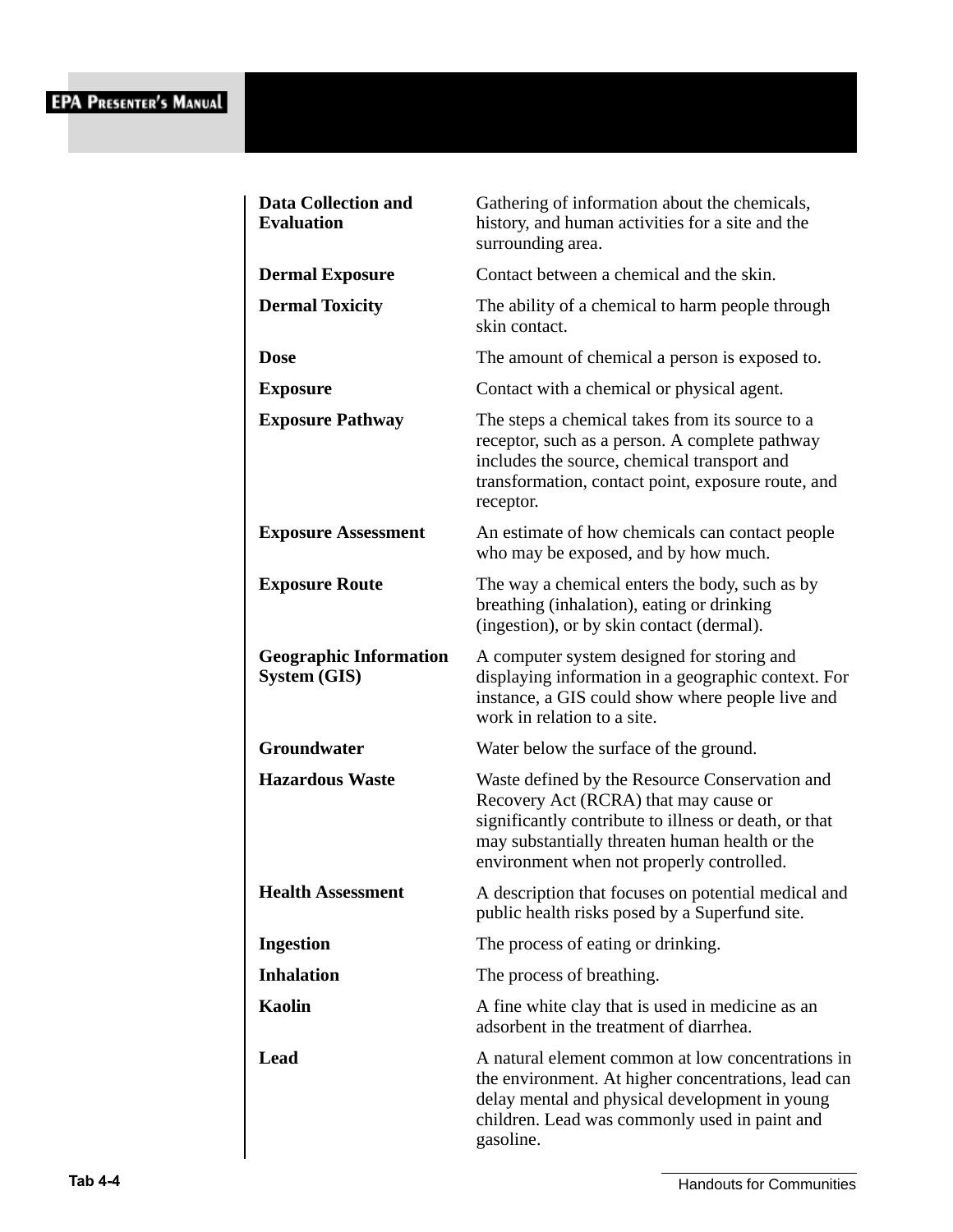| Term | Definition |
|---|---|
| **Data Collection and Evaluation** | Gathering of information about the chemicals, history, and human activities for a site and the surrounding area. |
| **Dermal Exposure** | Contact between a chemical and the skin. |
| **Dermal Toxicity** | The ability of a chemical to harm people through skin contact. |
| **Dose** | The amount of chemical a person is exposed to. |
| **Exposure** | Contact with a chemical or physical agent. |
| **Exposure Pathway** | The steps a chemical takes from its source to a receptor, such as a person. A complete pathway includes the source, chemical transport and transformation, contact point, exposure route, and receptor. |
| **Exposure Assessment** | An estimate of how chemicals can contact people who may be exposed, and by how much. |
| **Exposure Route** | The way a chemical enters the body, such as by breathing (inhalation), eating or drinking (ingestion), or by skin contact (dermal). |
| **Geographic Information System (GIS)** | A computer system designed for storing and displaying information in a geographic context. For instance, a GIS could show where people live and work in relation to a site. |
| **Groundwater** | Water below the surface of the ground. |
| **Hazardous Waste** | Waste defined by the Resource Conservation and Recovery Act (RCRA) that may cause or significantly contribute to illness or death, or that may substantially threaten human health or the environment when not properly controlled. |
| **Health Assessment** | A description that focuses on potential medical and public health risks posed by a Superfund site. |
| **Ingestion** | The process of eating or drinking. |
| **Inhalation** | The process of breathing. |
| **Kaolin** | A fine white clay that is used in medicine as an adsorbent in the treatment of diarrhea. |
| **Lead** | A natural element common at low concentrations in the environment. At higher concentrations, lead can delay mental and physical development in young children. Lead was commonly used in paint and gasoline. |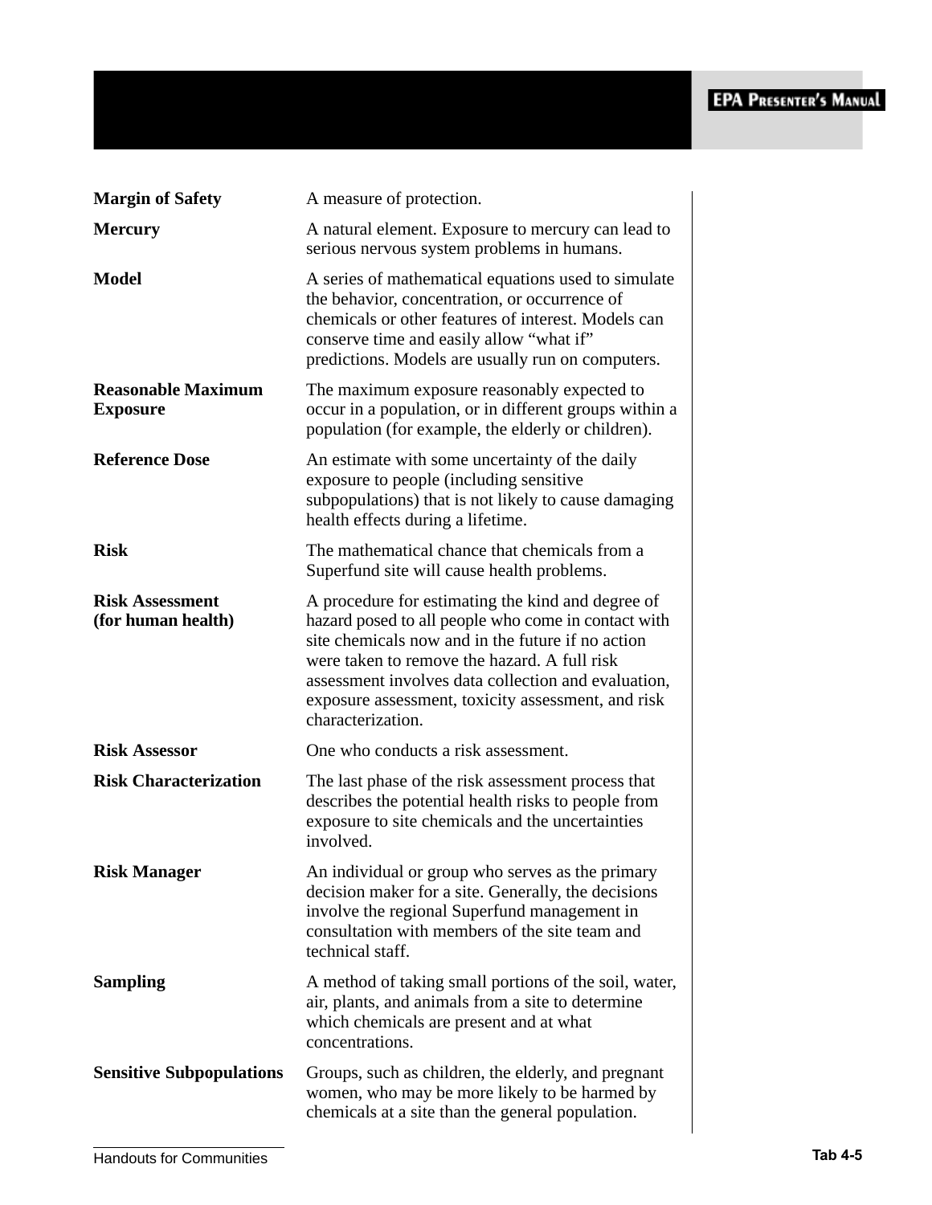**Margin of Safety** A measure of protection.

**Mercury** A natural element. Exposure to mercury can lead to serious nervous system problems in humans.

**Model** A series of mathematical equations used to simulate the behavior, concentration, or occurrence of chemicals or other features of interest. Models can conserve time and easily allow "what if" predictions. Models are usually run on computers.

**Reasonable Maximum Exposure** The maximum exposure reasonably expected to occur in a population, or in different groups within a population (for example, the elderly or children).

**Reference Dose** An estimate with some uncertainty of the daily exposure to people (including sensitive subpopulations) that is not likely to cause damaging health effects during a lifetime.

**Risk** The mathematical chance that chemicals from a Superfund site will cause health problems.

**Risk Assessment (for human health)** A procedure for estimating the kind and degree of hazard posed to all people who come in contact with site chemicals now and in the future if no action were taken to remove the hazard. A full risk assessment involves data collection and evaluation, exposure assessment, toxicity assessment, and risk characterization.

**Risk Assessor** One who conducts a risk assessment.

**Risk Characterization** The last phase of the risk assessment process that describes the potential health risks to people from exposure to site chemicals and the uncertainties involved.

**Risk Manager** An individual or group who serves as the primary decision maker for a site. Generally, the decisions involve the regional Superfund management in consultation with members of the site team and technical staff.

**Sampling** A method of taking small portions of the soil, water, air, plants, and animals from a site to determine which chemicals are present and at what concentrations.

**Sensitive Subpopulations** Groups, such as children, the elderly, and pregnant women, who may be more likely to be harmed by chemicals at a site than the general population.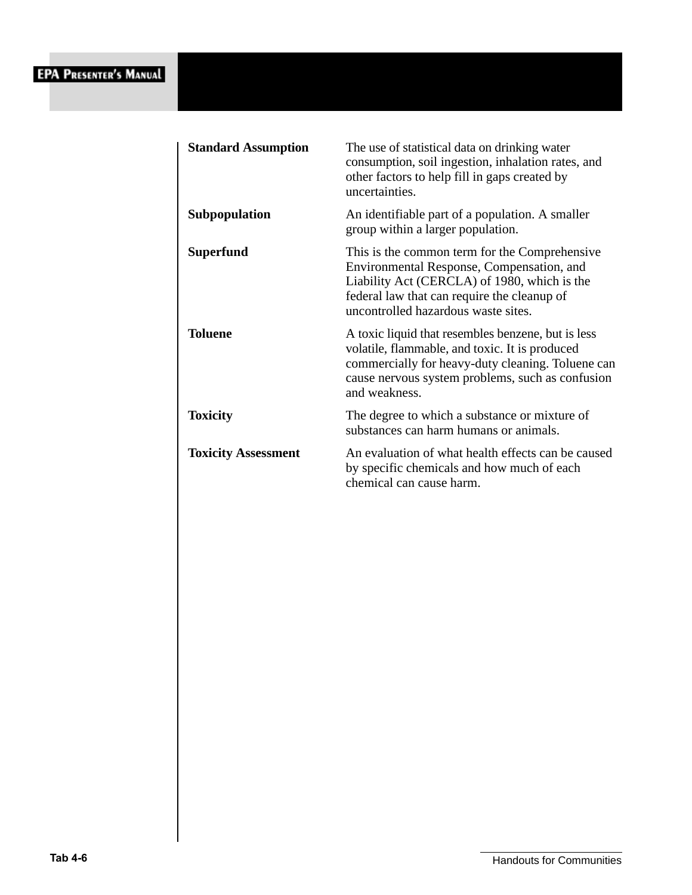**Standard Assumption** The use of statistical data on drinking water consumption, soil ingestion, inhalation rates, and other factors to help fill in gaps created by uncertainties.

**Subpopulation** An identifiable part of a population. A smaller group within a larger population.

**Superfund** This is the common term for the Comprehensive Environmental Response, Compensation, and Liability Act (CERCLA) of 1980, which is the federal law that can require the cleanup of uncontrolled hazardous waste sites.

**Toluene** A toxic liquid that resembles benzene, but is less volatile, flammable, and toxic. It is produced commercially for heavy-duty cleaning. Toluene can cause nervous system problems, such as confusion and weakness.

**Toxicity** The degree to which a substance or mixture of substances can harm humans or animals.

**Toxicity Assessment** An evaluation of what health effects can be caused by specific chemicals and how much of each chemical can cause harm.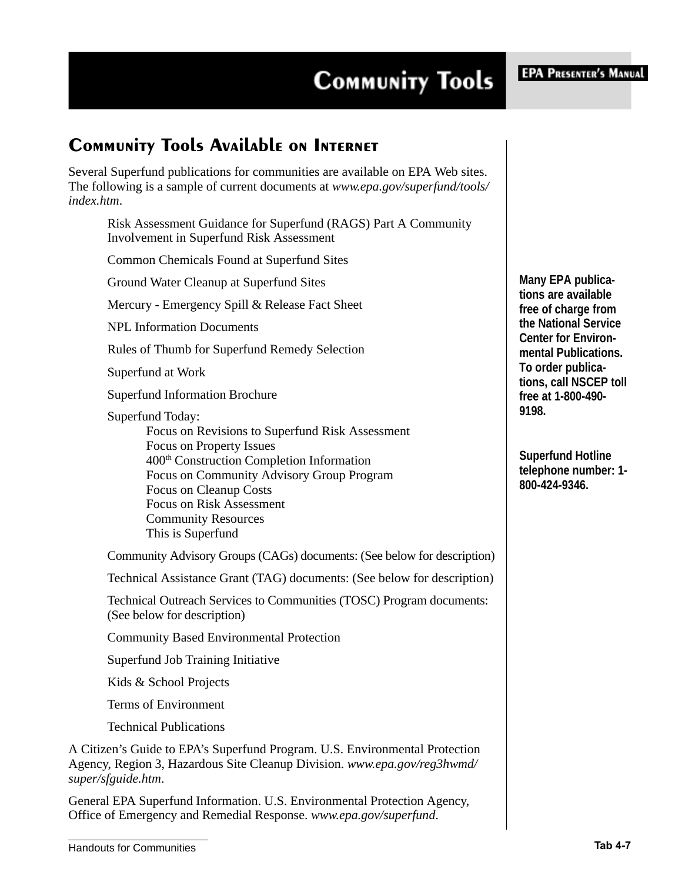## Community Tools Available on Internet

Several Superfund publications for communities are available on EPA Web sites. The following is a sample of current documents at *www.epa.gov/superfund/tools/index.htm*.

Risk Assessment Guidance for Superfund (RAGS) Part A Community Involvement in Superfund Risk Assessment

Common Chemicals Found at Superfund Sites

Ground Water Cleanup at Superfund Sites

Mercury - Emergency Spill & Release Fact Sheet

NPL Information Documents

Rules of Thumb for Superfund Remedy Selection

Superfund at Work

Superfund Information Brochure

Superfund Today:
- Focus on Revisions to Superfund Risk Assessment
- Focus on Property Issues
- 400th Construction Completion Information
- Focus on Community Advisory Group Program
- Focus on Cleanup Costs
- Focus on Risk Assessment
- Community Resources
- This is Superfund

Community Advisory Groups (CAGs) documents: (See below for description)

Technical Assistance Grant (TAG) documents: (See below for description)

Technical Outreach Services to Communities (TOSC) Program documents: (See below for description)

Community Based Environmental Protection

Superfund Job Training Initiative

Kids & School Projects

Terms of Environment

Technical Publications

A Citizen's Guide to EPA's Superfund Program. U.S. Environmental Protection Agency, Region 3, Hazardous Site Cleanup Division. *www.epa.gov/reg3hwmd/super/sfguide.htm*.

General EPA Superfund Information. U.S. Environmental Protection Agency, Office of Emergency and Remedial Response. *www.epa.gov/superfund*.

**Many EPA publications are available free of charge from the National Service Center for Environmental Publications. To order publications, call NSCEP toll free at 1-800-490-9198.**

**Superfund Hotline telephone number: 1-800-424-9346.**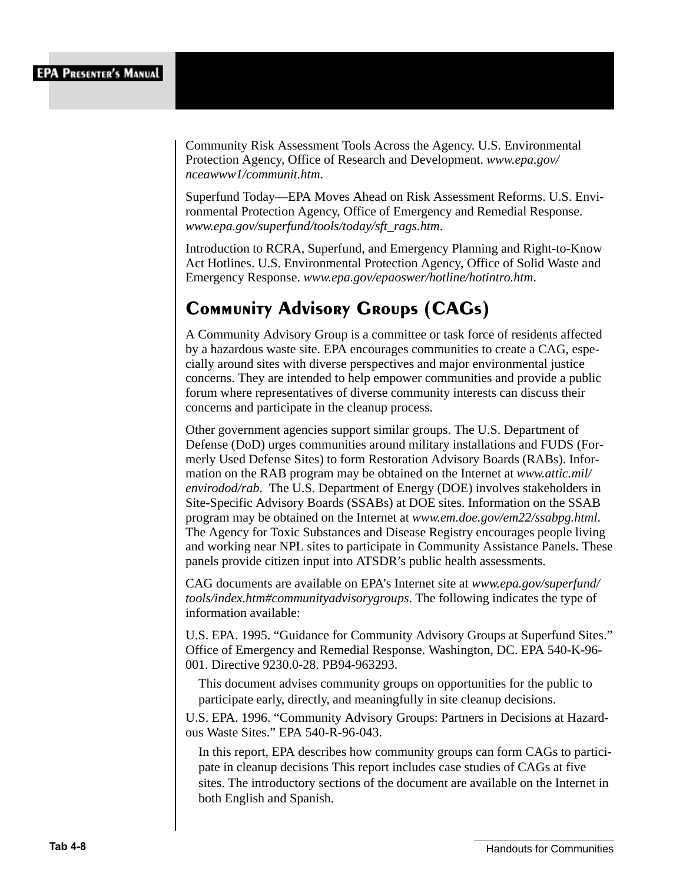Community Risk Assessment Tools Across the Agency. U.S. Environmental Protection Agency, Office of Research and Development. *www.epa.gov/nceawww1/communit.htm*.

Superfund Today—EPA Moves Ahead on Risk Assessment Reforms. U.S. Environmental Protection Agency, Office of Emergency and Remedial Response. *www.epa.gov/superfund/tools/today/sft_rags.htm*.

Introduction to RCRA, Superfund, and Emergency Planning and Right-to-Know Act Hotlines. U.S. Environmental Protection Agency, Office of Solid Waste and Emergency Response. *www.epa.gov/epaoswer/hotline/hotintro.htm*.

## Community Advisory Groups (CAGs)

A Community Advisory Group is a committee or task force of residents affected by a hazardous waste site. EPA encourages communities to create a CAG, especially around sites with diverse perspectives and major environmental justice concerns. They are intended to help empower communities and provide a public forum where representatives of diverse community interests can discuss their concerns and participate in the cleanup process.

Other government agencies support similar groups. The U.S. Department of Defense (DoD) urges communities around military installations and FUDS (Formerly Used Defense Sites) to form Restoration Advisory Boards (RABs). Information on the RAB program may be obtained on the Internet at *www.attic.mil/envirodod/rab*. The U.S. Department of Energy (DOE) involves stakeholders in Site-Specific Advisory Boards (SSABs) at DOE sites. Information on the SSAB program may be obtained on the Internet at *www.em.doe.gov/em22/ssabpg.html*. The Agency for Toxic Substances and Disease Registry encourages people living and working near NPL sites to participate in Community Assistance Panels. These panels provide citizen input into ATSDR's public health assessments.

CAG documents are available on EPA's Internet site at *www.epa.gov/superfund/tools/index.htm#communityadvisorygroups*. The following indicates the type of information available:

U.S. EPA. 1995. "Guidance for Community Advisory Groups at Superfund Sites." Office of Emergency and Remedial Response. Washington, DC. EPA 540-K-96-001. Directive 9230.0-28. PB94-963293.

> This document advises community groups on opportunities for the public to participate early, directly, and meaningfully in site cleanup decisions.

U.S. EPA. 1996. "Community Advisory Groups: Partners in Decisions at Hazardous Waste Sites." EPA 540-R-96-043.

> In this report, EPA describes how community groups can form CAGs to participate in cleanup decisions This report includes case studies of CAGs at five sites. The introductory sections of the document are available on the Internet in both English and Spanish.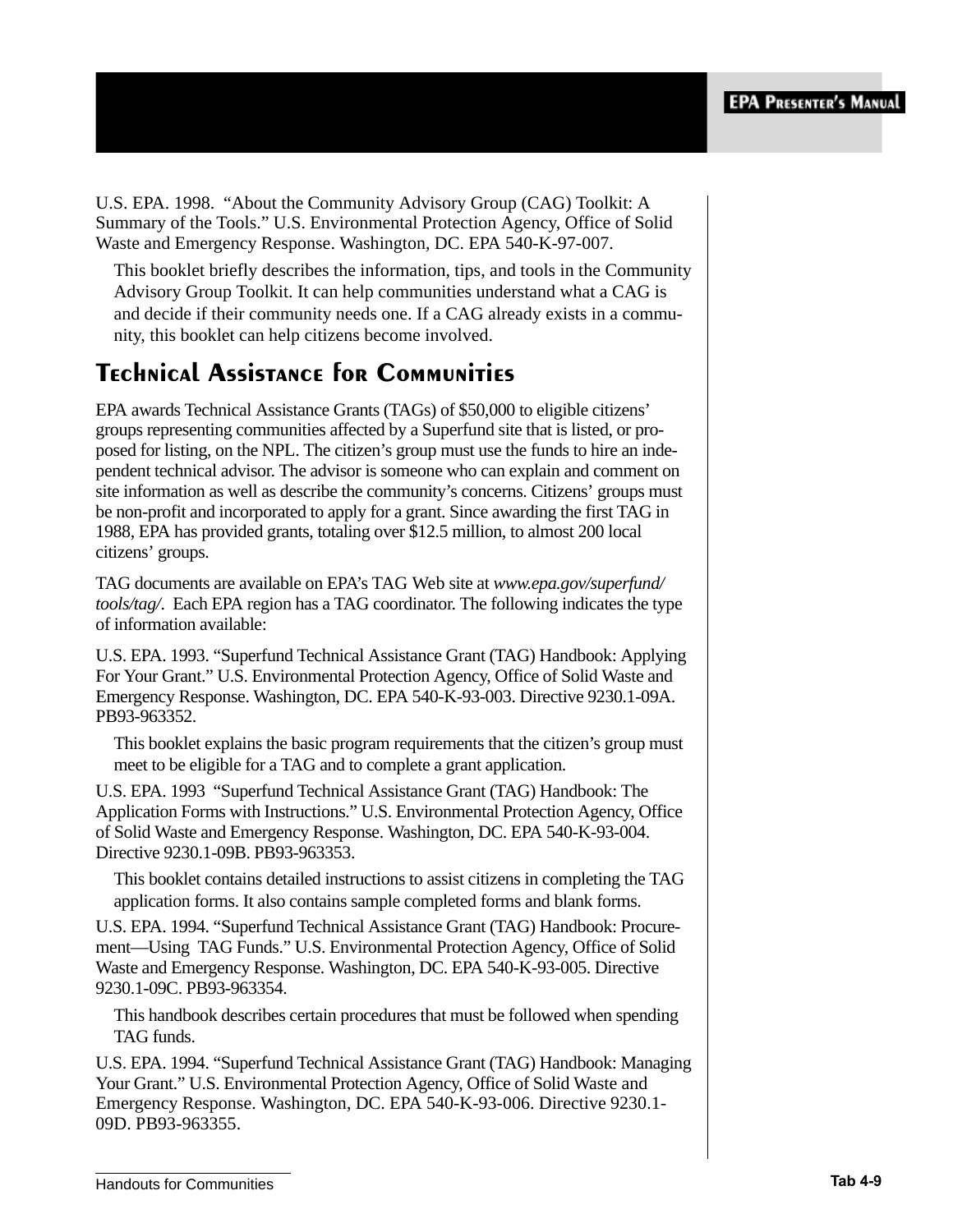U.S. EPA. 1998. "About the Community Advisory Group (CAG) Toolkit: A Summary of the Tools." U.S. Environmental Protection Agency, Office of Solid Waste and Emergency Response. Washington, DC. EPA 540-K-97-007.

This booklet briefly describes the information, tips, and tools in the Community Advisory Group Toolkit. It can help communities understand what a CAG is and decide if their community needs one. If a CAG already exists in a community, this booklet can help citizens become involved.

## Technical Assistance for Communities

EPA awards Technical Assistance Grants (TAGs) of $50,000 to eligible citizens' groups representing communities affected by a Superfund site that is listed, or proposed for listing, on the NPL. The citizen's group must use the funds to hire an independent technical advisor. The advisor is someone who can explain and comment on site information as well as describe the community's concerns. Citizens' groups must be non-profit and incorporated to apply for a grant. Since awarding the first TAG in 1988, EPA has provided grants, totaling over $12.5 million, to almost 200 local citizens' groups.

TAG documents are available on EPA's TAG Web site at *www.epa.gov/superfund/tools/tag/*. Each EPA region has a TAG coordinator. The following indicates the type of information available:

U.S. EPA. 1993. "Superfund Technical Assistance Grant (TAG) Handbook: Applying For Your Grant." U.S. Environmental Protection Agency, Office of Solid Waste and Emergency Response. Washington, DC. EPA 540-K-93-003. Directive 9230.1-09A. PB93-963352.

This booklet explains the basic program requirements that the citizen's group must meet to be eligible for a TAG and to complete a grant application.

U.S. EPA. 1993 "Superfund Technical Assistance Grant (TAG) Handbook: The Application Forms with Instructions." U.S. Environmental Protection Agency, Office of Solid Waste and Emergency Response. Washington, DC. EPA 540-K-93-004. Directive 9230.1-09B. PB93-963353.

This booklet contains detailed instructions to assist citizens in completing the TAG application forms. It also contains sample completed forms and blank forms.

U.S. EPA. 1994. "Superfund Technical Assistance Grant (TAG) Handbook: Procurement—Using TAG Funds." U.S. Environmental Protection Agency, Office of Solid Waste and Emergency Response. Washington, DC. EPA 540-K-93-005. Directive 9230.1-09C. PB93-963354.

This handbook describes certain procedures that must be followed when spending TAG funds.

U.S. EPA. 1994. "Superfund Technical Assistance Grant (TAG) Handbook: Managing Your Grant." U.S. Environmental Protection Agency, Office of Solid Waste and Emergency Response. Washington, DC. EPA 540-K-93-006. Directive 9230.1-09D. PB93-963355.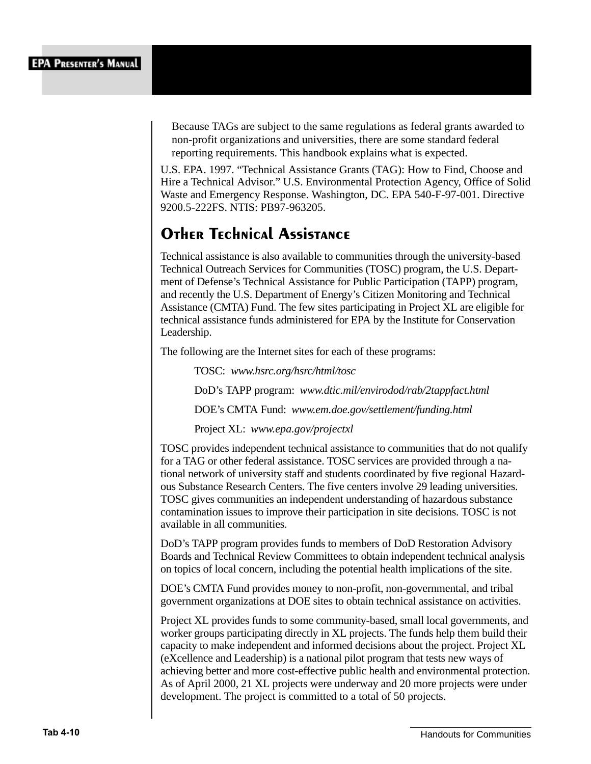Because TAGs are subject to the same regulations as federal grants awarded to non-profit organizations and universities, there are some standard federal reporting requirements. This handbook explains what is expected.

U.S. EPA. 1997. "Technical Assistance Grants (TAG): How to Find, Choose and Hire a Technical Advisor." U.S. Environmental Protection Agency, Office of Solid Waste and Emergency Response. Washington, DC. EPA 540-F-97-001. Directive 9200.5-222FS. NTIS: PB97-963205.

## Other Technical Assistance

Technical assistance is also available to communities through the university-based Technical Outreach Services for Communities (TOSC) program, the U.S. Department of Defense's Technical Assistance for Public Participation (TAPP) program, and recently the U.S. Department of Energy's Citizen Monitoring and Technical Assistance (CMTA) Fund. The few sites participating in Project XL are eligible for technical assistance funds administered for EPA by the Institute for Conservation Leadership.

The following are the Internet sites for each of these programs:

TOSC: *www.hsrc.org/hsrc/html/tosc*

DoD's TAPP program: *www.dtic.mil/envirodod/rab/2tappfact.html*

DOE's CMTA Fund: *www.em.doe.gov/settlement/funding.html*

Project XL: *www.epa.gov/projectxl*

TOSC provides independent technical assistance to communities that do not qualify for a TAG or other federal assistance. TOSC services are provided through a national network of university staff and students coordinated by five regional Hazardous Substance Research Centers. The five centers involve 29 leading universities. TOSC gives communities an independent understanding of hazardous substance contamination issues to improve their participation in site decisions. TOSC is not available in all communities.

DoD's TAPP program provides funds to members of DoD Restoration Advisory Boards and Technical Review Committees to obtain independent technical analysis on topics of local concern, including the potential health implications of the site.

DOE's CMTA Fund provides money to non-profit, non-governmental, and tribal government organizations at DOE sites to obtain technical assistance on activities.

Project XL provides funds to some community-based, small local governments, and worker groups participating directly in XL projects. The funds help them build their capacity to make independent and informed decisions about the project. Project XL (eXcellence and Leadership) is a national pilot program that tests new ways of achieving better and more cost-effective public health and environmental protection. As of April 2000, 21 XL projects were underway and 20 more projects were under development. The project is committed to a total of 50 projects.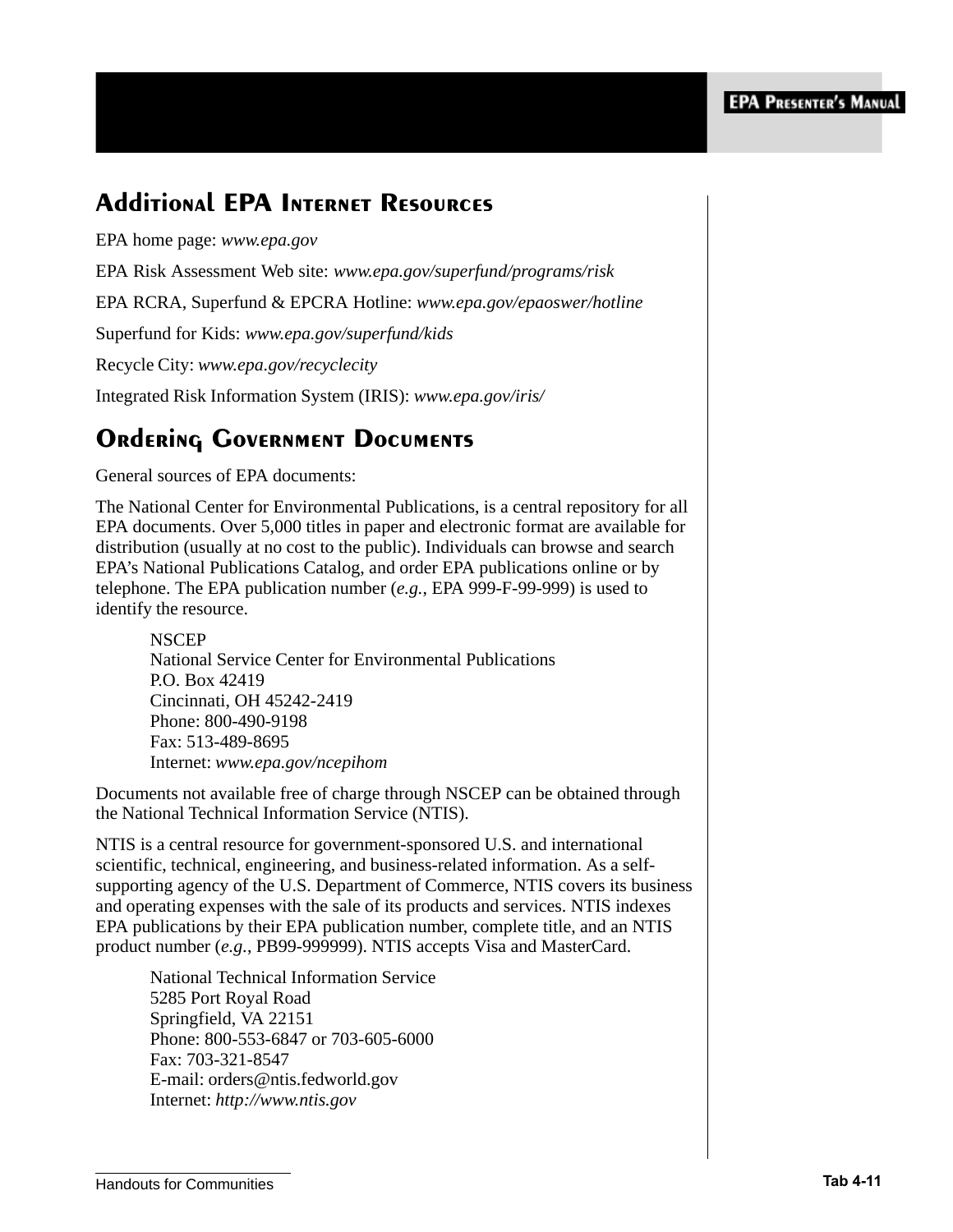## Additional EPA Internet Resources

EPA home page: *www.epa.gov*

EPA Risk Assessment Web site: *www.epa.gov/superfund/programs/risk*

EPA RCRA, Superfund & EPCRA Hotline: *www.epa.gov/epaoswer/hotline*

Superfund for Kids: *www.epa.gov/superfund/kids*

Recycle City: *www.epa.gov/recyclecity*

Integrated Risk Information System (IRIS): *www.epa.gov/iris/*

## Ordering Government Documents

General sources of EPA documents:

The National Center for Environmental Publications, is a central repository for all EPA documents. Over 5,000 titles in paper and electronic format are available for distribution (usually at no cost to the public). Individuals can browse and search EPA's National Publications Catalog, and order EPA publications online or by telephone. The EPA publication number (*e.g.*, EPA 999-F-99-999) is used to identify the resource.

> NSCEP
> National Service Center for Environmental Publications
> P.O. Box 42419
> Cincinnati, OH 45242-2419
> Phone: 800-490-9198
> Fax: 513-489-8695
> Internet: *www.epa.gov/ncepihom*

Documents not available free of charge through NSCEP can be obtained through the National Technical Information Service (NTIS).

NTIS is a central resource for government-sponsored U.S. and international scientific, technical, engineering, and business-related information. As a self-supporting agency of the U.S. Department of Commerce, NTIS covers its business and operating expenses with the sale of its products and services. NTIS indexes EPA publications by their EPA publication number, complete title, and an NTIS product number (*e.g.*, PB99-999999). NTIS accepts Visa and MasterCard.

> National Technical Information Service
> 5285 Port Royal Road
> Springfield, VA 22151
> Phone: 800-553-6847 or 703-605-6000
> Fax: 703-321-8547
> E-mail: orders@ntis.fedworld.gov
> Internet: *http://www.ntis.gov*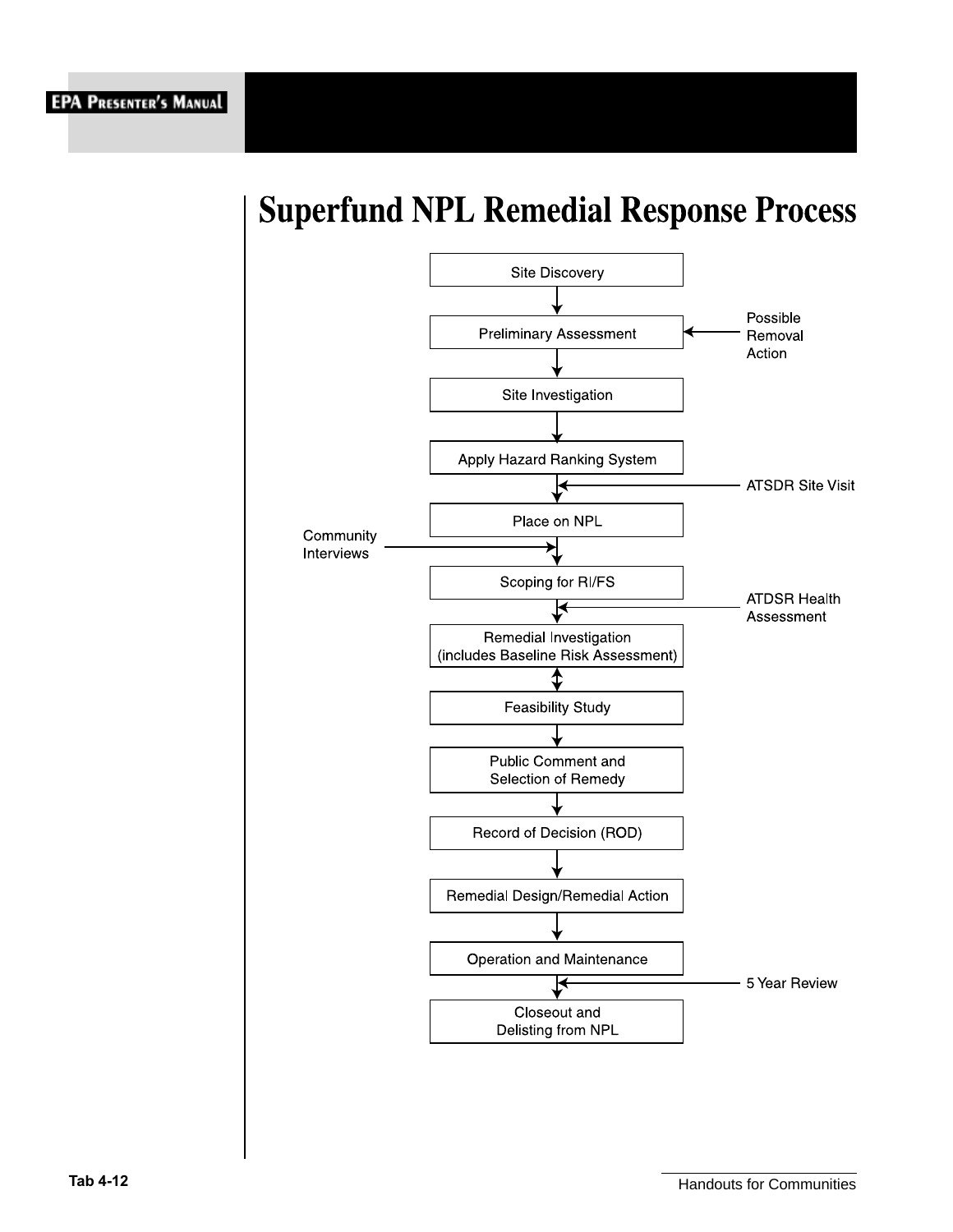# Superfund NPL Remedial Response Process

Site Discovery

↓

Preliminary Assessment ← Possible Removal Action

↓

Site Investigation

↓

Apply Hazard Ranking System

↓ ← ATSDR Site Visit

Place on NPL

↓ ← Community Interviews

Scoping for RI/FS

↓ ← ATDSR Health Assessment

Remedial Investigation (includes Baseline Risk Assessment)

↕

Feasibility Study

↓

Public Comment and Selection of Remedy

↓

Record of Decision (ROD)

↓

Remedial Design/Remedial Action

↓

Operation and Maintenance

↓ ← 5 Year Review

Closeout and Delisting from NPL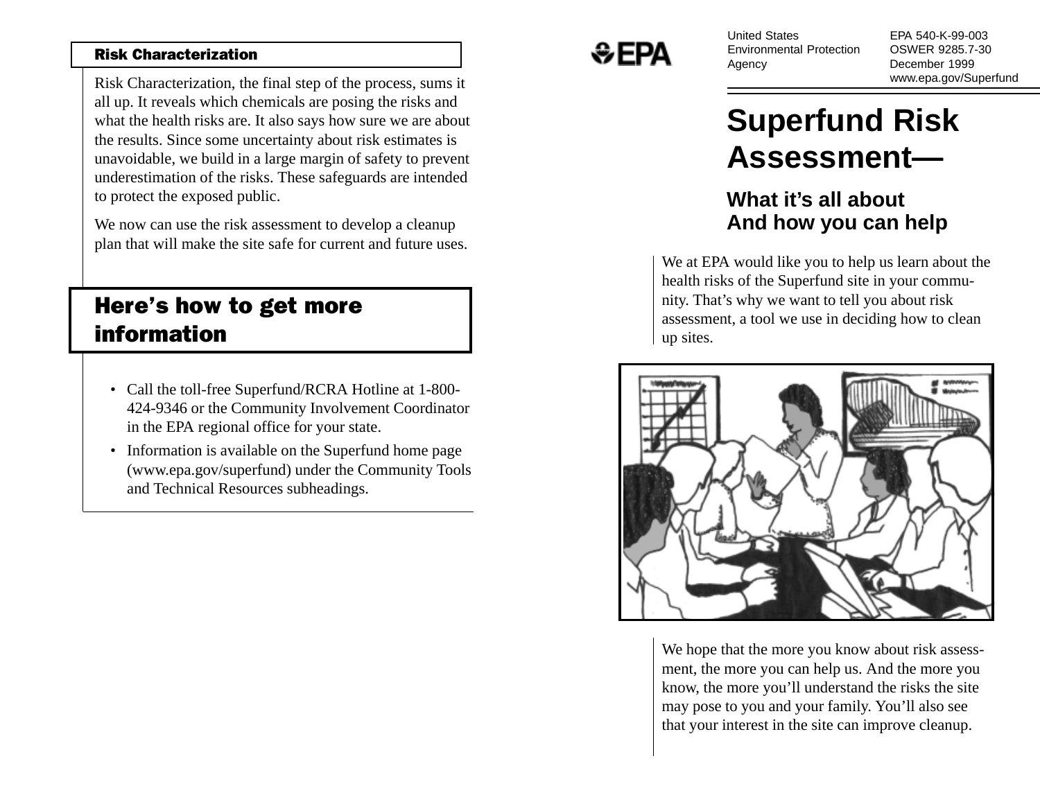## Risk Characterization

Risk Characterization, the final step of the process, sums it all up. It reveals which chemicals are posing the risks and what the health risks are. It also says how sure we are about the results. Since some uncertainty about risk estimates is unavoidable, we build in a large margin of safety to prevent underestimation of the risks. These safeguards are intended to protect the exposed public.

We now can use the risk assessment to develop a cleanup plan that will make the site safe for current and future uses.

## Here's how to get more information

- Call the toll-free Superfund/RCRA Hotline at 1-800-424-9346 or the Community Involvement Coordinator in the EPA regional office for your state.
- Information is available on the Superfund home page (www.epa.gov/superfund) under the Community Tools and Technical Resources subheadings.

EPA

United States Environmental Protection Agency

EPA 540-K-99-003
OSWER 9285.7-30
December 1999
www.epa.gov/Superfund

# Superfund Risk Assessment—

## What it's all about And how you can help

We at EPA would like you to help us learn about the health risks of the Superfund site in your community. That's why we want to tell you about risk assessment, a tool we use in deciding how to clean up sites.

We hope that the more you know about risk assessment, the more you can help us. And the more you know, the more you'll understand the risks the site may pose to you and your family. You'll also see that your interest in the site can improve cleanup.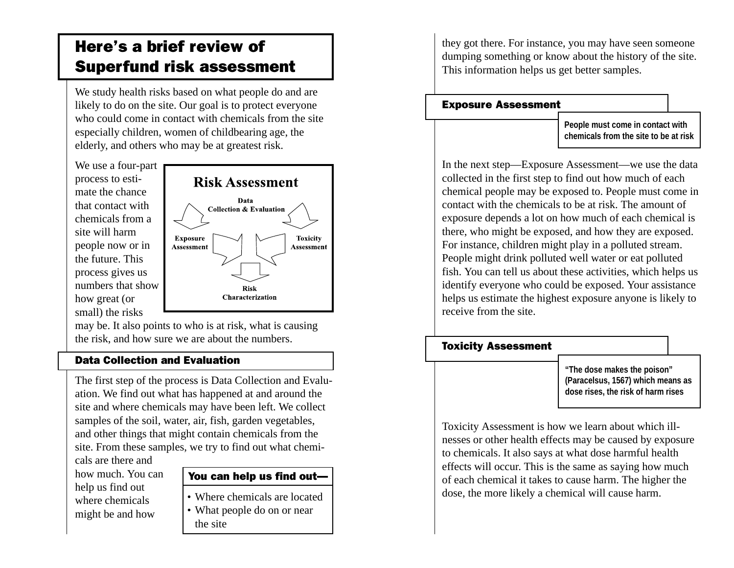## Here's a brief review of Superfund risk assessment

We study health risks based on what people do and are likely to do on the site. Our goal is to protect everyone who could come in contact with chemicals from the site especially children, women of childbearing age, the elderly, and others who may be at greatest risk.

We use a four-part process to estimate the chance that contact with chemicals from a site will harm people now or in the future. This process gives us numbers that show how great (or small) the risks may be. It also points to who is at risk, what is causing the risk, and how sure we are about the numbers.

**Risk Assessment**

Data Collection & Evaluation → Exposure Assessment, Toxicity Assessment → Risk Characterization

### Data Collection and Evaluation

The first step of the process is Data Collection and Evaluation. We find out what has happened at and around the site and where chemicals may have been left. We collect samples of the soil, water, air, fish, garden vegetables, and other things that might contain chemicals from the site. From these samples, we try to find out what chemicals are there and how much. You can help us find out where chemicals might be and how they got there. For instance, you may have seen someone dumping something or know about the history of the site. This information helps us get better samples.

**You can help us find out—**

- Where chemicals are located
- What people do on or near the site

### Exposure Assessment

**People must come in contact with chemicals from the site to be at risk**

In the next step—Exposure Assessment—we use the data collected in the first step to find out how much of each chemical people may be exposed to. People must come in contact with the chemicals to be at risk. The amount of exposure depends a lot on how much of each chemical is there, who might be exposed, and how they are exposed. For instance, children might play in a polluted stream. People might drink polluted well water or eat polluted fish. You can tell us about these activities, which helps us identify everyone who could be exposed. Your assistance helps us estimate the highest exposure anyone is likely to receive from the site.

### Toxicity Assessment

**"The dose makes the poison" (Paracelsus, 1567) which means as dose rises, the risk of harm rises**

Toxicity Assessment is how we learn about which illnesses or other health effects may be caused by exposure to chemicals. It also says at what dose harmful health effects will occur. This is the same as saying how much of each chemical it takes to cause harm. The higher the dose, the more likely a chemical will cause harm.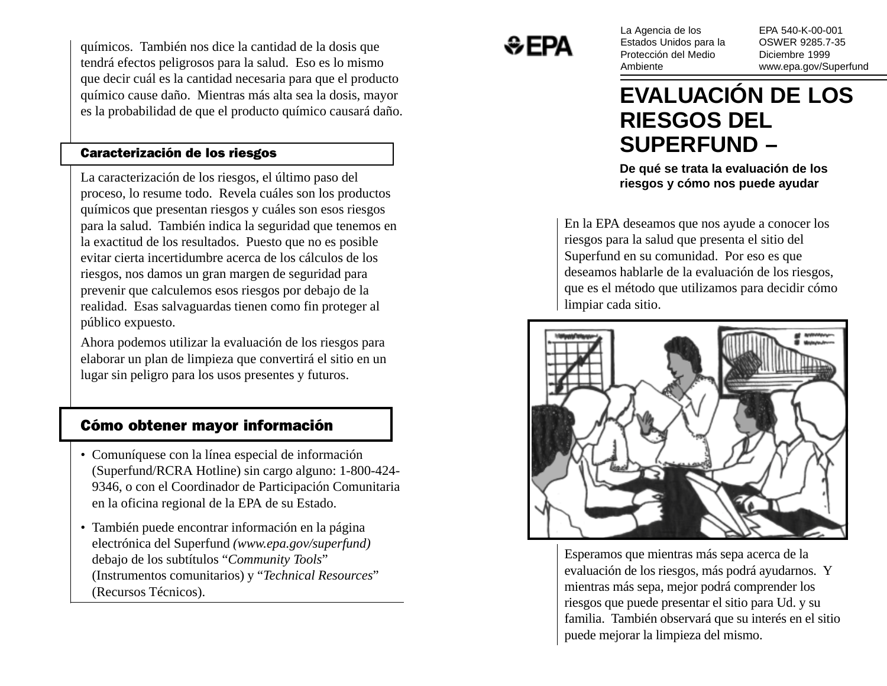químicos. También nos dice la cantidad de la dosis que tendrá efectos peligrosos para la salud. Eso es lo mismo que decir cuál es la cantidad necesaria para que el producto químico cause daño. Mientras más alta sea la dosis, mayor es la probabilidad de que el producto químico causará daño.

## Caracterización de los riesgos

La caracterización de los riesgos, el último paso del proceso, lo resume todo. Revela cuáles son los productos químicos que presentan riesgos y cuáles son esos riesgos para la salud. También indica la seguridad que tenemos en la exactitud de los resultados. Puesto que no es posible evitar cierta incertidumbre acerca de los cálculos de los riesgos, nos damos un gran margen de seguridad para prevenir que calculemos esos riesgos por debajo de la realidad. Esas salvaguardas tienen como fin proteger al público expuesto.

Ahora podemos utilizar la evaluación de los riesgos para elaborar un plan de limpieza que convertirá el sitio en un lugar sin peligro para los usos presentes y futuros.

## Cómo obtener mayor información

- Comuníquese con la línea especial de información (Superfund/RCRA Hotline) sin cargo alguno: 1-800-424-9346, o con el Coordinador de Participación Comunitaria en la oficina regional de la EPA de su Estado.
- También puede encontrar información en la página electrónica del Superfund *(www.epa.gov/superfund)* debajo de los subtítulos "*Community Tools*" (Instrumentos comunitarios) y "*Technical Resources*" (Recursos Técnicos).

EPA

La Agencia de los Estados Unidos para la Protección del Medio Ambiente

EPA 540-K-00-001
OSWER 9285.7-35
Diciembre 1999
www.epa.gov/Superfund

# EVALUACIÓN DE LOS RIESGOS DEL SUPERFUND –

**De qué se trata la evaluación de los riesgos y cómo nos puede ayudar**

En la EPA deseamos que nos ayude a conocer los riesgos para la salud que presenta el sitio del Superfund en su comunidad. Por eso es que deseamos hablarle de la evaluación de los riesgos, que es el método que utilizamos para decidir cómo limpiar cada sitio.

Esperamos que mientras más sepa acerca de la evaluación de los riesgos, más podrá ayudarnos. Y mientras más sepa, mejor podrá comprender los riesgos que puede presentar el sitio para Ud. y su familia. También observará que su interés en el sitio puede mejorar la limpieza del mismo.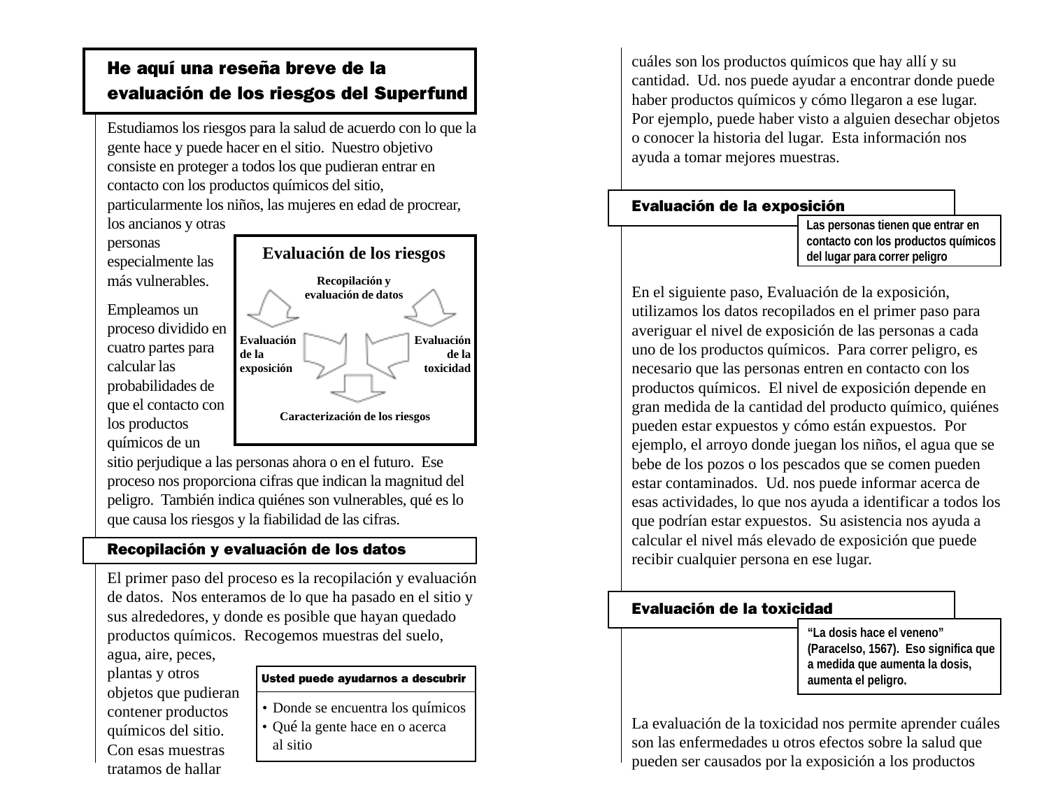## He aquí una reseña breve de la evaluación de los riesgos del Superfund

Estudiamos los riesgos para la salud de acuerdo con lo que la gente hace y puede hacer en el sitio. Nuestro objetivo consiste en proteger a todos los que pudieran entrar en contacto con los productos químicos del sitio, particularmente los niños, las mujeres en edad de procrear, los ancianos y otras personas especialmente las más vulnerables.

Empleamos un proceso dividido en cuatro partes para calcular las probabilidades de que el contacto con los productos químicos de un sitio perjudique a las personas ahora o en el futuro. Ese proceso nos proporciona cifras que indican la magnitud del peligro. También indica quiénes son vulnerables, qué es lo que causa los riesgos y la fiabilidad de las cifras.

**Evaluación de los riesgos**

Recopilación y evaluación de datos

Evaluación de la exposición

Evaluación de la toxicidad

Caracterización de los riesgos

## Recopilación y evaluación de los datos

El primer paso del proceso es la recopilación y evaluación de datos. Nos enteramos de lo que ha pasado en el sitio y sus alrededores, y donde es posible que hayan quedado productos químicos. Recogemos muestras del suelo, agua, aire, peces, plantas y otros objetos que pudieran contener productos químicos del sitio. Con esas muestras tratamos de hallar cuáles son los productos químicos que hay allí y su cantidad. Ud. nos puede ayudar a encontrar donde puede haber productos químicos y cómo llegaron a ese lugar. Por ejemplo, puede haber visto a alguien desechar objetos o conocer la historia del lugar. Esta información nos ayuda a tomar mejores muestras.

**Usted puede ayudarnos a descubrir**

- Donde se encuentra los químicos
- Qué la gente hace en o acerca al sitio

## Evaluación de la exposición

**Las personas tienen que entrar en contacto con los productos químicos del lugar para correr peligro**

En el siguiente paso, Evaluación de la exposición, utilizamos los datos recopilados en el primer paso para averiguar el nivel de exposición de las personas a cada uno de los productos químicos. Para correr peligro, es necesario que las personas entren en contacto con los productos químicos. El nivel de exposición depende en gran medida de la cantidad del producto químico, quiénes pueden estar expuestos y cómo están expuestos. Por ejemplo, el arroyo donde juegan los niños, el agua que se bebe de los pozos o los pescados que se comen pueden estar contaminados. Ud. nos puede informar acerca de esas actividades, lo que nos ayuda a identificar a todos los que podrían estar expuestos. Su asistencia nos ayuda a calcular el nivel más elevado de exposición que puede recibir cualquier persona en ese lugar.

## Evaluación de la toxicidad

**“La dosis hace el veneno” (Paracelso, 1567). Eso significa que a medida que aumenta la dosis, aumenta el peligro.**

La evaluación de la toxicidad nos permite aprender cuáles son las enfermedades u otros efectos sobre la salud que pueden ser causados por la exposición a los productos